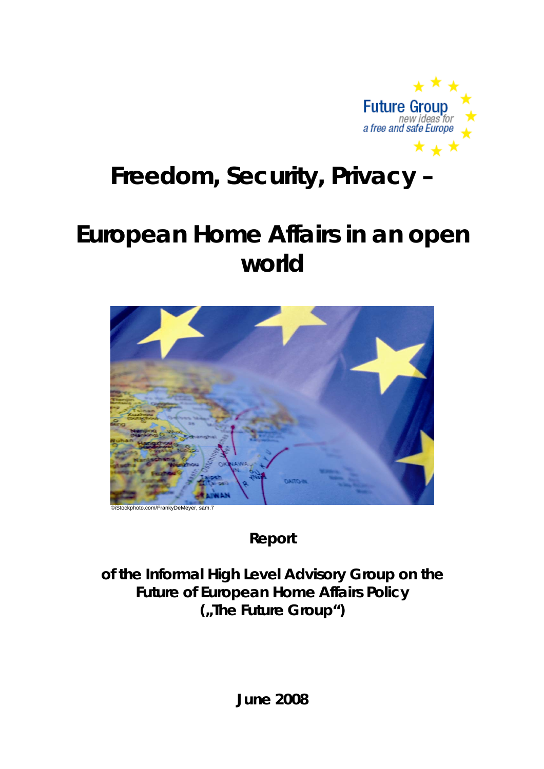Future Group
*new ideas for a free and safe Europe*

# Freedom, Security, Privacy –

# European Home Affairs in an open world

©iStockphoto.com/FrankyDeMeyer, sam.7

**Report**

**of the Informal High Level Advisory Group on the Future of European Home Affairs Policy („The Future Group")**

**June 2008**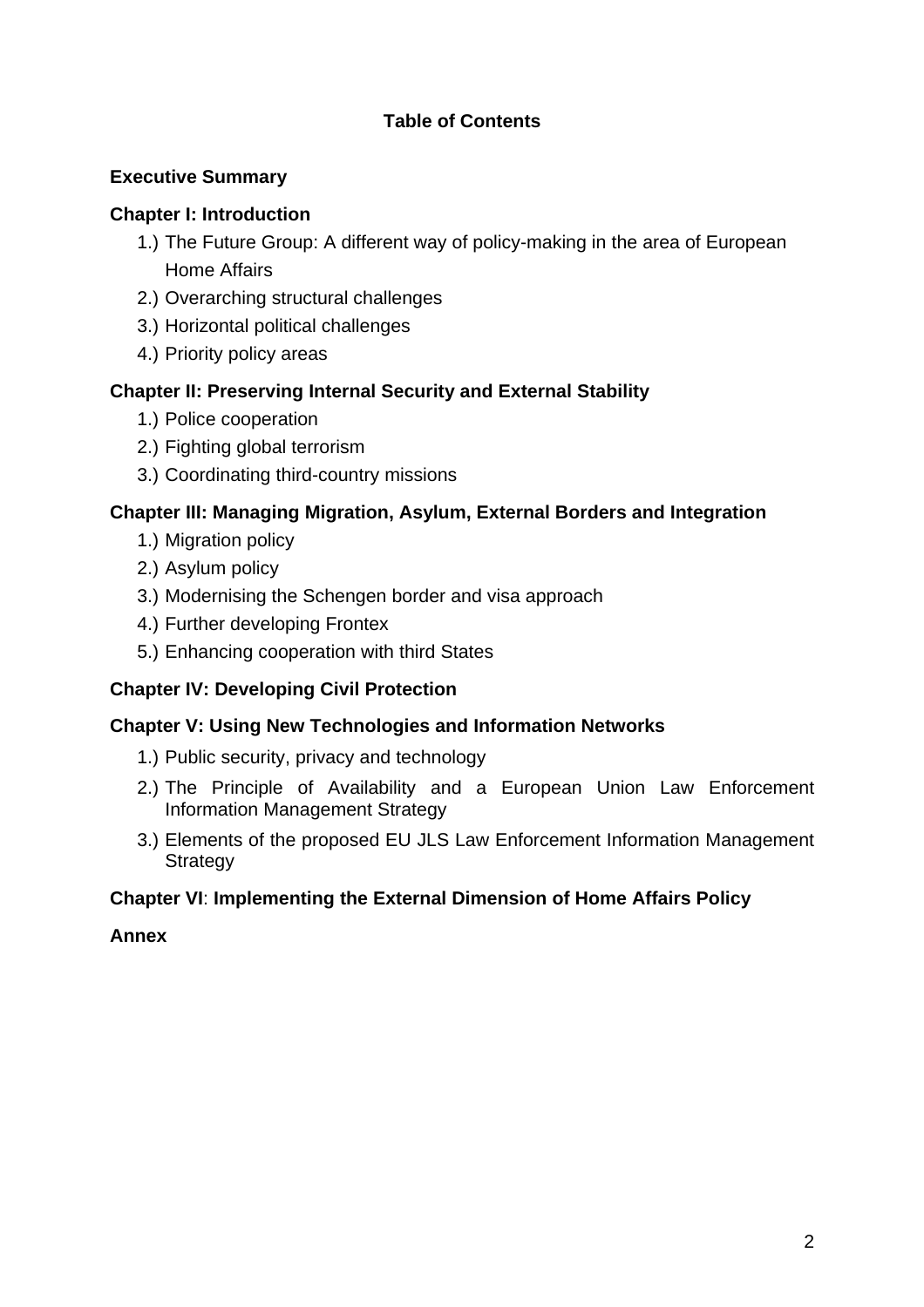## Table of Contents

**Executive Summary**

**Chapter I: Introduction**

1.) The Future Group: A different way of policy-making in the area of European Home Affairs
2.) Overarching structural challenges
3.) Horizontal political challenges
4.) Priority policy areas

**Chapter II: Preserving Internal Security and External Stability**

1.) Police cooperation
2.) Fighting global terrorism
3.) Coordinating third-country missions

**Chapter III: Managing Migration, Asylum, External Borders and Integration**

1.) Migration policy
2.) Asylum policy
3.) Modernising the Schengen border and visa approach
4.) Further developing Frontex
5.) Enhancing cooperation with third States

**Chapter IV: Developing Civil Protection**

**Chapter V: Using New Technologies and Information Networks**

1.) Public security, privacy and technology
2.) The Principle of Availability and a European Union Law Enforcement Information Management Strategy
3.) Elements of the proposed EU JLS Law Enforcement Information Management Strategy

**Chapter VI**: **Implementing the External Dimension of Home Affairs Policy**

**Annex**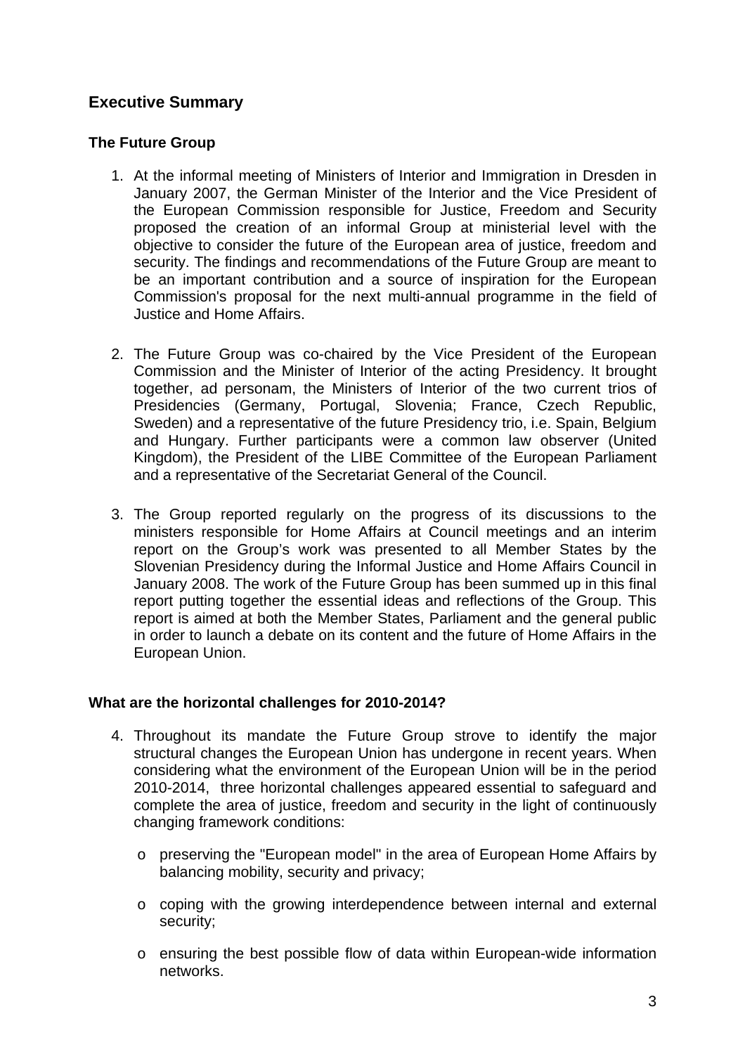## Executive Summary

### The Future Group

1. At the informal meeting of Ministers of Interior and Immigration in Dresden in January 2007, the German Minister of the Interior and the Vice President of the European Commission responsible for Justice, Freedom and Security proposed the creation of an informal Group at ministerial level with the objective to consider the future of the European area of justice, freedom and security. The findings and recommendations of the Future Group are meant to be an important contribution and a source of inspiration for the European Commission's proposal for the next multi-annual programme in the field of Justice and Home Affairs.

2. The Future Group was co-chaired by the Vice President of the European Commission and the Minister of Interior of the acting Presidency. It brought together, ad personam, the Ministers of Interior of the two current trios of Presidencies (Germany, Portugal, Slovenia; France, Czech Republic, Sweden) and a representative of the future Presidency trio, i.e. Spain, Belgium and Hungary. Further participants were a common law observer (United Kingdom), the President of the LIBE Committee of the European Parliament and a representative of the Secretariat General of the Council.

3. The Group reported regularly on the progress of its discussions to the ministers responsible for Home Affairs at Council meetings and an interim report on the Group's work was presented to all Member States by the Slovenian Presidency during the Informal Justice and Home Affairs Council in January 2008. The work of the Future Group has been summed up in this final report putting together the essential ideas and reflections of the Group. This report is aimed at both the Member States, Parliament and the general public in order to launch a debate on its content and the future of Home Affairs in the European Union.

### What are the horizontal challenges for 2010-2014?

4. Throughout its mandate the Future Group strove to identify the major structural changes the European Union has undergone in recent years. When considering what the environment of the European Union will be in the period 2010-2014, three horizontal challenges appeared essential to safeguard and complete the area of justice, freedom and security in the light of continuously changing framework conditions:

   - preserving the "European model" in the area of European Home Affairs by balancing mobility, security and privacy;

   - coping with the growing interdependence between internal and external security;

   - ensuring the best possible flow of data within European-wide information networks.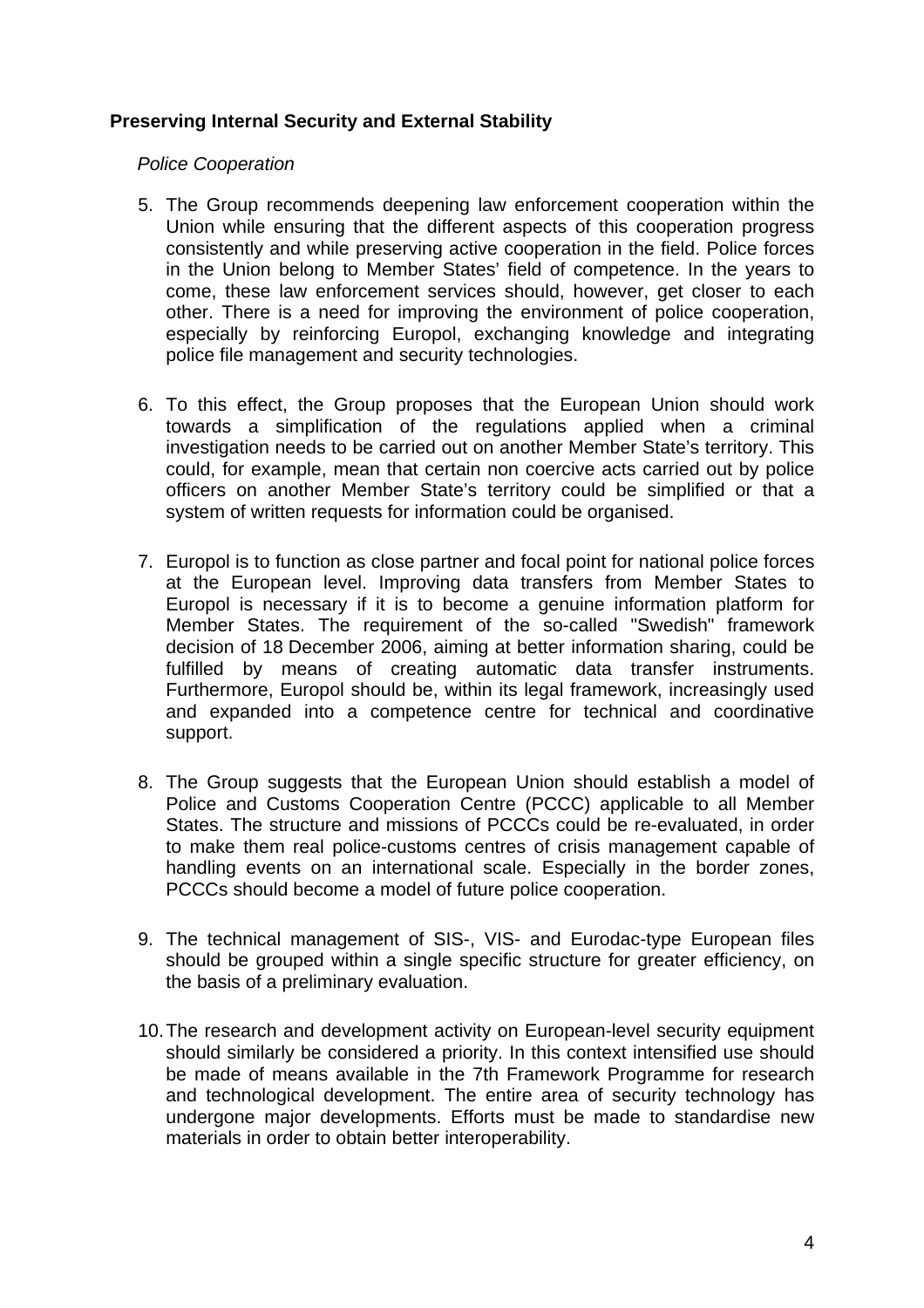**Preserving Internal Security and External Stability**

*Police Cooperation*

5. The Group recommends deepening law enforcement cooperation within the Union while ensuring that the different aspects of this cooperation progress consistently and while preserving active cooperation in the field. Police forces in the Union belong to Member States' field of competence. In the years to come, these law enforcement services should, however, get closer to each other. There is a need for improving the environment of police cooperation, especially by reinforcing Europol, exchanging knowledge and integrating police file management and security technologies.

6. To this effect, the Group proposes that the European Union should work towards a simplification of the regulations applied when a criminal investigation needs to be carried out on another Member State's territory. This could, for example, mean that certain non coercive acts carried out by police officers on another Member State's territory could be simplified or that a system of written requests for information could be organised.

7. Europol is to function as close partner and focal point for national police forces at the European level. Improving data transfers from Member States to Europol is necessary if it is to become a genuine information platform for Member States. The requirement of the so-called "Swedish" framework decision of 18 December 2006, aiming at better information sharing, could be fulfilled by means of creating automatic data transfer instruments. Furthermore, Europol should be, within its legal framework, increasingly used and expanded into a competence centre for technical and coordinative support.

8. The Group suggests that the European Union should establish a model of Police and Customs Cooperation Centre (PCCC) applicable to all Member States. The structure and missions of PCCCs could be re-evaluated, in order to make them real police-customs centres of crisis management capable of handling events on an international scale. Especially in the border zones, PCCCs should become a model of future police cooperation.

9. The technical management of SIS-, VIS- and Eurodac-type European files should be grouped within a single specific structure for greater efficiency, on the basis of a preliminary evaluation.

10. The research and development activity on European-level security equipment should similarly be considered a priority. In this context intensified use should be made of means available in the 7th Framework Programme for research and technological development. The entire area of security technology has undergone major developments. Efforts must be made to standardise new materials in order to obtain better interoperability.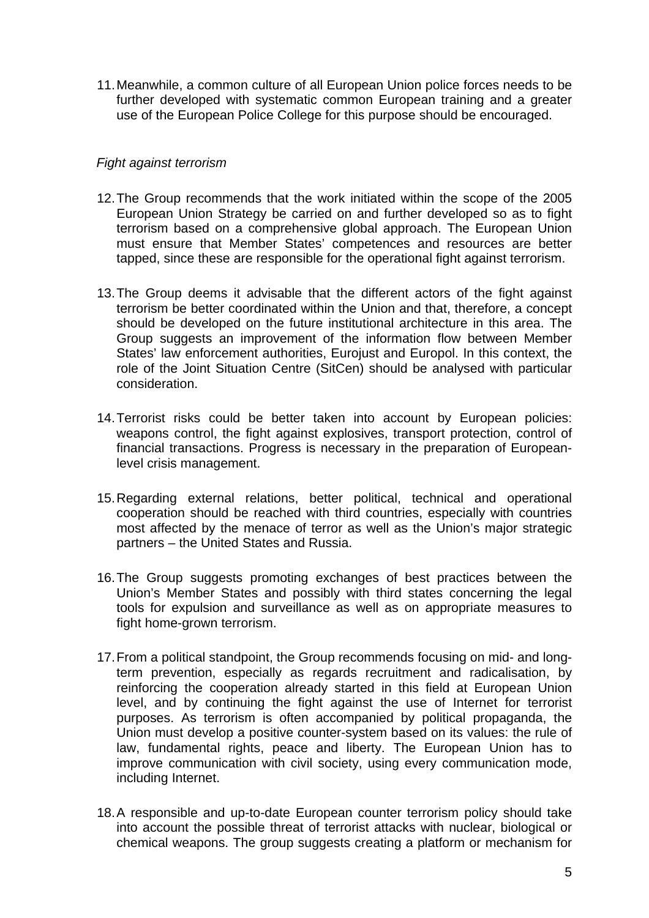11. Meanwhile, a common culture of all European Union police forces needs to be further developed with systematic common European training and a greater use of the European Police College for this purpose should be encouraged.

*Fight against terrorism*

12. The Group recommends that the work initiated within the scope of the 2005 European Union Strategy be carried on and further developed so as to fight terrorism based on a comprehensive global approach. The European Union must ensure that Member States' competences and resources are better tapped, since these are responsible for the operational fight against terrorism.

13. The Group deems it advisable that the different actors of the fight against terrorism be better coordinated within the Union and that, therefore, a concept should be developed on the future institutional architecture in this area. The Group suggests an improvement of the information flow between Member States' law enforcement authorities, Eurojust and Europol. In this context, the role of the Joint Situation Centre (SitCen) should be analysed with particular consideration.

14. Terrorist risks could be better taken into account by European policies: weapons control, the fight against explosives, transport protection, control of financial transactions. Progress is necessary in the preparation of European-level crisis management.

15. Regarding external relations, better political, technical and operational cooperation should be reached with third countries, especially with countries most affected by the menace of terror as well as the Union's major strategic partners – the United States and Russia.

16. The Group suggests promoting exchanges of best practices between the Union's Member States and possibly with third states concerning the legal tools for expulsion and surveillance as well as on appropriate measures to fight home-grown terrorism.

17. From a political standpoint, the Group recommends focusing on mid- and long-term prevention, especially as regards recruitment and radicalisation, by reinforcing the cooperation already started in this field at European Union level, and by continuing the fight against the use of Internet for terrorist purposes. As terrorism is often accompanied by political propaganda, the Union must develop a positive counter-system based on its values: the rule of law, fundamental rights, peace and liberty. The European Union has to improve communication with civil society, using every communication mode, including Internet.

18. A responsible and up-to-date European counter terrorism policy should take into account the possible threat of terrorist attacks with nuclear, biological or chemical weapons. The group suggests creating a platform or mechanism for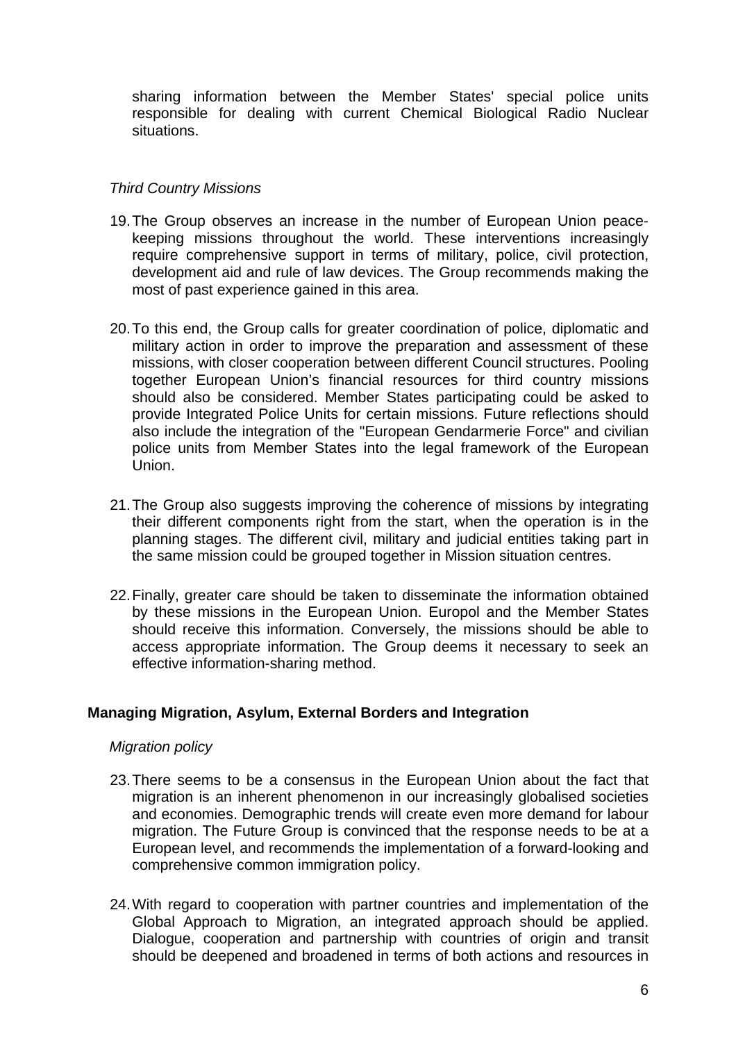sharing information between the Member States' special police units responsible for dealing with current Chemical Biological Radio Nuclear situations.

*Third Country Missions*

19. The Group observes an increase in the number of European Union peace-keeping missions throughout the world. These interventions increasingly require comprehensive support in terms of military, police, civil protection, development aid and rule of law devices. The Group recommends making the most of past experience gained in this area.

20. To this end, the Group calls for greater coordination of police, diplomatic and military action in order to improve the preparation and assessment of these missions, with closer cooperation between different Council structures. Pooling together European Union's financial resources for third country missions should also be considered. Member States participating could be asked to provide Integrated Police Units for certain missions. Future reflections should also include the integration of the "European Gendarmerie Force" and civilian police units from Member States into the legal framework of the European Union.

21. The Group also suggests improving the coherence of missions by integrating their different components right from the start, when the operation is in the planning stages. The different civil, military and judicial entities taking part in the same mission could be grouped together in Mission situation centres.

22. Finally, greater care should be taken to disseminate the information obtained by these missions in the European Union. Europol and the Member States should receive this information. Conversely, the missions should be able to access appropriate information. The Group deems it necessary to seek an effective information-sharing method.

**Managing Migration, Asylum, External Borders and Integration**

*Migration policy*

23. There seems to be a consensus in the European Union about the fact that migration is an inherent phenomenon in our increasingly globalised societies and economies. Demographic trends will create even more demand for labour migration. The Future Group is convinced that the response needs to be at a European level, and recommends the implementation of a forward-looking and comprehensive common immigration policy.

24. With regard to cooperation with partner countries and implementation of the Global Approach to Migration, an integrated approach should be applied. Dialogue, cooperation and partnership with countries of origin and transit should be deepened and broadened in terms of both actions and resources in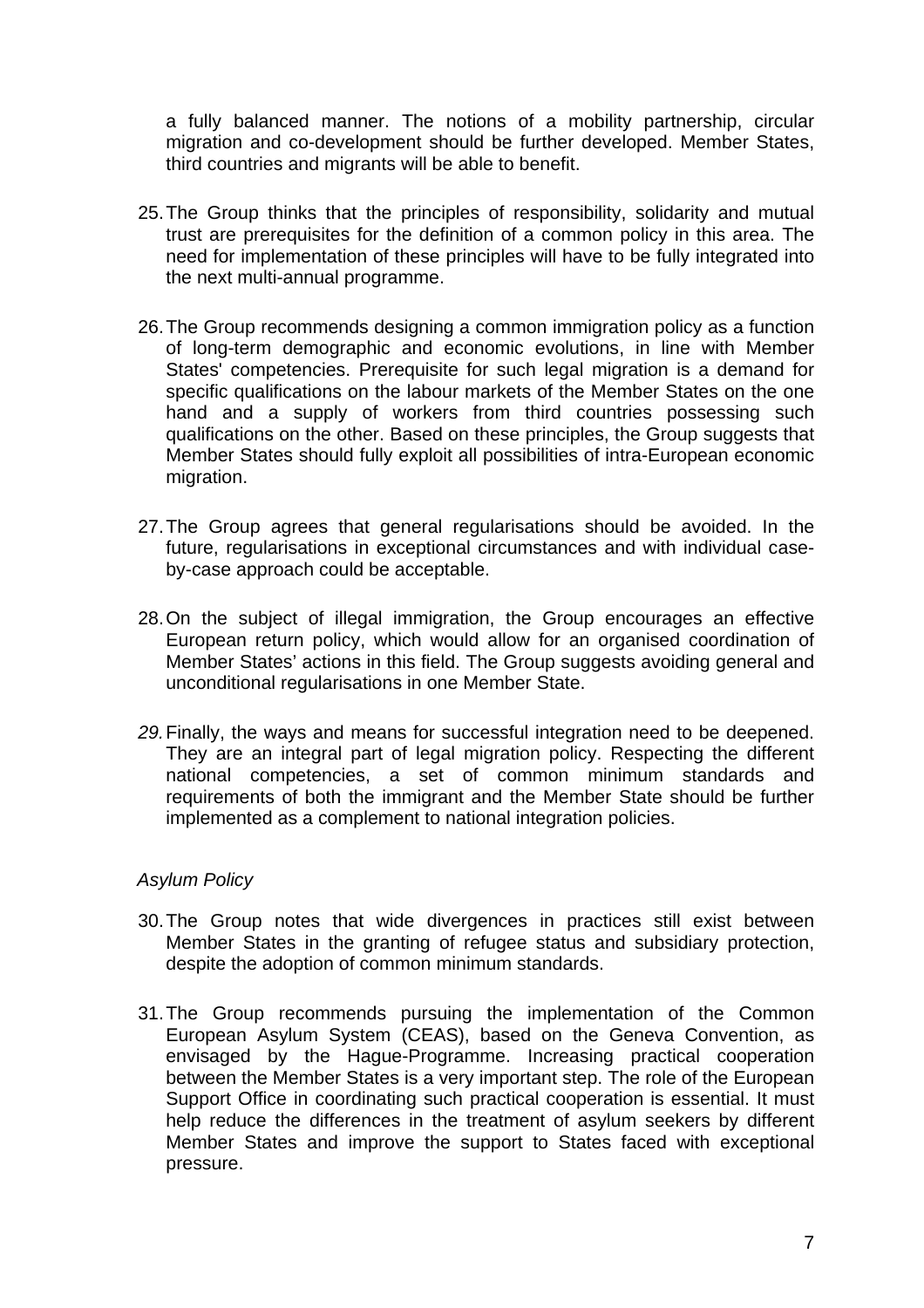a fully balanced manner. The notions of a mobility partnership, circular migration and co-development should be further developed. Member States, third countries and migrants will be able to benefit.

25. The Group thinks that the principles of responsibility, solidarity and mutual trust are prerequisites for the definition of a common policy in this area. The need for implementation of these principles will have to be fully integrated into the next multi-annual programme.

26. The Group recommends designing a common immigration policy as a function of long-term demographic and economic evolutions, in line with Member States' competencies. Prerequisite for such legal migration is a demand for specific qualifications on the labour markets of the Member States on the one hand and a supply of workers from third countries possessing such qualifications on the other. Based on these principles, the Group suggests that Member States should fully exploit all possibilities of intra-European economic migration.

27. The Group agrees that general regularisations should be avoided. In the future, regularisations in exceptional circumstances and with individual case-by-case approach could be acceptable.

28. On the subject of illegal immigration, the Group encourages an effective European return policy, which would allow for an organised coordination of Member States' actions in this field. The Group suggests avoiding general and unconditional regularisations in one Member State.

29. Finally, the ways and means for successful integration need to be deepened. They are an integral part of legal migration policy. Respecting the different national competencies, a set of common minimum standards and requirements of both the immigrant and the Member State should be further implemented as a complement to national integration policies.

*Asylum Policy*

30. The Group notes that wide divergences in practices still exist between Member States in the granting of refugee status and subsidiary protection, despite the adoption of common minimum standards.

31. The Group recommends pursuing the implementation of the Common European Asylum System (CEAS), based on the Geneva Convention, as envisaged by the Hague-Programme. Increasing practical cooperation between the Member States is a very important step. The role of the European Support Office in coordinating such practical cooperation is essential. It must help reduce the differences in the treatment of asylum seekers by different Member States and improve the support to States faced with exceptional pressure.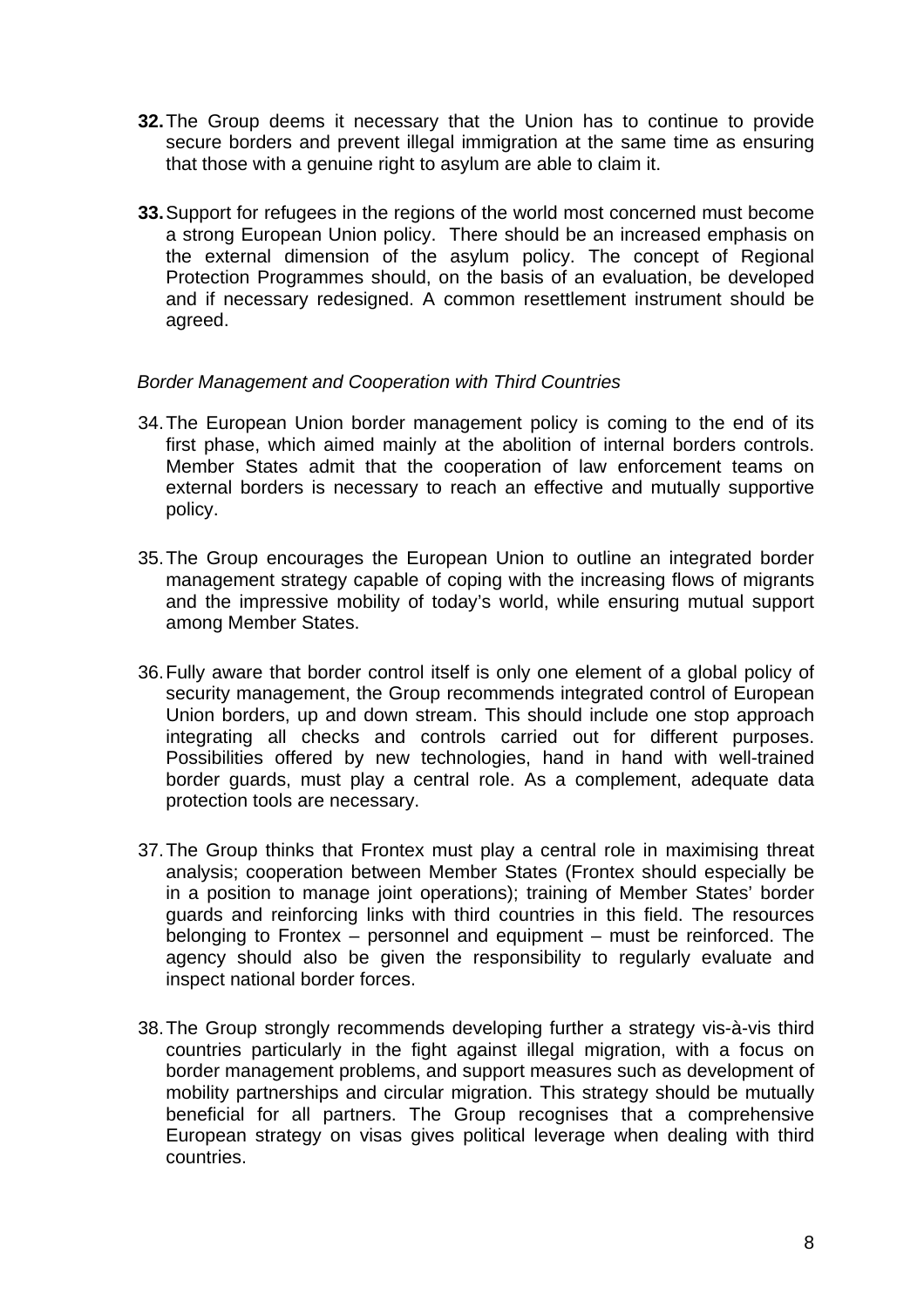**32.** The Group deems it necessary that the Union has to continue to provide secure borders and prevent illegal immigration at the same time as ensuring that those with a genuine right to asylum are able to claim it.

**33.** Support for refugees in the regions of the world most concerned must become a strong European Union policy. There should be an increased emphasis on the external dimension of the asylum policy. The concept of Regional Protection Programmes should, on the basis of an evaluation, be developed and if necessary redesigned. A common resettlement instrument should be agreed.

*Border Management and Cooperation with Third Countries*

34. The European Union border management policy is coming to the end of its first phase, which aimed mainly at the abolition of internal borders controls. Member States admit that the cooperation of law enforcement teams on external borders is necessary to reach an effective and mutually supportive policy.

35. The Group encourages the European Union to outline an integrated border management strategy capable of coping with the increasing flows of migrants and the impressive mobility of today's world, while ensuring mutual support among Member States.

36. Fully aware that border control itself is only one element of a global policy of security management, the Group recommends integrated control of European Union borders, up and down stream. This should include one stop approach integrating all checks and controls carried out for different purposes. Possibilities offered by new technologies, hand in hand with well-trained border guards, must play a central role. As a complement, adequate data protection tools are necessary.

37. The Group thinks that Frontex must play a central role in maximising threat analysis; cooperation between Member States (Frontex should especially be in a position to manage joint operations); training of Member States' border guards and reinforcing links with third countries in this field. The resources belonging to Frontex – personnel and equipment – must be reinforced. The agency should also be given the responsibility to regularly evaluate and inspect national border forces.

38. The Group strongly recommends developing further a strategy vis-à-vis third countries particularly in the fight against illegal migration, with a focus on border management problems, and support measures such as development of mobility partnerships and circular migration. This strategy should be mutually beneficial for all partners. The Group recognises that a comprehensive European strategy on visas gives political leverage when dealing with third countries.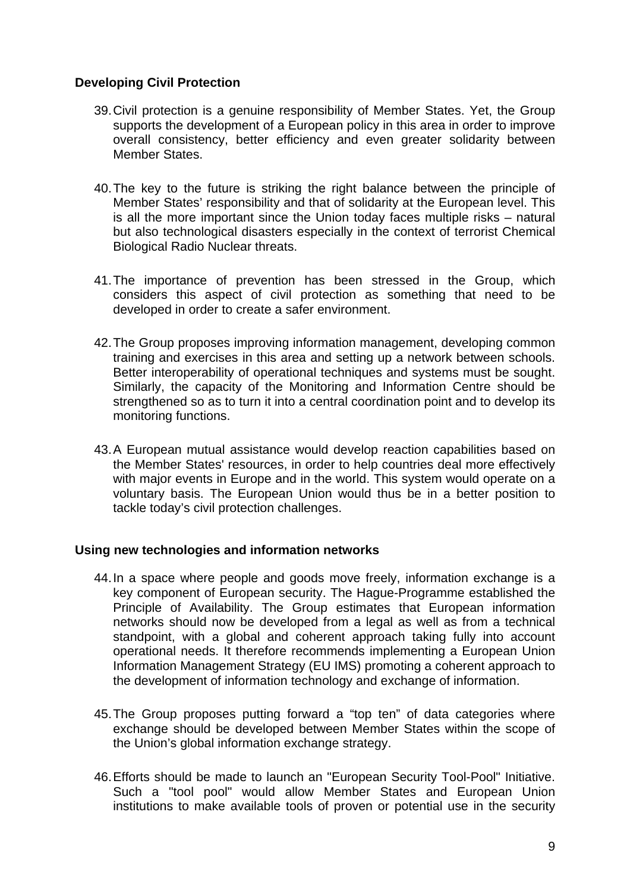**Developing Civil Protection**

39. Civil protection is a genuine responsibility of Member States. Yet, the Group supports the development of a European policy in this area in order to improve overall consistency, better efficiency and even greater solidarity between Member States.

40. The key to the future is striking the right balance between the principle of Member States' responsibility and that of solidarity at the European level. This is all the more important since the Union today faces multiple risks – natural but also technological disasters especially in the context of terrorist Chemical Biological Radio Nuclear threats.

41. The importance of prevention has been stressed in the Group, which considers this aspect of civil protection as something that need to be developed in order to create a safer environment.

42. The Group proposes improving information management, developing common training and exercises in this area and setting up a network between schools. Better interoperability of operational techniques and systems must be sought. Similarly, the capacity of the Monitoring and Information Centre should be strengthened so as to turn it into a central coordination point and to develop its monitoring functions.

43. A European mutual assistance would develop reaction capabilities based on the Member States' resources, in order to help countries deal more effectively with major events in Europe and in the world. This system would operate on a voluntary basis. The European Union would thus be in a better position to tackle today's civil protection challenges.

**Using new technologies and information networks**

44. In a space where people and goods move freely, information exchange is a key component of European security. The Hague-Programme established the Principle of Availability. The Group estimates that European information networks should now be developed from a legal as well as from a technical standpoint, with a global and coherent approach taking fully into account operational needs. It therefore recommends implementing a European Union Information Management Strategy (EU IMS) promoting a coherent approach to the development of information technology and exchange of information.

45. The Group proposes putting forward a "top ten" of data categories where exchange should be developed between Member States within the scope of the Union's global information exchange strategy.

46. Efforts should be made to launch an "European Security Tool-Pool" Initiative. Such a "tool pool" would allow Member States and European Union institutions to make available tools of proven or potential use in the security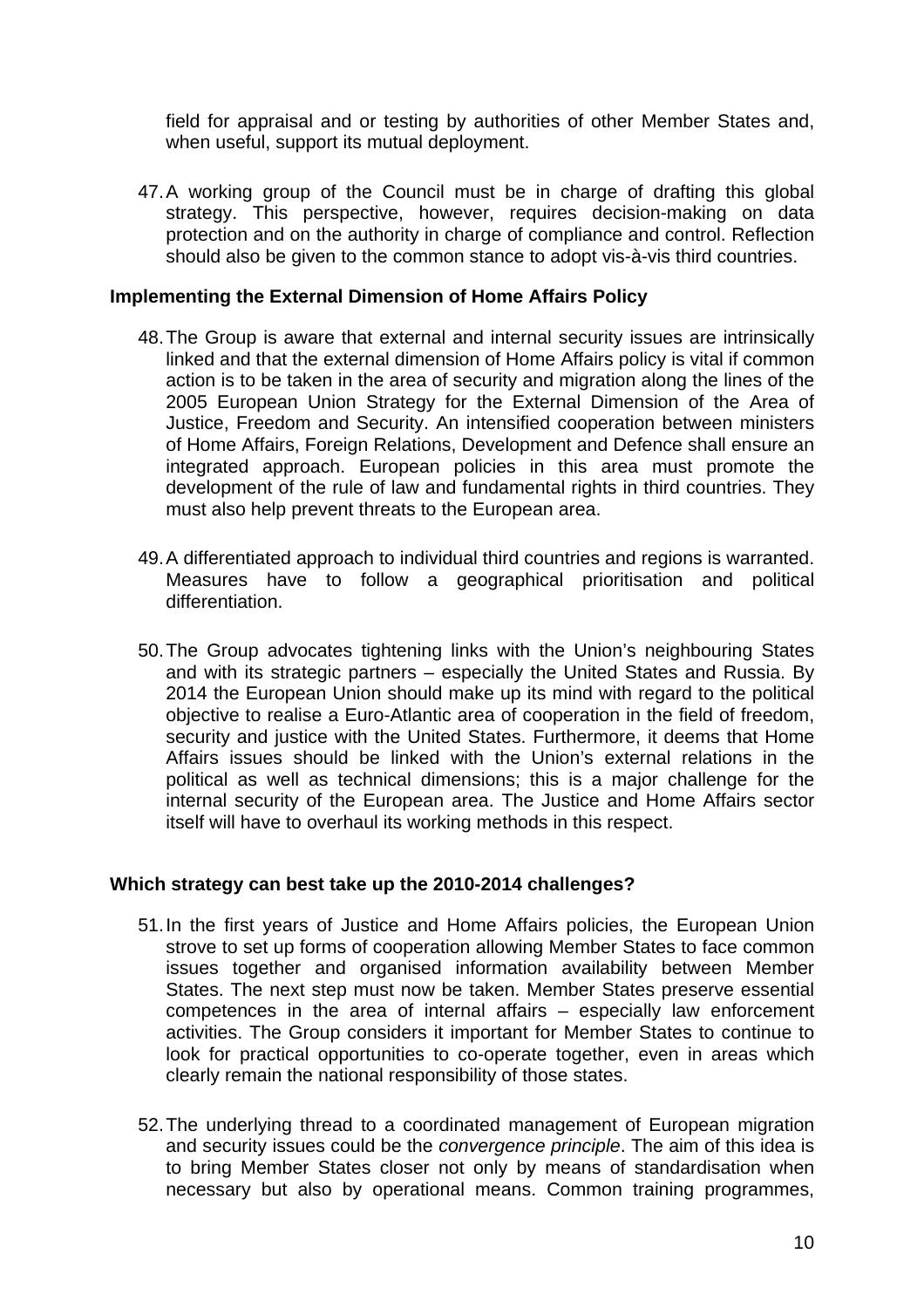field for appraisal and or testing by authorities of other Member States and, when useful, support its mutual deployment.

47. A working group of the Council must be in charge of drafting this global strategy. This perspective, however, requires decision-making on data protection and on the authority in charge of compliance and control. Reflection should also be given to the common stance to adopt vis-à-vis third countries.

**Implementing the External Dimension of Home Affairs Policy**

48. The Group is aware that external and internal security issues are intrinsically linked and that the external dimension of Home Affairs policy is vital if common action is to be taken in the area of security and migration along the lines of the 2005 European Union Strategy for the External Dimension of the Area of Justice, Freedom and Security. An intensified cooperation between ministers of Home Affairs, Foreign Relations, Development and Defence shall ensure an integrated approach. European policies in this area must promote the development of the rule of law and fundamental rights in third countries. They must also help prevent threats to the European area.

49. A differentiated approach to individual third countries and regions is warranted. Measures have to follow a geographical prioritisation and political differentiation.

50. The Group advocates tightening links with the Union's neighbouring States and with its strategic partners – especially the United States and Russia. By 2014 the European Union should make up its mind with regard to the political objective to realise a Euro-Atlantic area of cooperation in the field of freedom, security and justice with the United States. Furthermore, it deems that Home Affairs issues should be linked with the Union's external relations in the political as well as technical dimensions; this is a major challenge for the internal security of the European area. The Justice and Home Affairs sector itself will have to overhaul its working methods in this respect.

**Which strategy can best take up the 2010-2014 challenges?**

51. In the first years of Justice and Home Affairs policies, the European Union strove to set up forms of cooperation allowing Member States to face common issues together and organised information availability between Member States. The next step must now be taken. Member States preserve essential competences in the area of internal affairs – especially law enforcement activities. The Group considers it important for Member States to continue to look for practical opportunities to co-operate together, even in areas which clearly remain the national responsibility of those states.

52. The underlying thread to a coordinated management of European migration and security issues could be the *convergence principle*. The aim of this idea is to bring Member States closer not only by means of standardisation when necessary but also by operational means. Common training programmes,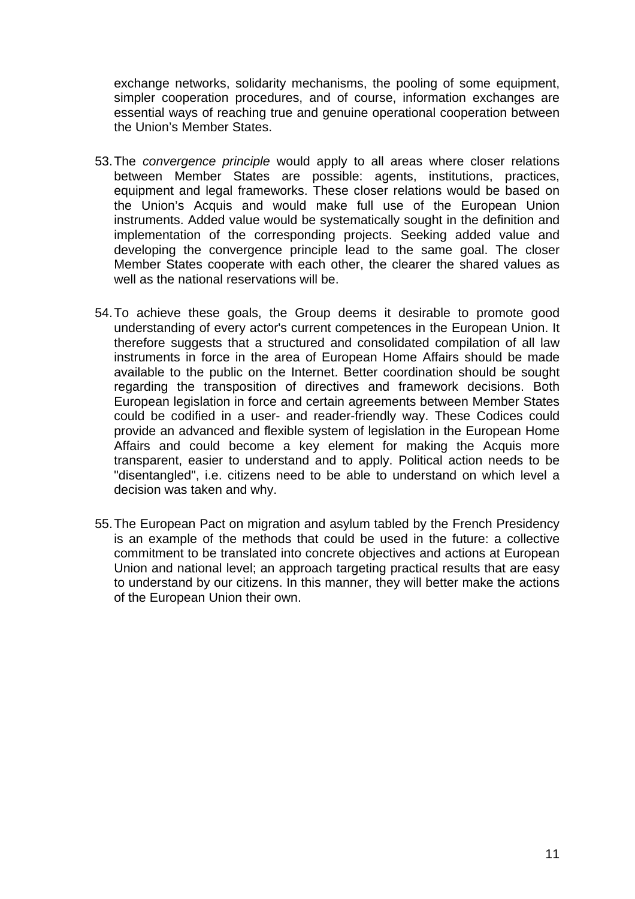exchange networks, solidarity mechanisms, the pooling of some equipment, simpler cooperation procedures, and of course, information exchanges are essential ways of reaching true and genuine operational cooperation between the Union's Member States.

53. The *convergence principle* would apply to all areas where closer relations between Member States are possible: agents, institutions, practices, equipment and legal frameworks. These closer relations would be based on the Union's Acquis and would make full use of the European Union instruments. Added value would be systematically sought in the definition and implementation of the corresponding projects. Seeking added value and developing the convergence principle lead to the same goal. The closer Member States cooperate with each other, the clearer the shared values as well as the national reservations will be.

54. To achieve these goals, the Group deems it desirable to promote good understanding of every actor's current competences in the European Union. It therefore suggests that a structured and consolidated compilation of all law instruments in force in the area of European Home Affairs should be made available to the public on the Internet. Better coordination should be sought regarding the transposition of directives and framework decisions. Both European legislation in force and certain agreements between Member States could be codified in a user- and reader-friendly way. These Codices could provide an advanced and flexible system of legislation in the European Home Affairs and could become a key element for making the Acquis more transparent, easier to understand and to apply. Political action needs to be "disentangled", i.e. citizens need to be able to understand on which level a decision was taken and why.

55. The European Pact on migration and asylum tabled by the French Presidency is an example of the methods that could be used in the future: a collective commitment to be translated into concrete objectives and actions at European Union and national level; an approach targeting practical results that are easy to understand by our citizens. In this manner, they will better make the actions of the European Union their own.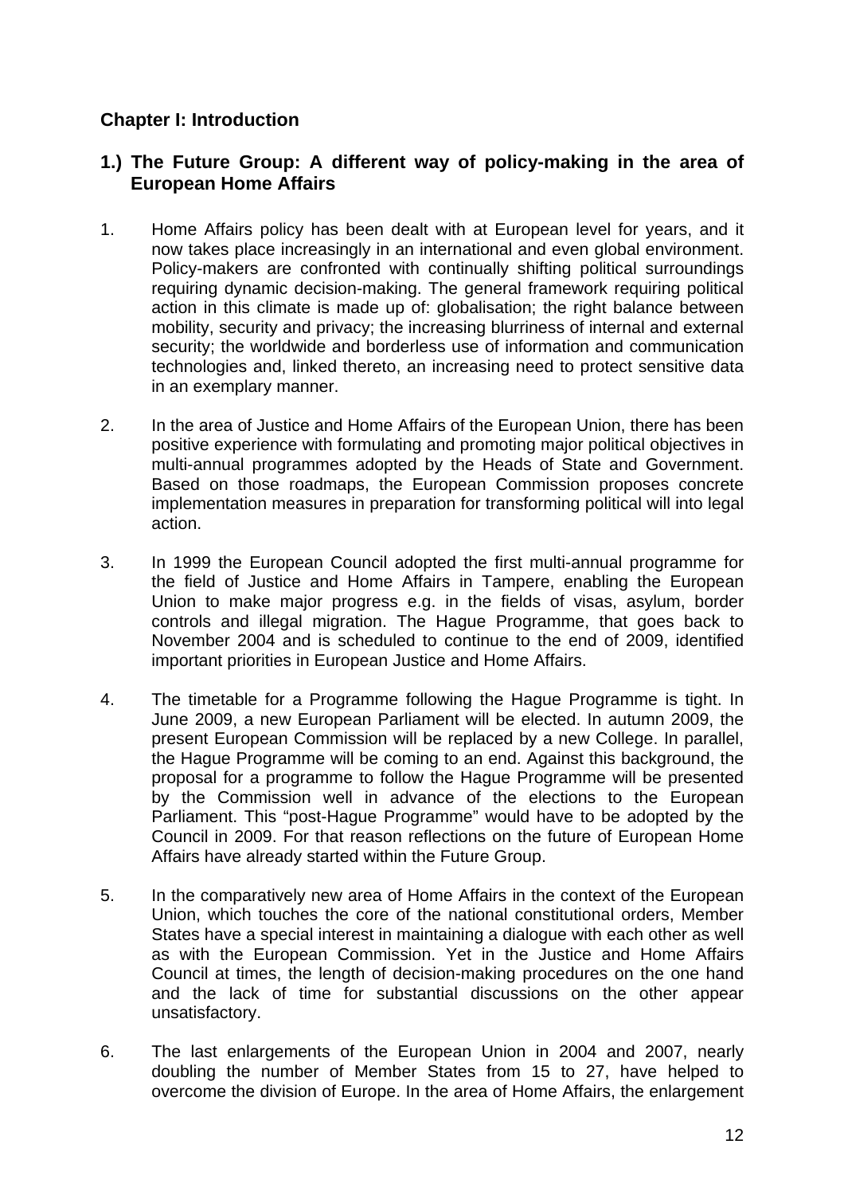## Chapter I: Introduction

### 1.) The Future Group: A different way of policy-making in the area of European Home Affairs

1. Home Affairs policy has been dealt with at European level for years, and it now takes place increasingly in an international and even global environment. Policy-makers are confronted with continually shifting political surroundings requiring dynamic decision-making. The general framework requiring political action in this climate is made up of: globalisation; the right balance between mobility, security and privacy; the increasing blurriness of internal and external security; the worldwide and borderless use of information and communication technologies and, linked thereto, an increasing need to protect sensitive data in an exemplary manner.

2. In the area of Justice and Home Affairs of the European Union, there has been positive experience with formulating and promoting major political objectives in multi-annual programmes adopted by the Heads of State and Government. Based on those roadmaps, the European Commission proposes concrete implementation measures in preparation for transforming political will into legal action.

3. In 1999 the European Council adopted the first multi-annual programme for the field of Justice and Home Affairs in Tampere, enabling the European Union to make major progress e.g. in the fields of visas, asylum, border controls and illegal migration. The Hague Programme, that goes back to November 2004 and is scheduled to continue to the end of 2009, identified important priorities in European Justice and Home Affairs.

4. The timetable for a Programme following the Hague Programme is tight. In June 2009, a new European Parliament will be elected. In autumn 2009, the present European Commission will be replaced by a new College. In parallel, the Hague Programme will be coming to an end. Against this background, the proposal for a programme to follow the Hague Programme will be presented by the Commission well in advance of the elections to the European Parliament. This "post-Hague Programme" would have to be adopted by the Council in 2009. For that reason reflections on the future of European Home Affairs have already started within the Future Group.

5. In the comparatively new area of Home Affairs in the context of the European Union, which touches the core of the national constitutional orders, Member States have a special interest in maintaining a dialogue with each other as well as with the European Commission. Yet in the Justice and Home Affairs Council at times, the length of decision-making procedures on the one hand and the lack of time for substantial discussions on the other appear unsatisfactory.

6. The last enlargements of the European Union in 2004 and 2007, nearly doubling the number of Member States from 15 to 27, have helped to overcome the division of Europe. In the area of Home Affairs, the enlargement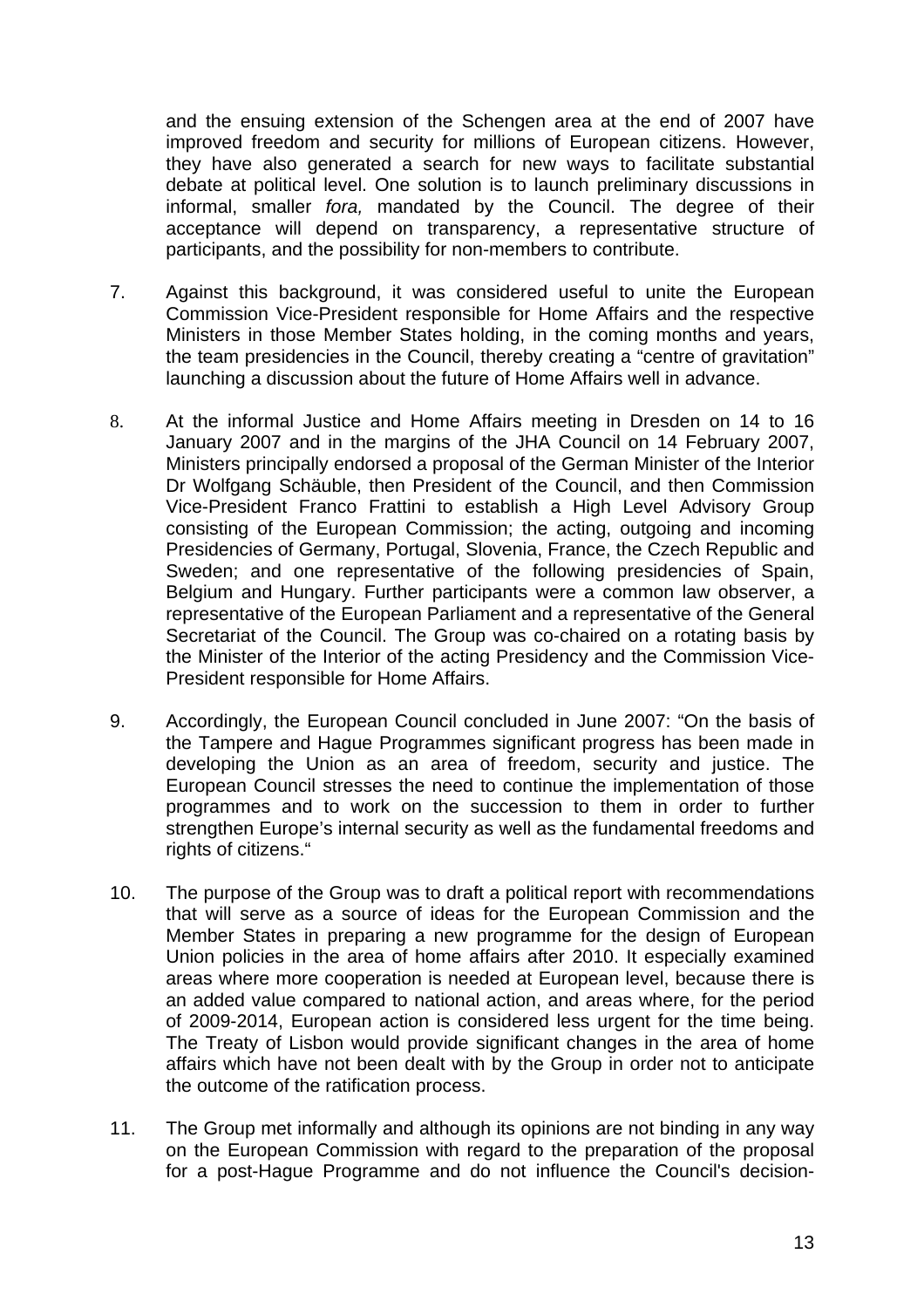and the ensuing extension of the Schengen area at the end of 2007 have improved freedom and security for millions of European citizens. However, they have also generated a search for new ways to facilitate substantial debate at political level. One solution is to launch preliminary discussions in informal, smaller *fora,* mandated by the Council. The degree of their acceptance will depend on transparency, a representative structure of participants, and the possibility for non-members to contribute.

7. Against this background, it was considered useful to unite the European Commission Vice-President responsible for Home Affairs and the respective Ministers in those Member States holding, in the coming months and years, the team presidencies in the Council, thereby creating a "centre of gravitation" launching a discussion about the future of Home Affairs well in advance.

8. At the informal Justice and Home Affairs meeting in Dresden on 14 to 16 January 2007 and in the margins of the JHA Council on 14 February 2007, Ministers principally endorsed a proposal of the German Minister of the Interior Dr Wolfgang Schäuble, then President of the Council, and then Commission Vice-President Franco Frattini to establish a High Level Advisory Group consisting of the European Commission; the acting, outgoing and incoming Presidencies of Germany, Portugal, Slovenia, France, the Czech Republic and Sweden; and one representative of the following presidencies of Spain, Belgium and Hungary. Further participants were a common law observer, a representative of the European Parliament and a representative of the General Secretariat of the Council. The Group was co-chaired on a rotating basis by the Minister of the Interior of the acting Presidency and the Commission Vice-President responsible for Home Affairs.

9. Accordingly, the European Council concluded in June 2007: "On the basis of the Tampere and Hague Programmes significant progress has been made in developing the Union as an area of freedom, security and justice. The European Council stresses the need to continue the implementation of those programmes and to work on the succession to them in order to further strengthen Europe's internal security as well as the fundamental freedoms and rights of citizens."

10. The purpose of the Group was to draft a political report with recommendations that will serve as a source of ideas for the European Commission and the Member States in preparing a new programme for the design of European Union policies in the area of home affairs after 2010. It especially examined areas where more cooperation is needed at European level, because there is an added value compared to national action, and areas where, for the period of 2009-2014, European action is considered less urgent for the time being. The Treaty of Lisbon would provide significant changes in the area of home affairs which have not been dealt with by the Group in order not to anticipate the outcome of the ratification process.

11. The Group met informally and although its opinions are not binding in any way on the European Commission with regard to the preparation of the proposal for a post-Hague Programme and do not influence the Council's decision-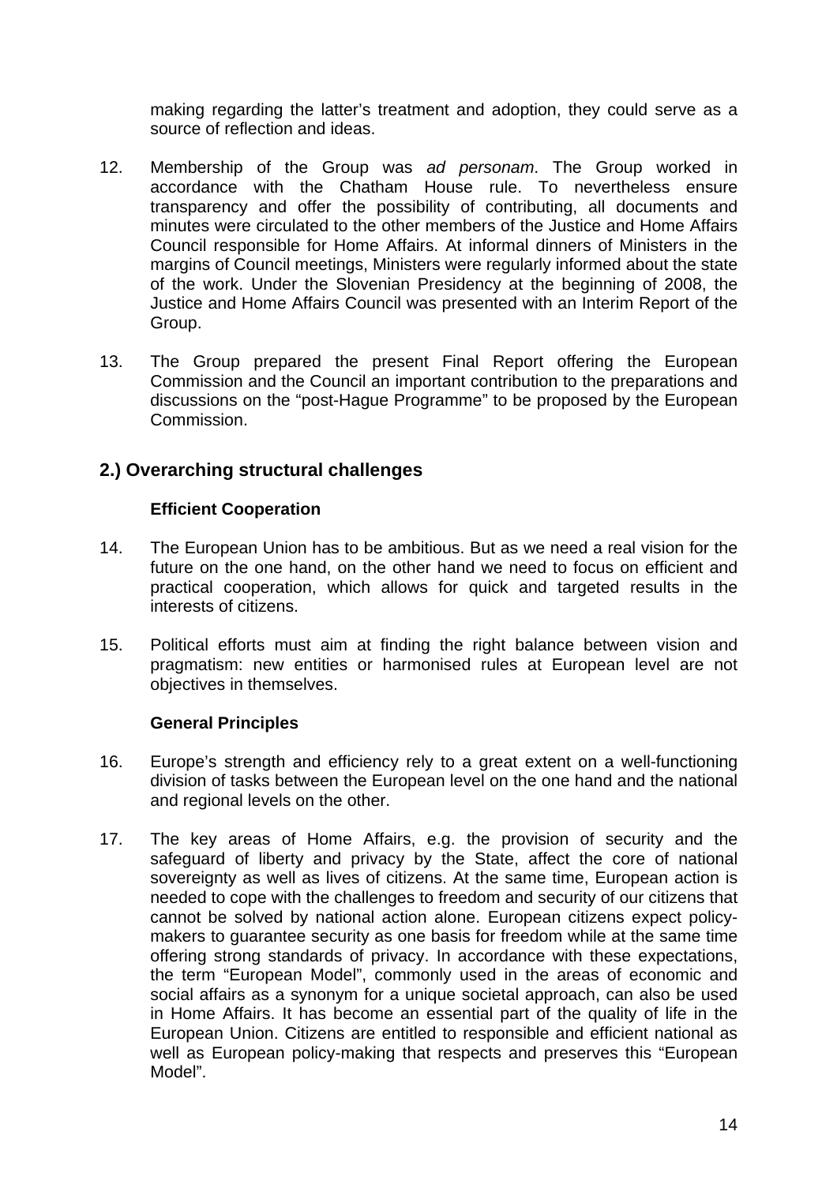making regarding the latter's treatment and adoption, they could serve as a source of reflection and ideas.

12. Membership of the Group was *ad personam*. The Group worked in accordance with the Chatham House rule. To nevertheless ensure transparency and offer the possibility of contributing, all documents and minutes were circulated to the other members of the Justice and Home Affairs Council responsible for Home Affairs. At informal dinners of Ministers in the margins of Council meetings, Ministers were regularly informed about the state of the work. Under the Slovenian Presidency at the beginning of 2008, the Justice and Home Affairs Council was presented with an Interim Report of the Group.

13. The Group prepared the present Final Report offering the European Commission and the Council an important contribution to the preparations and discussions on the "post-Hague Programme" to be proposed by the European Commission.

## 2.) Overarching structural challenges

### Efficient Cooperation

14. The European Union has to be ambitious. But as we need a real vision for the future on the one hand, on the other hand we need to focus on efficient and practical cooperation, which allows for quick and targeted results in the interests of citizens.

15. Political efforts must aim at finding the right balance between vision and pragmatism: new entities or harmonised rules at European level are not objectives in themselves.

### General Principles

16. Europe's strength and efficiency rely to a great extent on a well-functioning division of tasks between the European level on the one hand and the national and regional levels on the other.

17. The key areas of Home Affairs, e.g. the provision of security and the safeguard of liberty and privacy by the State, affect the core of national sovereignty as well as lives of citizens. At the same time, European action is needed to cope with the challenges to freedom and security of our citizens that cannot be solved by national action alone. European citizens expect policy-makers to guarantee security as one basis for freedom while at the same time offering strong standards of privacy. In accordance with these expectations, the term "European Model", commonly used in the areas of economic and social affairs as a synonym for a unique societal approach, can also be used in Home Affairs. It has become an essential part of the quality of life in the European Union. Citizens are entitled to responsible and efficient national as well as European policy-making that respects and preserves this "European Model".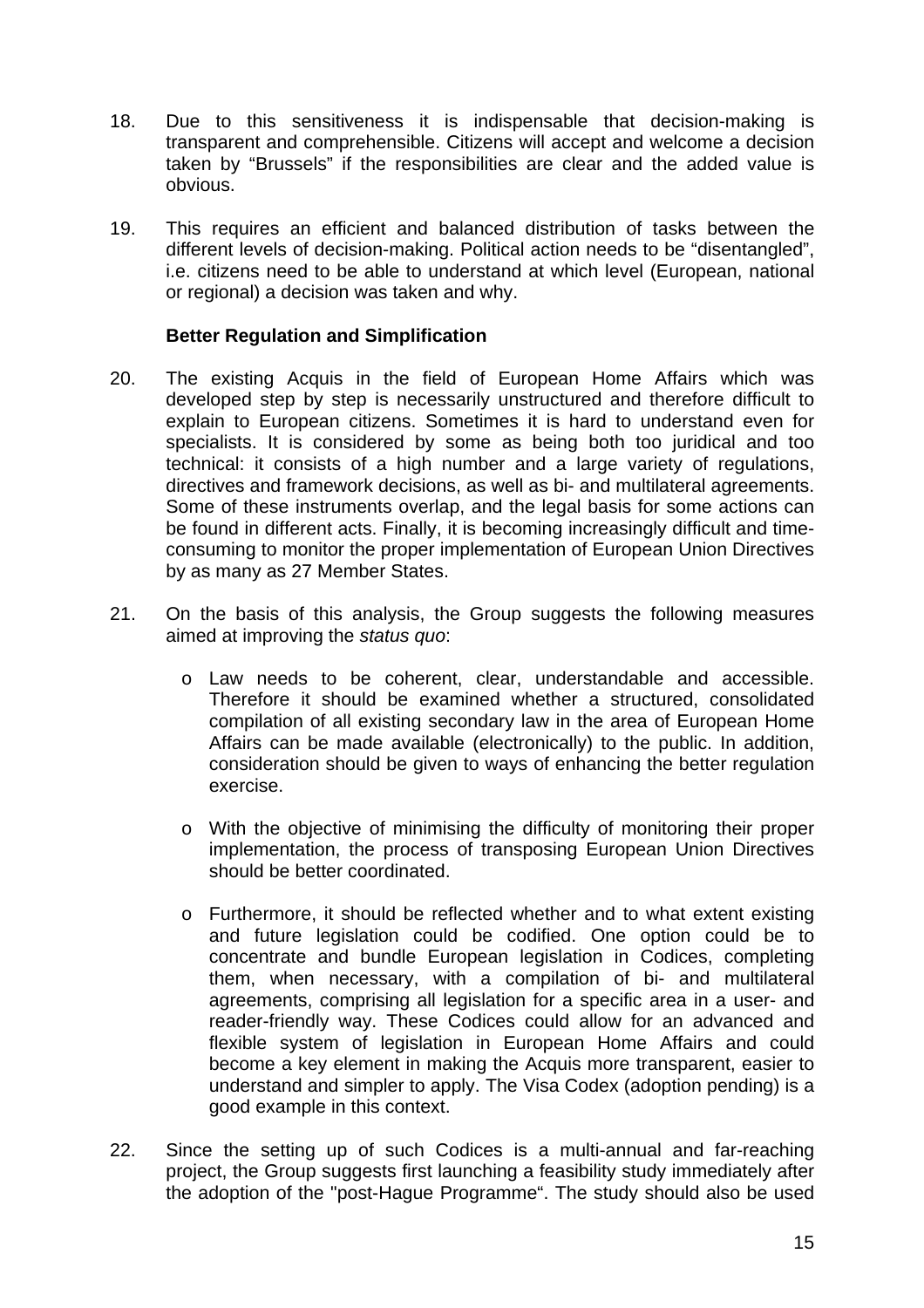18. Due to this sensitiveness it is indispensable that decision-making is transparent and comprehensible. Citizens will accept and welcome a decision taken by "Brussels" if the responsibilities are clear and the added value is obvious.

19. This requires an efficient and balanced distribution of tasks between the different levels of decision-making. Political action needs to be "disentangled", i.e. citizens need to be able to understand at which level (European, national or regional) a decision was taken and why.

**Better Regulation and Simplification**

20. The existing Acquis in the field of European Home Affairs which was developed step by step is necessarily unstructured and therefore difficult to explain to European citizens. Sometimes it is hard to understand even for specialists. It is considered by some as being both too juridical and too technical: it consists of a high number and a large variety of regulations, directives and framework decisions, as well as bi- and multilateral agreements. Some of these instruments overlap, and the legal basis for some actions can be found in different acts. Finally, it is becoming increasingly difficult and time-consuming to monitor the proper implementation of European Union Directives by as many as 27 Member States.

21. On the basis of this analysis, the Group suggests the following measures aimed at improving the *status quo*:

    - Law needs to be coherent, clear, understandable and accessible. Therefore it should be examined whether a structured, consolidated compilation of all existing secondary law in the area of European Home Affairs can be made available (electronically) to the public. In addition, consideration should be given to ways of enhancing the better regulation exercise.

    - With the objective of minimising the difficulty of monitoring their proper implementation, the process of transposing European Union Directives should be better coordinated.

    - Furthermore, it should be reflected whether and to what extent existing and future legislation could be codified. One option could be to concentrate and bundle European legislation in Codices, completing them, when necessary, with a compilation of bi- and multilateral agreements, comprising all legislation for a specific area in a user- and reader-friendly way. These Codices could allow for an advanced and flexible system of legislation in European Home Affairs and could become a key element in making the Acquis more transparent, easier to understand and simpler to apply. The Visa Codex (adoption pending) is a good example in this context.

22. Since the setting up of such Codices is a multi-annual and far-reaching project, the Group suggests first launching a feasibility study immediately after the adoption of the "post-Hague Programme". The study should also be used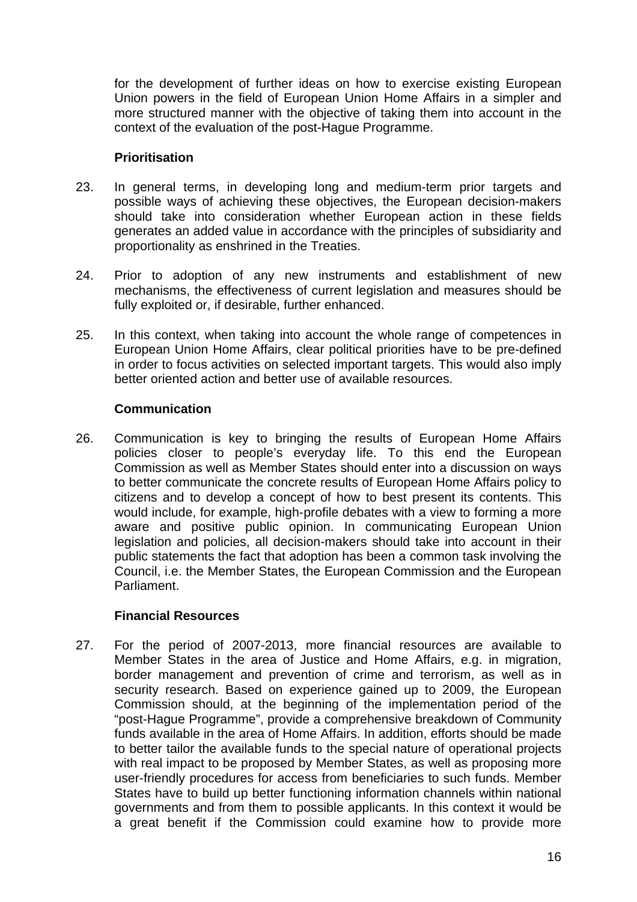for the development of further ideas on how to exercise existing European Union powers in the field of European Union Home Affairs in a simpler and more structured manner with the objective of taking them into account in the context of the evaluation of the post-Hague Programme.

**Prioritisation**

23. In general terms, in developing long and medium-term prior targets and possible ways of achieving these objectives, the European decision-makers should take into consideration whether European action in these fields generates an added value in accordance with the principles of subsidiarity and proportionality as enshrined in the Treaties.

24. Prior to adoption of any new instruments and establishment of new mechanisms, the effectiveness of current legislation and measures should be fully exploited or, if desirable, further enhanced.

25. In this context, when taking into account the whole range of competences in European Union Home Affairs, clear political priorities have to be pre-defined in order to focus activities on selected important targets. This would also imply better oriented action and better use of available resources.

**Communication**

26. Communication is key to bringing the results of European Home Affairs policies closer to people's everyday life. To this end the European Commission as well as Member States should enter into a discussion on ways to better communicate the concrete results of European Home Affairs policy to citizens and to develop a concept of how to best present its contents. This would include, for example, high-profile debates with a view to forming a more aware and positive public opinion. In communicating European Union legislation and policies, all decision-makers should take into account in their public statements the fact that adoption has been a common task involving the Council, i.e. the Member States, the European Commission and the European Parliament.

**Financial Resources**

27. For the period of 2007-2013, more financial resources are available to Member States in the area of Justice and Home Affairs, e.g. in migration, border management and prevention of crime and terrorism, as well as in security research. Based on experience gained up to 2009, the European Commission should, at the beginning of the implementation period of the "post-Hague Programme", provide a comprehensive breakdown of Community funds available in the area of Home Affairs. In addition, efforts should be made to better tailor the available funds to the special nature of operational projects with real impact to be proposed by Member States, as well as proposing more user-friendly procedures for access from beneficiaries to such funds. Member States have to build up better functioning information channels within national governments and from them to possible applicants. In this context it would be a great benefit if the Commission could examine how to provide more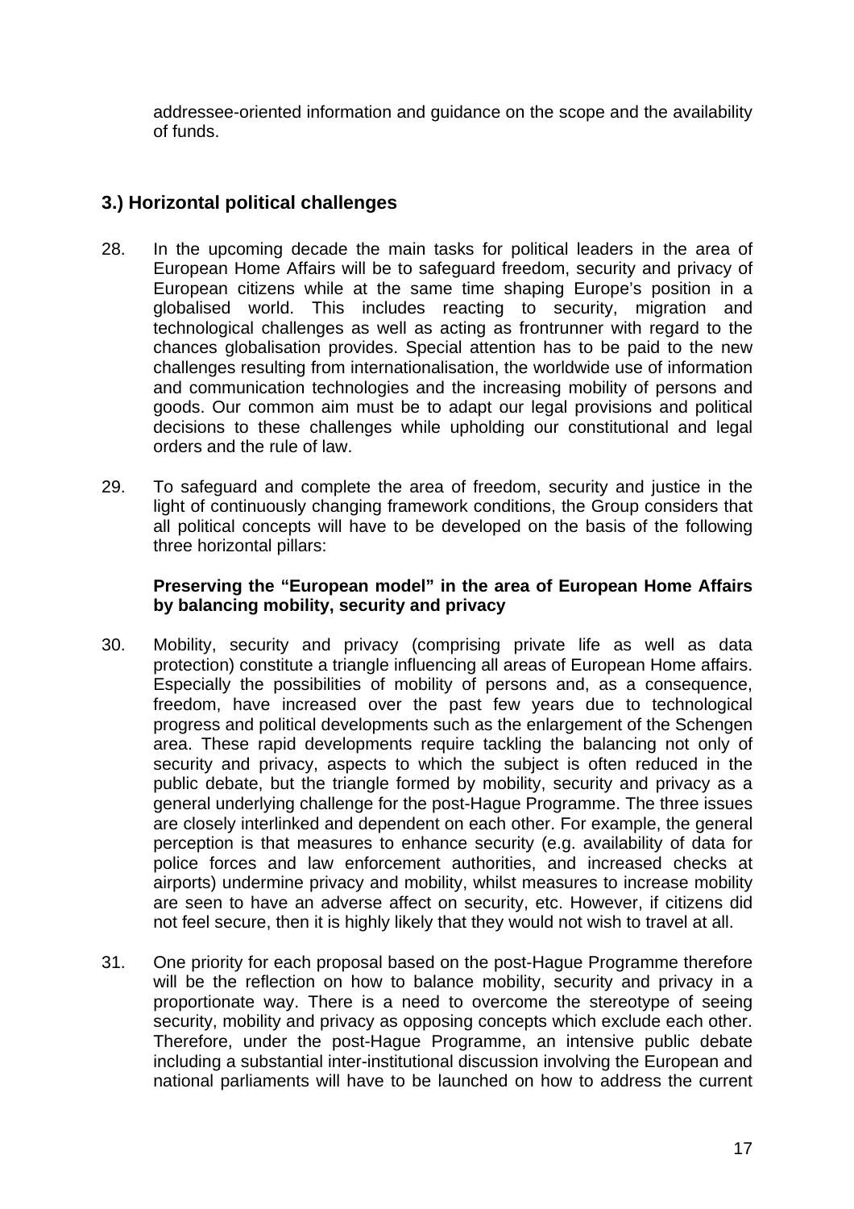addressee-oriented information and guidance on the scope and the availability of funds.

## 3.) Horizontal political challenges

28. In the upcoming decade the main tasks for political leaders in the area of European Home Affairs will be to safeguard freedom, security and privacy of European citizens while at the same time shaping Europe's position in a globalised world. This includes reacting to security, migration and technological challenges as well as acting as frontrunner with regard to the chances globalisation provides. Special attention has to be paid to the new challenges resulting from internationalisation, the worldwide use of information and communication technologies and the increasing mobility of persons and goods. Our common aim must be to adapt our legal provisions and political decisions to these challenges while upholding our constitutional and legal orders and the rule of law.

29. To safeguard and complete the area of freedom, security and justice in the light of continuously changing framework conditions, the Group considers that all political concepts will have to be developed on the basis of the following three horizontal pillars:

**Preserving the "European model" in the area of European Home Affairs by balancing mobility, security and privacy**

30. Mobility, security and privacy (comprising private life as well as data protection) constitute a triangle influencing all areas of European Home affairs. Especially the possibilities of mobility of persons and, as a consequence, freedom, have increased over the past few years due to technological progress and political developments such as the enlargement of the Schengen area. These rapid developments require tackling the balancing not only of security and privacy, aspects to which the subject is often reduced in the public debate, but the triangle formed by mobility, security and privacy as a general underlying challenge for the post-Hague Programme. The three issues are closely interlinked and dependent on each other. For example, the general perception is that measures to enhance security (e.g. availability of data for police forces and law enforcement authorities, and increased checks at airports) undermine privacy and mobility, whilst measures to increase mobility are seen to have an adverse affect on security, etc. However, if citizens did not feel secure, then it is highly likely that they would not wish to travel at all.

31. One priority for each proposal based on the post-Hague Programme therefore will be the reflection on how to balance mobility, security and privacy in a proportionate way. There is a need to overcome the stereotype of seeing security, mobility and privacy as opposing concepts which exclude each other. Therefore, under the post-Hague Programme, an intensive public debate including a substantial inter-institutional discussion involving the European and national parliaments will have to be launched on how to address the current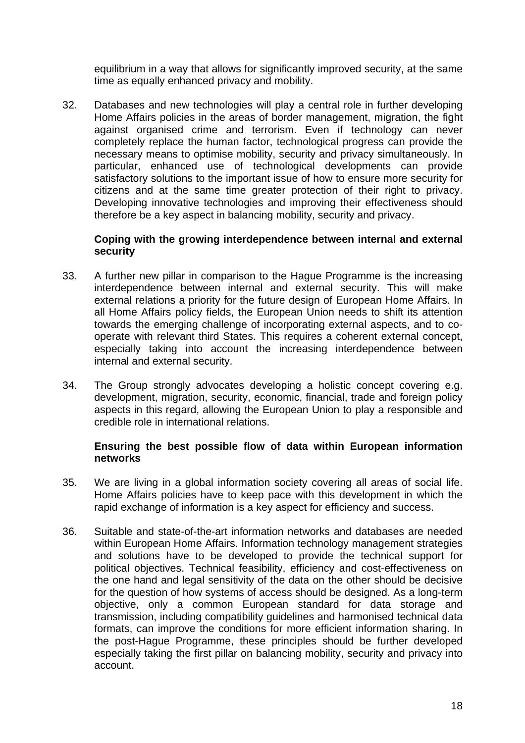equilibrium in a way that allows for significantly improved security, at the same time as equally enhanced privacy and mobility.

32. Databases and new technologies will play a central role in further developing Home Affairs policies in the areas of border management, migration, the fight against organised crime and terrorism. Even if technology can never completely replace the human factor, technological progress can provide the necessary means to optimise mobility, security and privacy simultaneously. In particular, enhanced use of technological developments can provide satisfactory solutions to the important issue of how to ensure more security for citizens and at the same time greater protection of their right to privacy. Developing innovative technologies and improving their effectiveness should therefore be a key aspect in balancing mobility, security and privacy.

**Coping with the growing interdependence between internal and external security**

33. A further new pillar in comparison to the Hague Programme is the increasing interdependence between internal and external security. This will make external relations a priority for the future design of European Home Affairs. In all Home Affairs policy fields, the European Union needs to shift its attention towards the emerging challenge of incorporating external aspects, and to co-operate with relevant third States. This requires a coherent external concept, especially taking into account the increasing interdependence between internal and external security.

34. The Group strongly advocates developing a holistic concept covering e.g. development, migration, security, economic, financial, trade and foreign policy aspects in this regard, allowing the European Union to play a responsible and credible role in international relations.

**Ensuring the best possible flow of data within European information networks**

35. We are living in a global information society covering all areas of social life. Home Affairs policies have to keep pace with this development in which the rapid exchange of information is a key aspect for efficiency and success.

36. Suitable and state-of-the-art information networks and databases are needed within European Home Affairs. Information technology management strategies and solutions have to be developed to provide the technical support for political objectives. Technical feasibility, efficiency and cost-effectiveness on the one hand and legal sensitivity of the data on the other should be decisive for the question of how systems of access should be designed. As a long-term objective, only a common European standard for data storage and transmission, including compatibility guidelines and harmonised technical data formats, can improve the conditions for more efficient information sharing. In the post-Hague Programme, these principles should be further developed especially taking the first pillar on balancing mobility, security and privacy into account.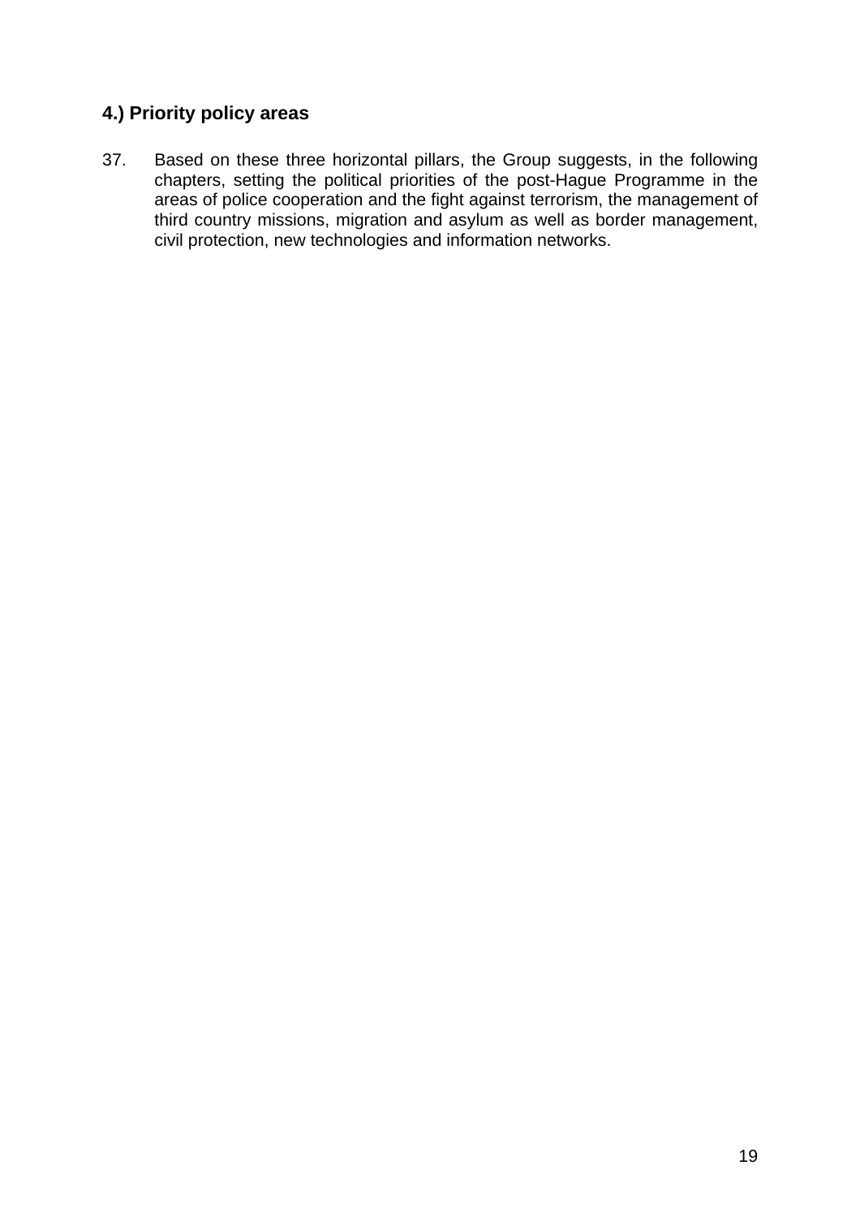## 4.) Priority policy areas

37. Based on these three horizontal pillars, the Group suggests, in the following chapters, setting the political priorities of the post-Hague Programme in the areas of police cooperation and the fight against terrorism, the management of third country missions, migration and asylum as well as border management, civil protection, new technologies and information networks.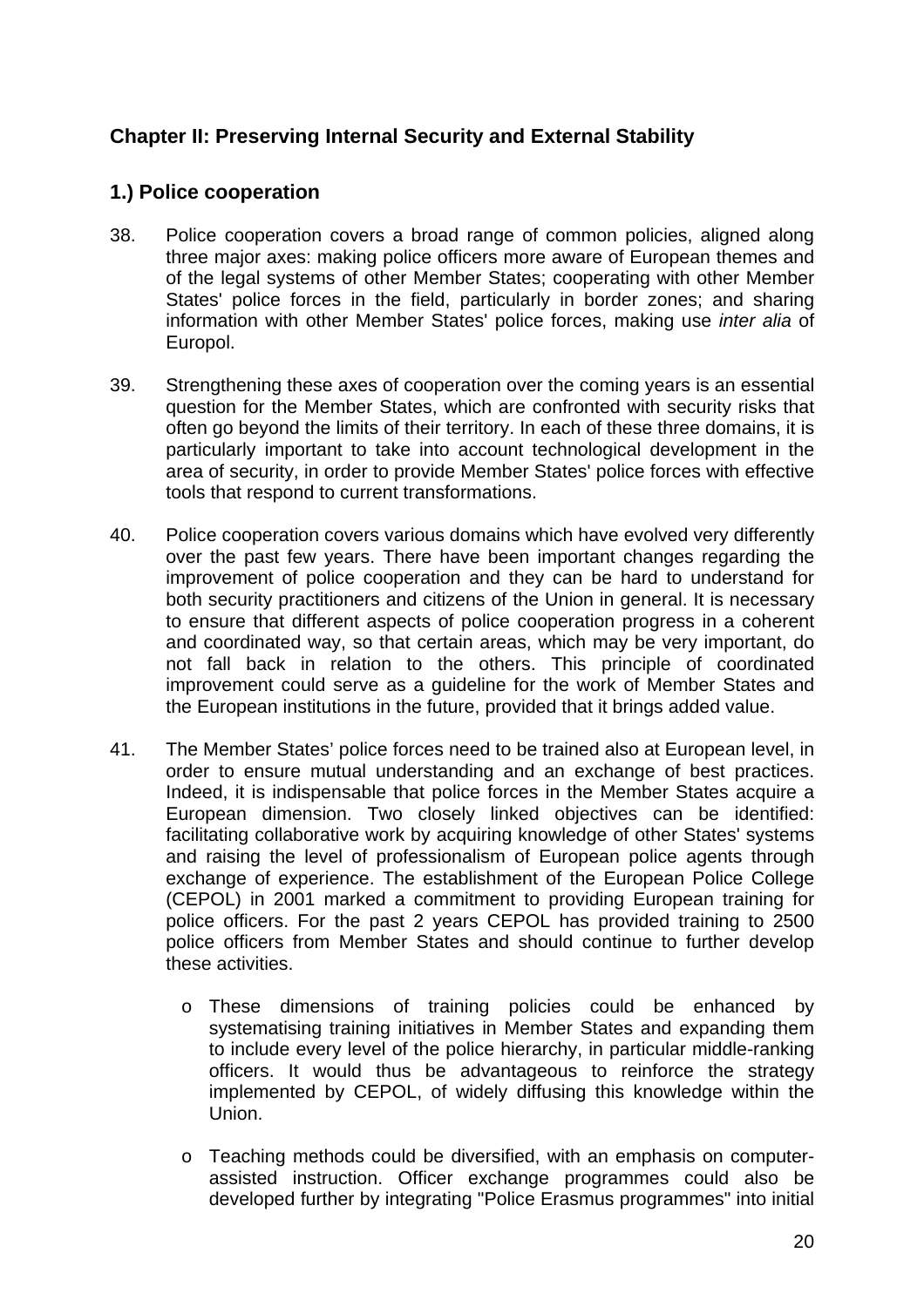## Chapter II: Preserving Internal Security and External Stability

### 1.) Police cooperation

38. Police cooperation covers a broad range of common policies, aligned along three major axes: making police officers more aware of European themes and of the legal systems of other Member States; cooperating with other Member States' police forces in the field, particularly in border zones; and sharing information with other Member States' police forces, making use *inter alia* of Europol.

39. Strengthening these axes of cooperation over the coming years is an essential question for the Member States, which are confronted with security risks that often go beyond the limits of their territory. In each of these three domains, it is particularly important to take into account technological development in the area of security, in order to provide Member States' police forces with effective tools that respond to current transformations.

40. Police cooperation covers various domains which have evolved very differently over the past few years. There have been important changes regarding the improvement of police cooperation and they can be hard to understand for both security practitioners and citizens of the Union in general. It is necessary to ensure that different aspects of police cooperation progress in a coherent and coordinated way, so that certain areas, which may be very important, do not fall back in relation to the others. This principle of coordinated improvement could serve as a guideline for the work of Member States and the European institutions in the future, provided that it brings added value.

41. The Member States' police forces need to be trained also at European level, in order to ensure mutual understanding and an exchange of best practices. Indeed, it is indispensable that police forces in the Member States acquire a European dimension. Two closely linked objectives can be identified: facilitating collaborative work by acquiring knowledge of other States' systems and raising the level of professionalism of European police agents through exchange of experience. The establishment of the European Police College (CEPOL) in 2001 marked a commitment to providing European training for police officers. For the past 2 years CEPOL has provided training to 2500 police officers from Member States and should continue to further develop these activities.

    - These dimensions of training policies could be enhanced by systematising training initiatives in Member States and expanding them to include every level of the police hierarchy, in particular middle-ranking officers. It would thus be advantageous to reinforce the strategy implemented by CEPOL, of widely diffusing this knowledge within the Union.

    - Teaching methods could be diversified, with an emphasis on computer-assisted instruction. Officer exchange programmes could also be developed further by integrating "Police Erasmus programmes" into initial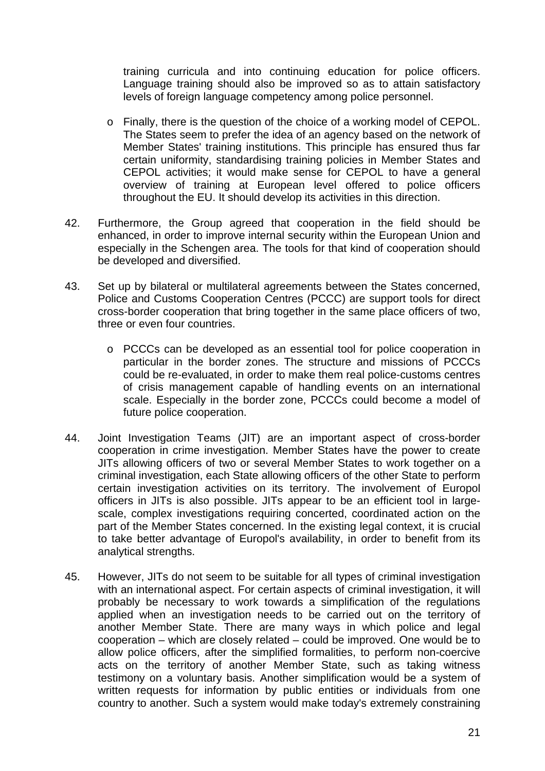training curricula and into continuing education for police officers. Language training should also be improved so as to attain satisfactory levels of foreign language competency among police personnel.

- Finally, there is the question of the choice of a working model of CEPOL. The States seem to prefer the idea of an agency based on the network of Member States' training institutions. This principle has ensured thus far certain uniformity, standardising training policies in Member States and CEPOL activities; it would make sense for CEPOL to have a general overview of training at European level offered to police officers throughout the EU. It should develop its activities in this direction.

42. Furthermore, the Group agreed that cooperation in the field should be enhanced, in order to improve internal security within the European Union and especially in the Schengen area. The tools for that kind of cooperation should be developed and diversified.

43. Set up by bilateral or multilateral agreements between the States concerned, Police and Customs Cooperation Centres (PCCC) are support tools for direct cross-border cooperation that bring together in the same place officers of two, three or even four countries.

    - PCCCs can be developed as an essential tool for police cooperation in particular in the border zones. The structure and missions of PCCCs could be re-evaluated, in order to make them real police-customs centres of crisis management capable of handling events on an international scale. Especially in the border zone, PCCCs could become a model of future police cooperation.

44. Joint Investigation Teams (JIT) are an important aspect of cross-border cooperation in crime investigation. Member States have the power to create JITs allowing officers of two or several Member States to work together on a criminal investigation, each State allowing officers of the other State to perform certain investigation activities on its territory. The involvement of Europol officers in JITs is also possible. JITs appear to be an efficient tool in large-scale, complex investigations requiring concerted, coordinated action on the part of the Member States concerned. In the existing legal context, it is crucial to take better advantage of Europol's availability, in order to benefit from its analytical strengths.

45. However, JITs do not seem to be suitable for all types of criminal investigation with an international aspect. For certain aspects of criminal investigation, it will probably be necessary to work towards a simplification of the regulations applied when an investigation needs to be carried out on the territory of another Member State. There are many ways in which police and legal cooperation – which are closely related – could be improved. One would be to allow police officers, after the simplified formalities, to perform non-coercive acts on the territory of another Member State, such as taking witness testimony on a voluntary basis. Another simplification would be a system of written requests for information by public entities or individuals from one country to another. Such a system would make today's extremely constraining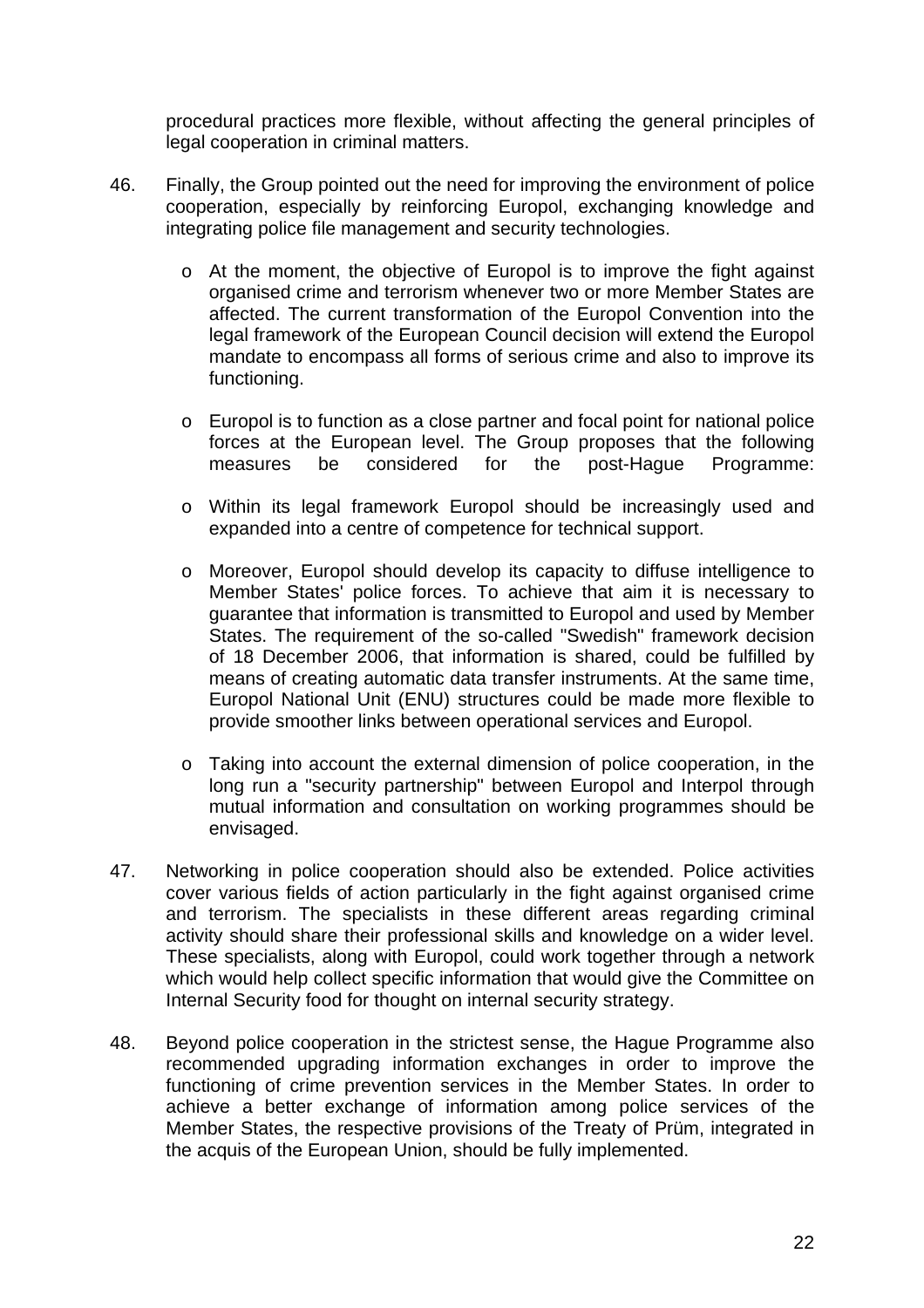procedural practices more flexible, without affecting the general principles of legal cooperation in criminal matters.

46. Finally, the Group pointed out the need for improving the environment of police cooperation, especially by reinforcing Europol, exchanging knowledge and integrating police file management and security technologies.

    - At the moment, the objective of Europol is to improve the fight against organised crime and terrorism whenever two or more Member States are affected. The current transformation of the Europol Convention into the legal framework of the European Council decision will extend the Europol mandate to encompass all forms of serious crime and also to improve its functioning.

    - Europol is to function as a close partner and focal point for national police forces at the European level. The Group proposes that the following measures be considered for the post-Hague Programme:

    - Within its legal framework Europol should be increasingly used and expanded into a centre of competence for technical support.

    - Moreover, Europol should develop its capacity to diffuse intelligence to Member States' police forces. To achieve that aim it is necessary to guarantee that information is transmitted to Europol and used by Member States. The requirement of the so-called "Swedish" framework decision of 18 December 2006, that information is shared, could be fulfilled by means of creating automatic data transfer instruments. At the same time, Europol National Unit (ENU) structures could be made more flexible to provide smoother links between operational services and Europol.

    - Taking into account the external dimension of police cooperation, in the long run a "security partnership" between Europol and Interpol through mutual information and consultation on working programmes should be envisaged.

47. Networking in police cooperation should also be extended. Police activities cover various fields of action particularly in the fight against organised crime and terrorism. The specialists in these different areas regarding criminal activity should share their professional skills and knowledge on a wider level. These specialists, along with Europol, could work together through a network which would help collect specific information that would give the Committee on Internal Security food for thought on internal security strategy.

48. Beyond police cooperation in the strictest sense, the Hague Programme also recommended upgrading information exchanges in order to improve the functioning of crime prevention services in the Member States. In order to achieve a better exchange of information among police services of the Member States, the respective provisions of the Treaty of Prüm, integrated in the acquis of the European Union, should be fully implemented.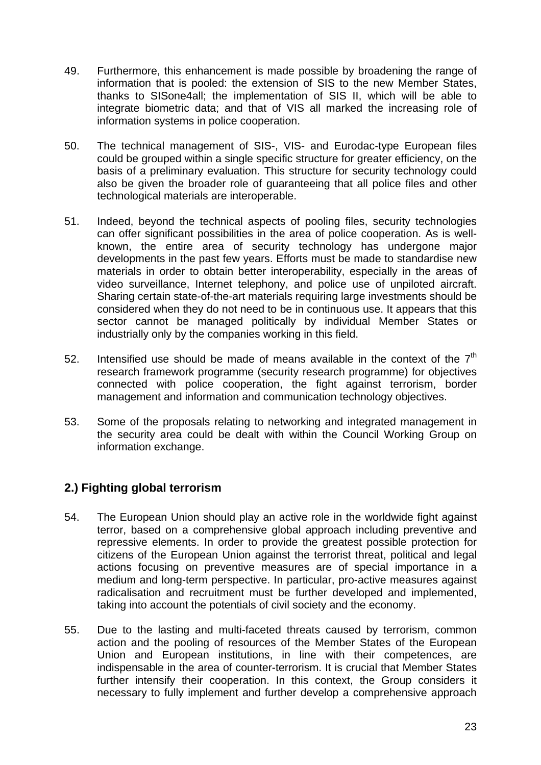49. Furthermore, this enhancement is made possible by broadening the range of information that is pooled: the extension of SIS to the new Member States, thanks to SISone4all; the implementation of SIS II, which will be able to integrate biometric data; and that of VIS all marked the increasing role of information systems in police cooperation.

50. The technical management of SIS-, VIS- and Eurodac-type European files could be grouped within a single specific structure for greater efficiency, on the basis of a preliminary evaluation. This structure for security technology could also be given the broader role of guaranteeing that all police files and other technological materials are interoperable.

51. Indeed, beyond the technical aspects of pooling files, security technologies can offer significant possibilities in the area of police cooperation. As is well-known, the entire area of security technology has undergone major developments in the past few years. Efforts must be made to standardise new materials in order to obtain better interoperability, especially in the areas of video surveillance, Internet telephony, and police use of unpiloted aircraft. Sharing certain state-of-the-art materials requiring large investments should be considered when they do not need to be in continuous use. It appears that this sector cannot be managed politically by individual Member States or industrially only by the companies working in this field.

52. Intensified use should be made of means available in the context of the 7th research framework programme (security research programme) for objectives connected with police cooperation, the fight against terrorism, border management and information and communication technology objectives.

53. Some of the proposals relating to networking and integrated management in the security area could be dealt with within the Council Working Group on information exchange.

## 2.) Fighting global terrorism

54. The European Union should play an active role in the worldwide fight against terror, based on a comprehensive global approach including preventive and repressive elements. In order to provide the greatest possible protection for citizens of the European Union against the terrorist threat, political and legal actions focusing on preventive measures are of special importance in a medium and long-term perspective. In particular, pro-active measures against radicalisation and recruitment must be further developed and implemented, taking into account the potentials of civil society and the economy.

55. Due to the lasting and multi-faceted threats caused by terrorism, common action and the pooling of resources of the Member States of the European Union and European institutions, in line with their competences, are indispensable in the area of counter-terrorism. It is crucial that Member States further intensify their cooperation. In this context, the Group considers it necessary to fully implement and further develop a comprehensive approach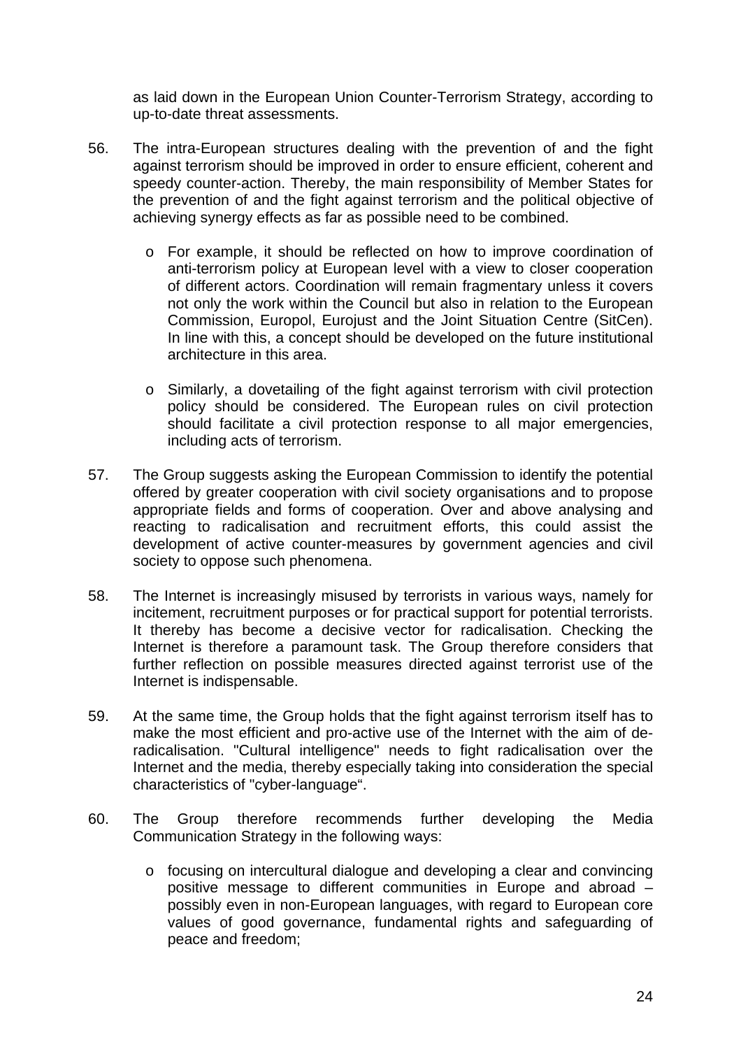as laid down in the European Union Counter-Terrorism Strategy, according to up-to-date threat assessments.

56. The intra-European structures dealing with the prevention of and the fight against terrorism should be improved in order to ensure efficient, coherent and speedy counter-action. Thereby, the main responsibility of Member States for the prevention of and the fight against terrorism and the political objective of achieving synergy effects as far as possible need to be combined.

    - For example, it should be reflected on how to improve coordination of anti-terrorism policy at European level with a view to closer cooperation of different actors. Coordination will remain fragmentary unless it covers not only the work within the Council but also in relation to the European Commission, Europol, Eurojust and the Joint Situation Centre (SitCen). In line with this, a concept should be developed on the future institutional architecture in this area.

    - Similarly, a dovetailing of the fight against terrorism with civil protection policy should be considered. The European rules on civil protection should facilitate a civil protection response to all major emergencies, including acts of terrorism.

57. The Group suggests asking the European Commission to identify the potential offered by greater cooperation with civil society organisations and to propose appropriate fields and forms of cooperation. Over and above analysing and reacting to radicalisation and recruitment efforts, this could assist the development of active counter-measures by government agencies and civil society to oppose such phenomena.

58. The Internet is increasingly misused by terrorists in various ways, namely for incitement, recruitment purposes or for practical support for potential terrorists. It thereby has become a decisive vector for radicalisation. Checking the Internet is therefore a paramount task. The Group therefore considers that further reflection on possible measures directed against terrorist use of the Internet is indispensable.

59. At the same time, the Group holds that the fight against terrorism itself has to make the most efficient and pro-active use of the Internet with the aim of de-radicalisation. "Cultural intelligence" needs to fight radicalisation over the Internet and the media, thereby especially taking into consideration the special characteristics of "cyber-language".

60. The Group therefore recommends further developing the Media Communication Strategy in the following ways:

    - focusing on intercultural dialogue and developing a clear and convincing positive message to different communities in Europe and abroad – possibly even in non-European languages, with regard to European core values of good governance, fundamental rights and safeguarding of peace and freedom;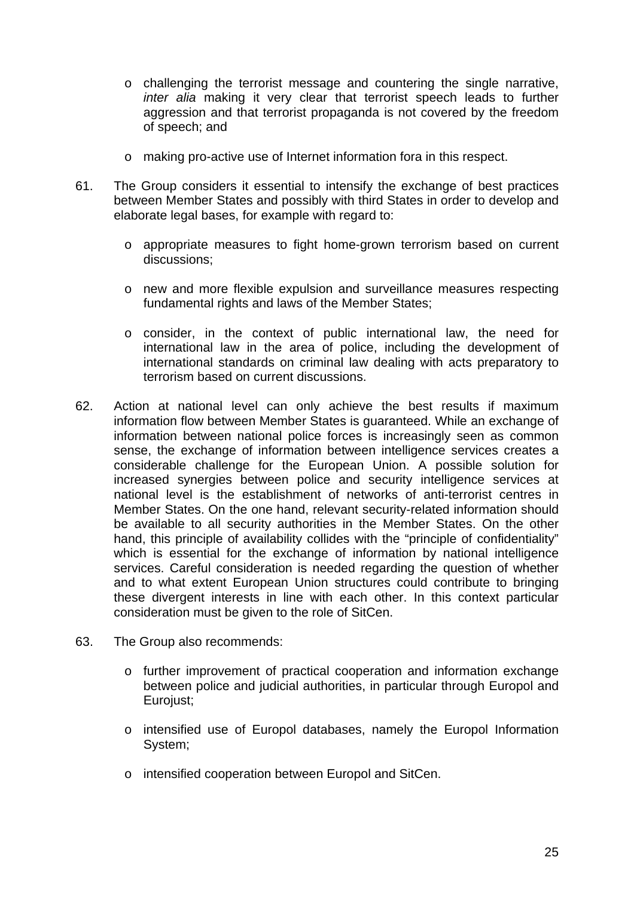- challenging the terrorist message and countering the single narrative, *inter alia* making it very clear that terrorist speech leads to further aggression and that terrorist propaganda is not covered by the freedom of speech; and

- making pro-active use of Internet information fora in this respect.

61. The Group considers it essential to intensify the exchange of best practices between Member States and possibly with third States in order to develop and elaborate legal bases, for example with regard to:

    - appropriate measures to fight home-grown terrorism based on current discussions;

    - new and more flexible expulsion and surveillance measures respecting fundamental rights and laws of the Member States;

    - consider, in the context of public international law, the need for international law in the area of police, including the development of international standards on criminal law dealing with acts preparatory to terrorism based on current discussions.

62. Action at national level can only achieve the best results if maximum information flow between Member States is guaranteed. While an exchange of information between national police forces is increasingly seen as common sense, the exchange of information between intelligence services creates a considerable challenge for the European Union. A possible solution for increased synergies between police and security intelligence services at national level is the establishment of networks of anti-terrorist centres in Member States. On the one hand, relevant security-related information should be available to all security authorities in the Member States. On the other hand, this principle of availability collides with the "principle of confidentiality" which is essential for the exchange of information by national intelligence services. Careful consideration is needed regarding the question of whether and to what extent European Union structures could contribute to bringing these divergent interests in line with each other. In this context particular consideration must be given to the role of SitCen.

63. The Group also recommends:

    - further improvement of practical cooperation and information exchange between police and judicial authorities, in particular through Europol and Eurojust;

    - intensified use of Europol databases, namely the Europol Information System;

    - intensified cooperation between Europol and SitCen.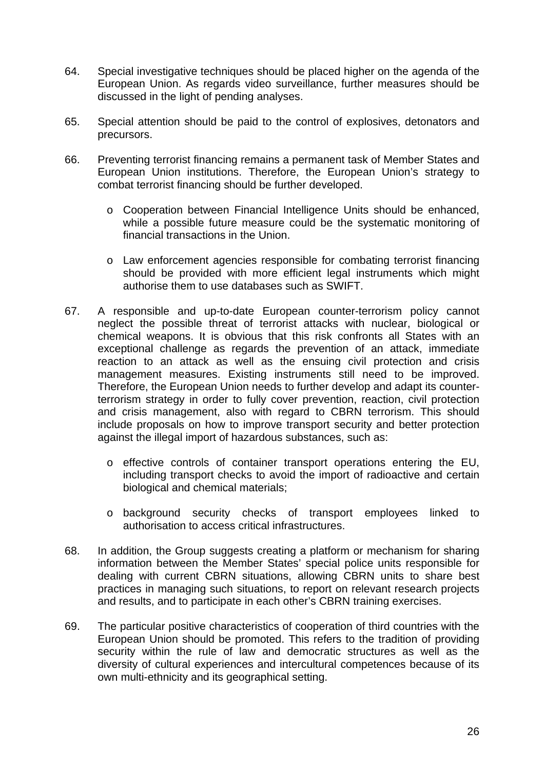64. Special investigative techniques should be placed higher on the agenda of the European Union. As regards video surveillance, further measures should be discussed in the light of pending analyses.

65. Special attention should be paid to the control of explosives, detonators and precursors.

66. Preventing terrorist financing remains a permanent task of Member States and European Union institutions. Therefore, the European Union's strategy to combat terrorist financing should be further developed.

    - Cooperation between Financial Intelligence Units should be enhanced, while a possible future measure could be the systematic monitoring of financial transactions in the Union.

    - Law enforcement agencies responsible for combating terrorist financing should be provided with more efficient legal instruments which might authorise them to use databases such as SWIFT.

67. A responsible and up-to-date European counter-terrorism policy cannot neglect the possible threat of terrorist attacks with nuclear, biological or chemical weapons. It is obvious that this risk confronts all States with an exceptional challenge as regards the prevention of an attack, immediate reaction to an attack as well as the ensuing civil protection and crisis management measures. Existing instruments still need to be improved. Therefore, the European Union needs to further develop and adapt its counter-terrorism strategy in order to fully cover prevention, reaction, civil protection and crisis management, also with regard to CBRN terrorism. This should include proposals on how to improve transport security and better protection against the illegal import of hazardous substances, such as:

    - effective controls of container transport operations entering the EU, including transport checks to avoid the import of radioactive and certain biological and chemical materials;

    - background security checks of transport employees linked to authorisation to access critical infrastructures.

68. In addition, the Group suggests creating a platform or mechanism for sharing information between the Member States' special police units responsible for dealing with current CBRN situations, allowing CBRN units to share best practices in managing such situations, to report on relevant research projects and results, and to participate in each other's CBRN training exercises.

69. The particular positive characteristics of cooperation of third countries with the European Union should be promoted. This refers to the tradition of providing security within the rule of law and democratic structures as well as the diversity of cultural experiences and intercultural competences because of its own multi-ethnicity and its geographical setting.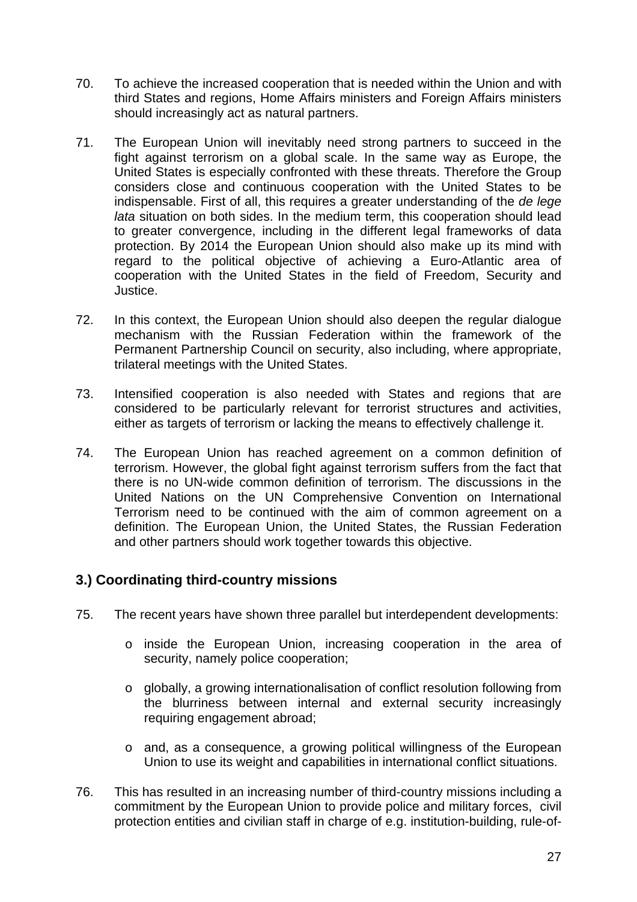70. To achieve the increased cooperation that is needed within the Union and with third States and regions, Home Affairs ministers and Foreign Affairs ministers should increasingly act as natural partners.

71. The European Union will inevitably need strong partners to succeed in the fight against terrorism on a global scale. In the same way as Europe, the United States is especially confronted with these threats. Therefore the Group considers close and continuous cooperation with the United States to be indispensable. First of all, this requires a greater understanding of the *de lege lata* situation on both sides. In the medium term, this cooperation should lead to greater convergence, including in the different legal frameworks of data protection. By 2014 the European Union should also make up its mind with regard to the political objective of achieving a Euro-Atlantic area of cooperation with the United States in the field of Freedom, Security and Justice.

72. In this context, the European Union should also deepen the regular dialogue mechanism with the Russian Federation within the framework of the Permanent Partnership Council on security, also including, where appropriate, trilateral meetings with the United States.

73. Intensified cooperation is also needed with States and regions that are considered to be particularly relevant for terrorist structures and activities, either as targets of terrorism or lacking the means to effectively challenge it.

74. The European Union has reached agreement on a common definition of terrorism. However, the global fight against terrorism suffers from the fact that there is no UN-wide common definition of terrorism. The discussions in the United Nations on the UN Comprehensive Convention on International Terrorism need to be continued with the aim of common agreement on a definition. The European Union, the United States, the Russian Federation and other partners should work together towards this objective.

### 3.) Coordinating third-country missions

75. The recent years have shown three parallel but interdependent developments:

   - inside the European Union, increasing cooperation in the area of security, namely police cooperation;
   - globally, a growing internationalisation of conflict resolution following from the blurriness between internal and external security increasingly requiring engagement abroad;
   - and, as a consequence, a growing political willingness of the European Union to use its weight and capabilities in international conflict situations.

76. This has resulted in an increasing number of third-country missions including a commitment by the European Union to provide police and military forces, civil protection entities and civilian staff in charge of e.g. institution-building, rule-of-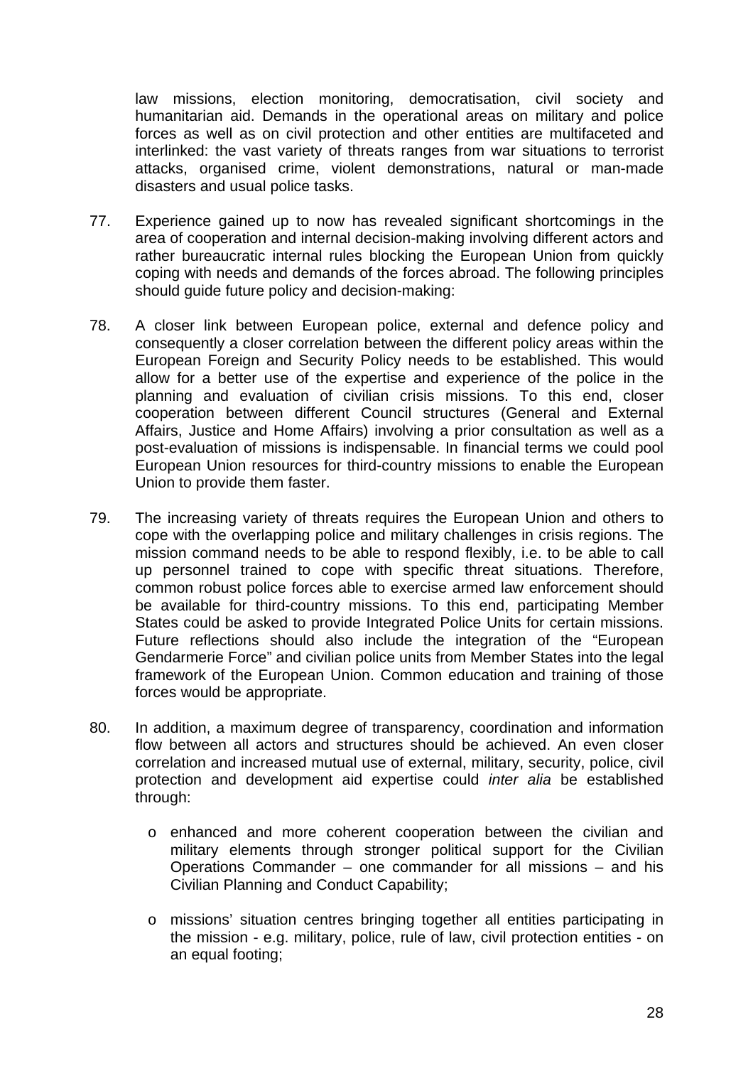law missions, election monitoring, democratisation, civil society and humanitarian aid. Demands in the operational areas on military and police forces as well as on civil protection and other entities are multifaceted and interlinked: the vast variety of threats ranges from war situations to terrorist attacks, organised crime, violent demonstrations, natural or man-made disasters and usual police tasks.

77. Experience gained up to now has revealed significant shortcomings in the area of cooperation and internal decision-making involving different actors and rather bureaucratic internal rules blocking the European Union from quickly coping with needs and demands of the forces abroad. The following principles should guide future policy and decision-making:

78. A closer link between European police, external and defence policy and consequently a closer correlation between the different policy areas within the European Foreign and Security Policy needs to be established. This would allow for a better use of the expertise and experience of the police in the planning and evaluation of civilian crisis missions. To this end, closer cooperation between different Council structures (General and External Affairs, Justice and Home Affairs) involving a prior consultation as well as a post-evaluation of missions is indispensable. In financial terms we could pool European Union resources for third-country missions to enable the European Union to provide them faster.

79. The increasing variety of threats requires the European Union and others to cope with the overlapping police and military challenges in crisis regions. The mission command needs to be able to respond flexibly, i.e. to be able to call up personnel trained to cope with specific threat situations. Therefore, common robust police forces able to exercise armed law enforcement should be available for third-country missions. To this end, participating Member States could be asked to provide Integrated Police Units for certain missions. Future reflections should also include the integration of the "European Gendarmerie Force" and civilian police units from Member States into the legal framework of the European Union. Common education and training of those forces would be appropriate.

80. In addition, a maximum degree of transparency, coordination and information flow between all actors and structures should be achieved. An even closer correlation and increased mutual use of external, military, security, police, civil protection and development aid expertise could *inter alia* be established through:

    - enhanced and more coherent cooperation between the civilian and military elements through stronger political support for the Civilian Operations Commander – one commander for all missions – and his Civilian Planning and Conduct Capability;

    - missions' situation centres bringing together all entities participating in the mission - e.g. military, police, rule of law, civil protection entities - on an equal footing;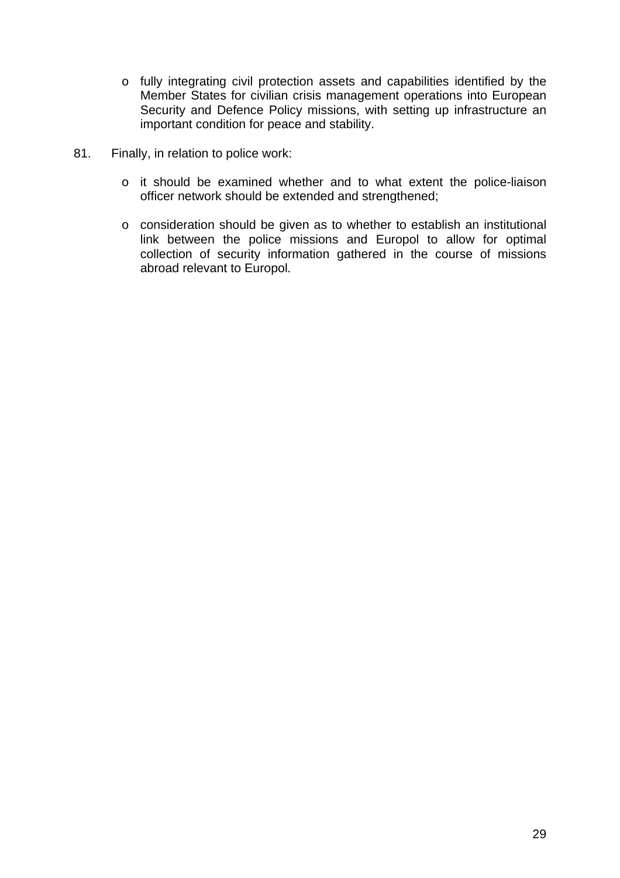- fully integrating civil protection assets and capabilities identified by the Member States for civilian crisis management operations into European Security and Defence Policy missions, with setting up infrastructure an important condition for peace and stability.

81. Finally, in relation to police work:

    - it should be examined whether and to what extent the police-liaison officer network should be extended and strengthened;

    - consideration should be given as to whether to establish an institutional link between the police missions and Europol to allow for optimal collection of security information gathered in the course of missions abroad relevant to Europol.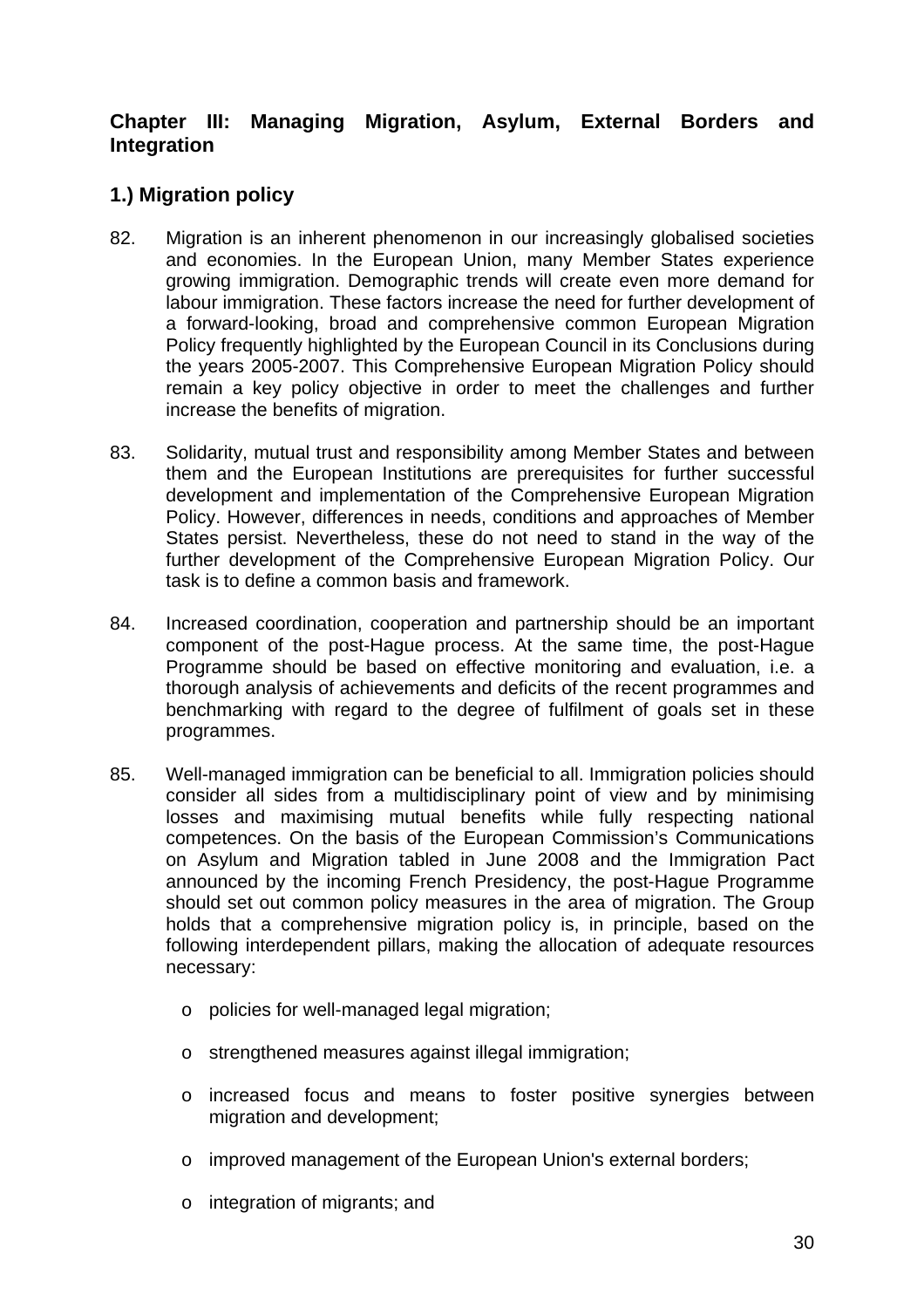## Chapter III: Managing Migration, Asylum, External Borders and Integration

### 1.) Migration policy

82. Migration is an inherent phenomenon in our increasingly globalised societies and economies. In the European Union, many Member States experience growing immigration. Demographic trends will create even more demand for labour immigration. These factors increase the need for further development of a forward-looking, broad and comprehensive common European Migration Policy frequently highlighted by the European Council in its Conclusions during the years 2005-2007. This Comprehensive European Migration Policy should remain a key policy objective in order to meet the challenges and further increase the benefits of migration.

83. Solidarity, mutual trust and responsibility among Member States and between them and the European Institutions are prerequisites for further successful development and implementation of the Comprehensive European Migration Policy. However, differences in needs, conditions and approaches of Member States persist. Nevertheless, these do not need to stand in the way of the further development of the Comprehensive European Migration Policy. Our task is to define a common basis and framework.

84. Increased coordination, cooperation and partnership should be an important component of the post-Hague process. At the same time, the post-Hague Programme should be based on effective monitoring and evaluation, i.e. a thorough analysis of achievements and deficits of the recent programmes and benchmarking with regard to the degree of fulfilment of goals set in these programmes.

85. Well-managed immigration can be beneficial to all. Immigration policies should consider all sides from a multidisciplinary point of view and by minimising losses and maximising mutual benefits while fully respecting national competences. On the basis of the European Commission's Communications on Asylum and Migration tabled in June 2008 and the Immigration Pact announced by the incoming French Presidency, the post-Hague Programme should set out common policy measures in the area of migration. The Group holds that a comprehensive migration policy is, in principle, based on the following interdependent pillars, making the allocation of adequate resources necessary:

    - policies for well-managed legal migration;
    - strengthened measures against illegal immigration;
    - increased focus and means to foster positive synergies between migration and development;
    - improved management of the European Union's external borders;
    - integration of migrants; and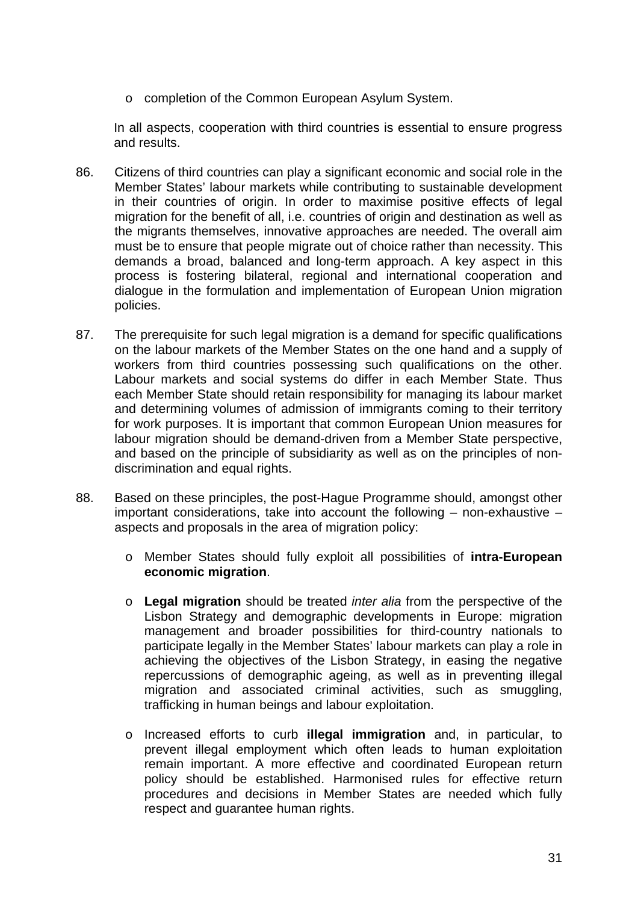- completion of the Common European Asylum System.

In all aspects, cooperation with third countries is essential to ensure progress and results.

86. Citizens of third countries can play a significant economic and social role in the Member States' labour markets while contributing to sustainable development in their countries of origin. In order to maximise positive effects of legal migration for the benefit of all, i.e. countries of origin and destination as well as the migrants themselves, innovative approaches are needed. The overall aim must be to ensure that people migrate out of choice rather than necessity. This demands a broad, balanced and long-term approach. A key aspect in this process is fostering bilateral, regional and international cooperation and dialogue in the formulation and implementation of European Union migration policies.

87. The prerequisite for such legal migration is a demand for specific qualifications on the labour markets of the Member States on the one hand and a supply of workers from third countries possessing such qualifications on the other. Labour markets and social systems do differ in each Member State. Thus each Member State should retain responsibility for managing its labour market and determining volumes of admission of immigrants coming to their territory for work purposes. It is important that common European Union measures for labour migration should be demand-driven from a Member State perspective, and based on the principle of subsidiarity as well as on the principles of non-discrimination and equal rights.

88. Based on these principles, the post-Hague Programme should, amongst other important considerations, take into account the following – non-exhaustive – aspects and proposals in the area of migration policy:

    - Member States should fully exploit all possibilities of **intra-European economic migration**.

    - **Legal migration** should be treated *inter alia* from the perspective of the Lisbon Strategy and demographic developments in Europe: migration management and broader possibilities for third-country nationals to participate legally in the Member States' labour markets can play a role in achieving the objectives of the Lisbon Strategy, in easing the negative repercussions of demographic ageing, as well as in preventing illegal migration and associated criminal activities, such as smuggling, trafficking in human beings and labour exploitation.

    - Increased efforts to curb **illegal immigration** and, in particular, to prevent illegal employment which often leads to human exploitation remain important. A more effective and coordinated European return policy should be established. Harmonised rules for effective return procedures and decisions in Member States are needed which fully respect and guarantee human rights.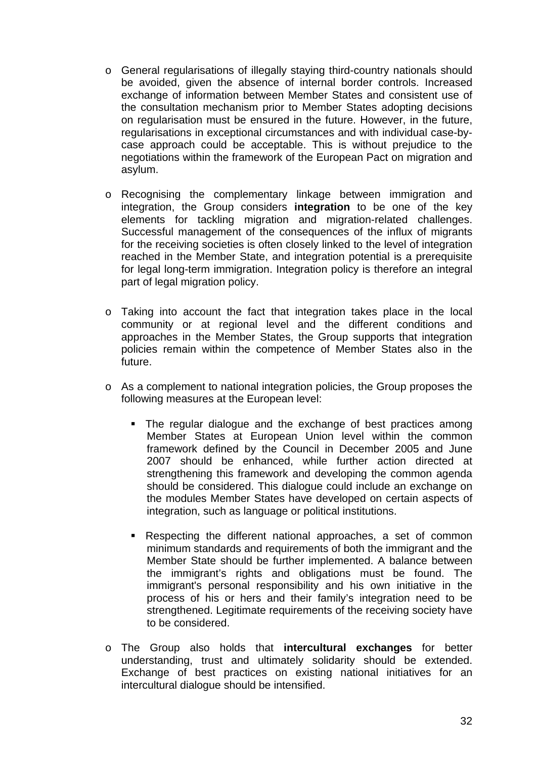- General regularisations of illegally staying third-country nationals should be avoided, given the absence of internal border controls. Increased exchange of information between Member States and consistent use of the consultation mechanism prior to Member States adopting decisions on regularisation must be ensured in the future. However, in the future, regularisations in exceptional circumstances and with individual case-by-case approach could be acceptable. This is without prejudice to the negotiations within the framework of the European Pact on migration and asylum.

- Recognising the complementary linkage between immigration and integration, the Group considers **integration** to be one of the key elements for tackling migration and migration-related challenges. Successful management of the consequences of the influx of migrants for the receiving societies is often closely linked to the level of integration reached in the Member State, and integration potential is a prerequisite for legal long-term immigration. Integration policy is therefore an integral part of legal migration policy.

- Taking into account the fact that integration takes place in the local community or at regional level and the different conditions and approaches in the Member States, the Group supports that integration policies remain within the competence of Member States also in the future.

- As a complement to national integration policies, the Group proposes the following measures at the European level:

  - The regular dialogue and the exchange of best practices among Member States at European Union level within the common framework defined by the Council in December 2005 and June 2007 should be enhanced, while further action directed at strengthening this framework and developing the common agenda should be considered. This dialogue could include an exchange on the modules Member States have developed on certain aspects of integration, such as language or political institutions.

  - Respecting the different national approaches, a set of common minimum standards and requirements of both the immigrant and the Member State should be further implemented. A balance between the immigrant's rights and obligations must be found. The immigrant's personal responsibility and his own initiative in the process of his or hers and their family's integration need to be strengthened. Legitimate requirements of the receiving society have to be considered.

- The Group also holds that **intercultural exchanges** for better understanding, trust and ultimately solidarity should be extended. Exchange of best practices on existing national initiatives for an intercultural dialogue should be intensified.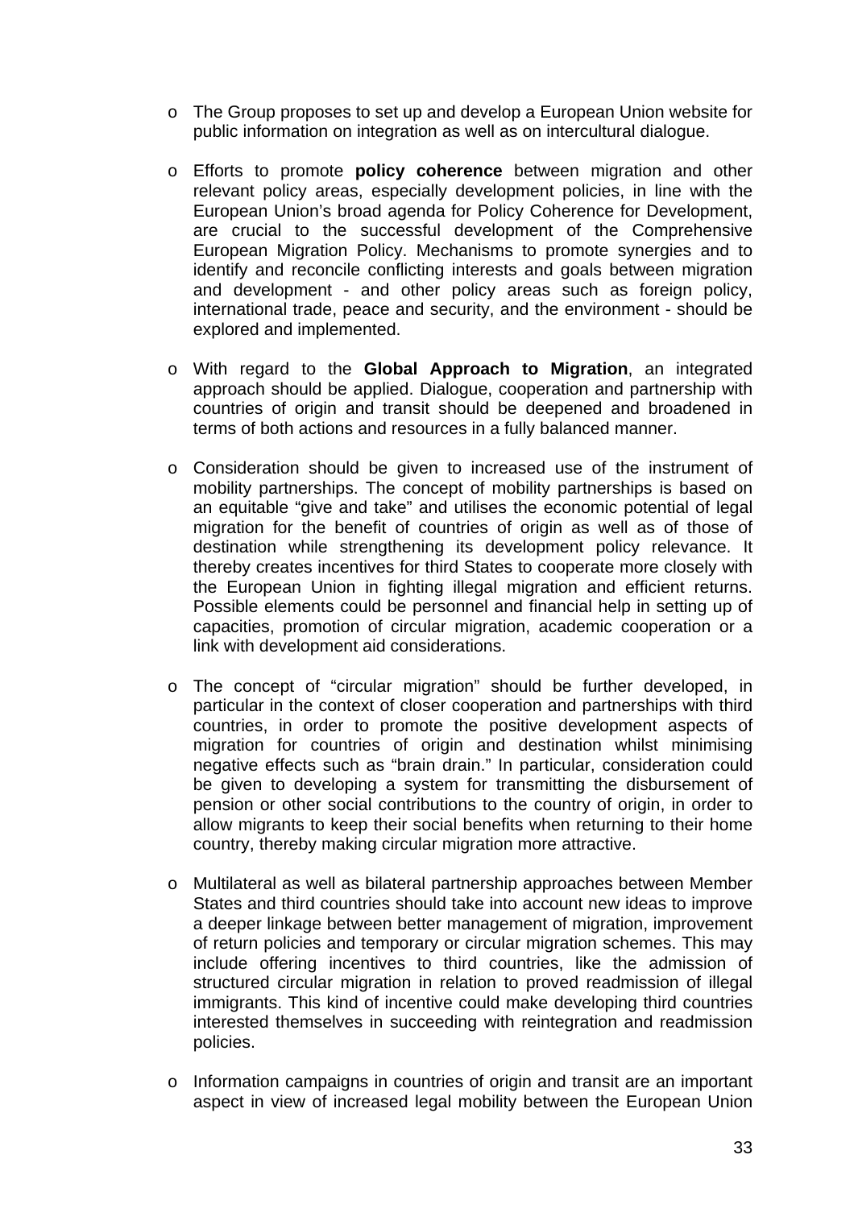- The Group proposes to set up and develop a European Union website for public information on integration as well as on intercultural dialogue.

- Efforts to promote **policy coherence** between migration and other relevant policy areas, especially development policies, in line with the European Union's broad agenda for Policy Coherence for Development, are crucial to the successful development of the Comprehensive European Migration Policy. Mechanisms to promote synergies and to identify and reconcile conflicting interests and goals between migration and development - and other policy areas such as foreign policy, international trade, peace and security, and the environment - should be explored and implemented.

- With regard to the **Global Approach to Migration**, an integrated approach should be applied. Dialogue, cooperation and partnership with countries of origin and transit should be deepened and broadened in terms of both actions and resources in a fully balanced manner.

- Consideration should be given to increased use of the instrument of mobility partnerships. The concept of mobility partnerships is based on an equitable "give and take" and utilises the economic potential of legal migration for the benefit of countries of origin as well as of those of destination while strengthening its development policy relevance. It thereby creates incentives for third States to cooperate more closely with the European Union in fighting illegal migration and efficient returns. Possible elements could be personnel and financial help in setting up of capacities, promotion of circular migration, academic cooperation or a link with development aid considerations.

- The concept of "circular migration" should be further developed, in particular in the context of closer cooperation and partnerships with third countries, in order to promote the positive development aspects of migration for countries of origin and destination whilst minimising negative effects such as "brain drain." In particular, consideration could be given to developing a system for transmitting the disbursement of pension or other social contributions to the country of origin, in order to allow migrants to keep their social benefits when returning to their home country, thereby making circular migration more attractive.

- Multilateral as well as bilateral partnership approaches between Member States and third countries should take into account new ideas to improve a deeper linkage between better management of migration, improvement of return policies and temporary or circular migration schemes. This may include offering incentives to third countries, like the admission of structured circular migration in relation to proved readmission of illegal immigrants. This kind of incentive could make developing third countries interested themselves in succeeding with reintegration and readmission policies.

- Information campaigns in countries of origin and transit are an important aspect in view of increased legal mobility between the European Union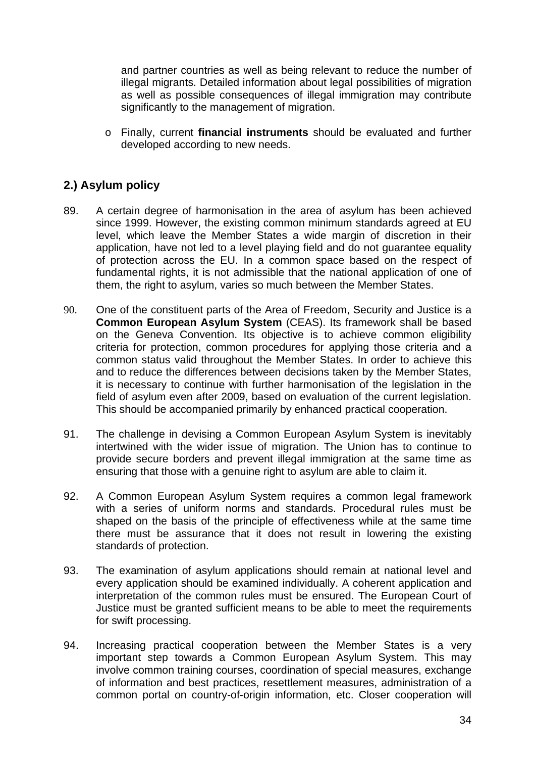and partner countries as well as being relevant to reduce the number of illegal migrants. Detailed information about legal possibilities of migration as well as possible consequences of illegal immigration may contribute significantly to the management of migration.

- Finally, current **financial instruments** should be evaluated and further developed according to new needs.

## 2.) Asylum policy

89. A certain degree of harmonisation in the area of asylum has been achieved since 1999. However, the existing common minimum standards agreed at EU level, which leave the Member States a wide margin of discretion in their application, have not led to a level playing field and do not guarantee equality of protection across the EU. In a common space based on the respect of fundamental rights, it is not admissible that the national application of one of them, the right to asylum, varies so much between the Member States.

90. One of the constituent parts of the Area of Freedom, Security and Justice is a **Common European Asylum System** (CEAS). Its framework shall be based on the Geneva Convention. Its objective is to achieve common eligibility criteria for protection, common procedures for applying those criteria and a common status valid throughout the Member States. In order to achieve this and to reduce the differences between decisions taken by the Member States, it is necessary to continue with further harmonisation of the legislation in the field of asylum even after 2009, based on evaluation of the current legislation. This should be accompanied primarily by enhanced practical cooperation.

91. The challenge in devising a Common European Asylum System is inevitably intertwined with the wider issue of migration. The Union has to continue to provide secure borders and prevent illegal immigration at the same time as ensuring that those with a genuine right to asylum are able to claim it.

92. A Common European Asylum System requires a common legal framework with a series of uniform norms and standards. Procedural rules must be shaped on the basis of the principle of effectiveness while at the same time there must be assurance that it does not result in lowering the existing standards of protection.

93. The examination of asylum applications should remain at national level and every application should be examined individually. A coherent application and interpretation of the common rules must be ensured. The European Court of Justice must be granted sufficient means to be able to meet the requirements for swift processing.

94. Increasing practical cooperation between the Member States is a very important step towards a Common European Asylum System. This may involve common training courses, coordination of special measures, exchange of information and best practices, resettlement measures, administration of a common portal on country-of-origin information, etc. Closer cooperation will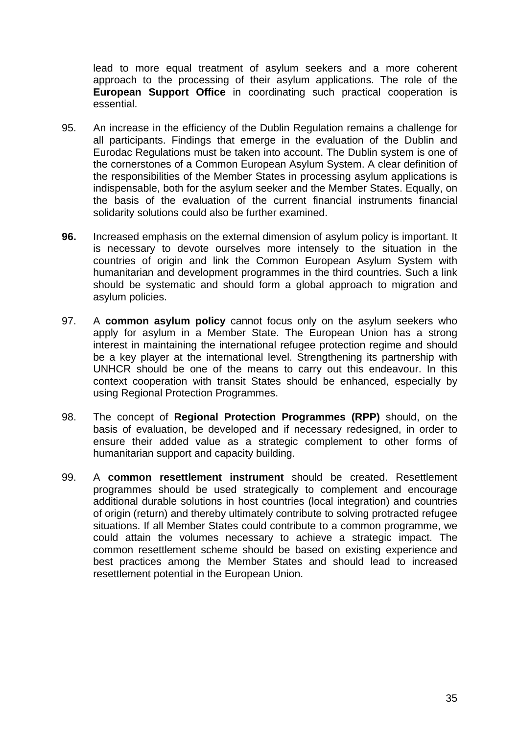lead to more equal treatment of asylum seekers and a more coherent approach to the processing of their asylum applications. The role of the **European Support Office** in coordinating such practical cooperation is essential.

95. An increase in the efficiency of the Dublin Regulation remains a challenge for all participants. Findings that emerge in the evaluation of the Dublin and Eurodac Regulations must be taken into account. The Dublin system is one of the cornerstones of a Common European Asylum System. A clear definition of the responsibilities of the Member States in processing asylum applications is indispensable, both for the asylum seeker and the Member States. Equally, on the basis of the evaluation of the current financial instruments financial solidarity solutions could also be further examined.

**96.** Increased emphasis on the external dimension of asylum policy is important. It is necessary to devote ourselves more intensely to the situation in the countries of origin and link the Common European Asylum System with humanitarian and development programmes in the third countries. Such a link should be systematic and should form a global approach to migration and asylum policies.

97. A **common asylum policy** cannot focus only on the asylum seekers who apply for asylum in a Member State. The European Union has a strong interest in maintaining the international refugee protection regime and should be a key player at the international level. Strengthening its partnership with UNHCR should be one of the means to carry out this endeavour. In this context cooperation with transit States should be enhanced, especially by using Regional Protection Programmes.

98. The concept of **Regional Protection Programmes (RPP)** should, on the basis of evaluation, be developed and if necessary redesigned, in order to ensure their added value as a strategic complement to other forms of humanitarian support and capacity building.

99. A **common resettlement instrument** should be created. Resettlement programmes should be used strategically to complement and encourage additional durable solutions in host countries (local integration) and countries of origin (return) and thereby ultimately contribute to solving protracted refugee situations. If all Member States could contribute to a common programme, we could attain the volumes necessary to achieve a strategic impact. The common resettlement scheme should be based on existing experience and best practices among the Member States and should lead to increased resettlement potential in the European Union.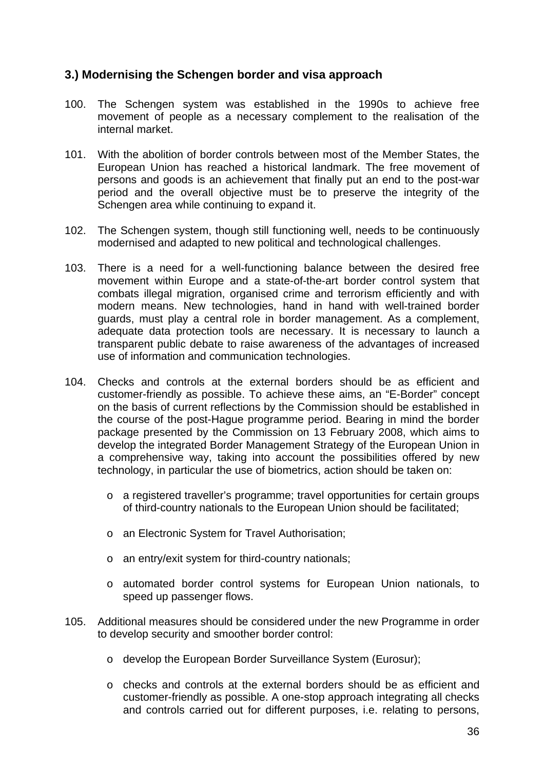### 3.) Modernising the Schengen border and visa approach

100. The Schengen system was established in the 1990s to achieve free movement of people as a necessary complement to the realisation of the internal market.

101. With the abolition of border controls between most of the Member States, the European Union has reached a historical landmark. The free movement of persons and goods is an achievement that finally put an end to the post-war period and the overall objective must be to preserve the integrity of the Schengen area while continuing to expand it.

102. The Schengen system, though still functioning well, needs to be continuously modernised and adapted to new political and technological challenges.

103. There is a need for a well-functioning balance between the desired free movement within Europe and a state-of-the-art border control system that combats illegal migration, organised crime and terrorism efficiently and with modern means. New technologies, hand in hand with well-trained border guards, must play a central role in border management. As a complement, adequate data protection tools are necessary. It is necessary to launch a transparent public debate to raise awareness of the advantages of increased use of information and communication technologies.

104. Checks and controls at the external borders should be as efficient and customer-friendly as possible. To achieve these aims, an "E-Border" concept on the basis of current reflections by the Commission should be established in the course of the post-Hague programme period. Bearing in mind the border package presented by the Commission on 13 February 2008, which aims to develop the integrated Border Management Strategy of the European Union in a comprehensive way, taking into account the possibilities offered by new technology, in particular the use of biometrics, action should be taken on:

    - a registered traveller's programme; travel opportunities for certain groups of third-country nationals to the European Union should be facilitated;
    - an Electronic System for Travel Authorisation;
    - an entry/exit system for third-country nationals;
    - automated border control systems for European Union nationals, to speed up passenger flows.

105. Additional measures should be considered under the new Programme in order to develop security and smoother border control:

    - develop the European Border Surveillance System (Eurosur);
    - checks and controls at the external borders should be as efficient and customer-friendly as possible. A one-stop approach integrating all checks and controls carried out for different purposes, i.e. relating to persons,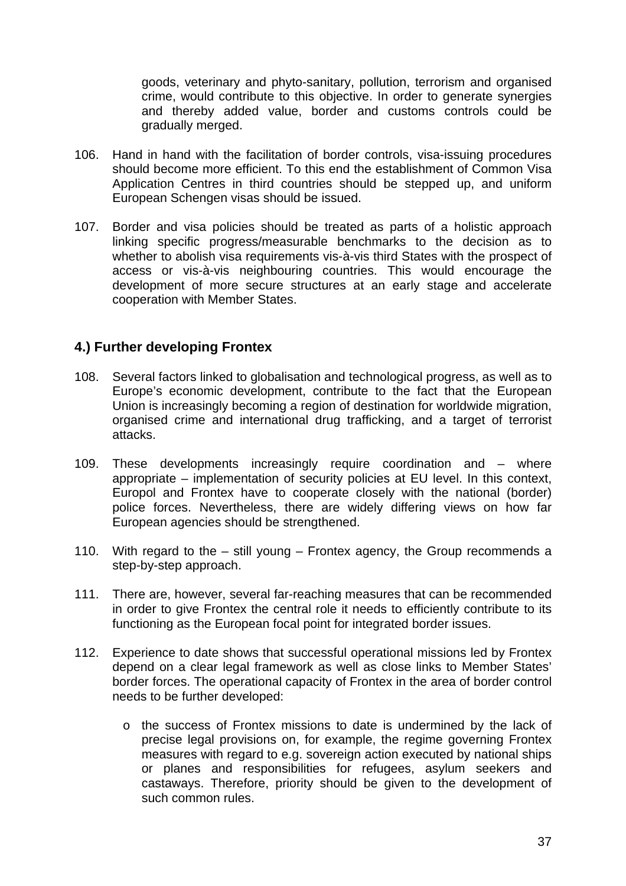goods, veterinary and phyto-sanitary, pollution, terrorism and organised crime, would contribute to this objective. In order to generate synergies and thereby added value, border and customs controls could be gradually merged.

106. Hand in hand with the facilitation of border controls, visa-issuing procedures should become more efficient. To this end the establishment of Common Visa Application Centres in third countries should be stepped up, and uniform European Schengen visas should be issued.

107. Border and visa policies should be treated as parts of a holistic approach linking specific progress/measurable benchmarks to the decision as to whether to abolish visa requirements vis-à-vis third States with the prospect of access or vis-à-vis neighbouring countries. This would encourage the development of more secure structures at an early stage and accelerate cooperation with Member States.

## 4.) Further developing Frontex

108. Several factors linked to globalisation and technological progress, as well as to Europe's economic development, contribute to the fact that the European Union is increasingly becoming a region of destination for worldwide migration, organised crime and international drug trafficking, and a target of terrorist attacks.

109. These developments increasingly require coordination and – where appropriate – implementation of security policies at EU level. In this context, Europol and Frontex have to cooperate closely with the national (border) police forces. Nevertheless, there are widely differing views on how far European agencies should be strengthened.

110. With regard to the – still young – Frontex agency, the Group recommends a step-by-step approach.

111. There are, however, several far-reaching measures that can be recommended in order to give Frontex the central role it needs to efficiently contribute to its functioning as the European focal point for integrated border issues.

112. Experience to date shows that successful operational missions led by Frontex depend on a clear legal framework as well as close links to Member States' border forces. The operational capacity of Frontex in the area of border control needs to be further developed:

   - the success of Frontex missions to date is undermined by the lack of precise legal provisions on, for example, the regime governing Frontex measures with regard to e.g. sovereign action executed by national ships or planes and responsibilities for refugees, asylum seekers and castaways. Therefore, priority should be given to the development of such common rules.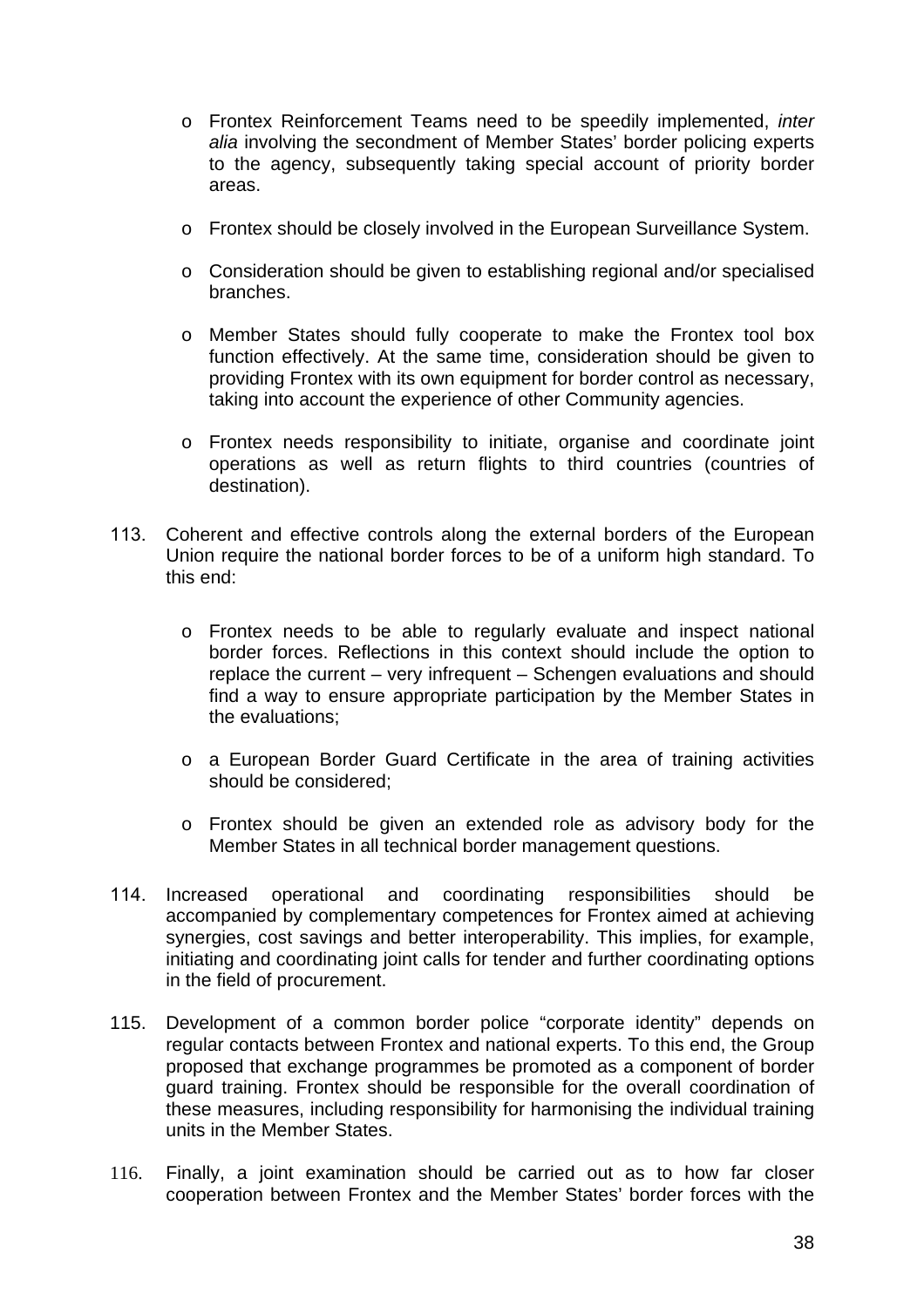- Frontex Reinforcement Teams need to be speedily implemented, *inter alia* involving the secondment of Member States' border policing experts to the agency, subsequently taking special account of priority border areas.

- Frontex should be closely involved in the European Surveillance System.

- Consideration should be given to establishing regional and/or specialised branches.

- Member States should fully cooperate to make the Frontex tool box function effectively. At the same time, consideration should be given to providing Frontex with its own equipment for border control as necessary, taking into account the experience of other Community agencies.

- Frontex needs responsibility to initiate, organise and coordinate joint operations as well as return flights to third countries (countries of destination).

113. Coherent and effective controls along the external borders of the European Union require the national border forces to be of a uniform high standard. To this end:

   - Frontex needs to be able to regularly evaluate and inspect national border forces. Reflections in this context should include the option to replace the current – very infrequent – Schengen evaluations and should find a way to ensure appropriate participation by the Member States in the evaluations;

   - a European Border Guard Certificate in the area of training activities should be considered;

   - Frontex should be given an extended role as advisory body for the Member States in all technical border management questions.

114. Increased operational and coordinating responsibilities should be accompanied by complementary competences for Frontex aimed at achieving synergies, cost savings and better interoperability. This implies, for example, initiating and coordinating joint calls for tender and further coordinating options in the field of procurement.

115. Development of a common border police "corporate identity" depends on regular contacts between Frontex and national experts. To this end, the Group proposed that exchange programmes be promoted as a component of border guard training. Frontex should be responsible for the overall coordination of these measures, including responsibility for harmonising the individual training units in the Member States.

116. Finally, a joint examination should be carried out as to how far closer cooperation between Frontex and the Member States' border forces with the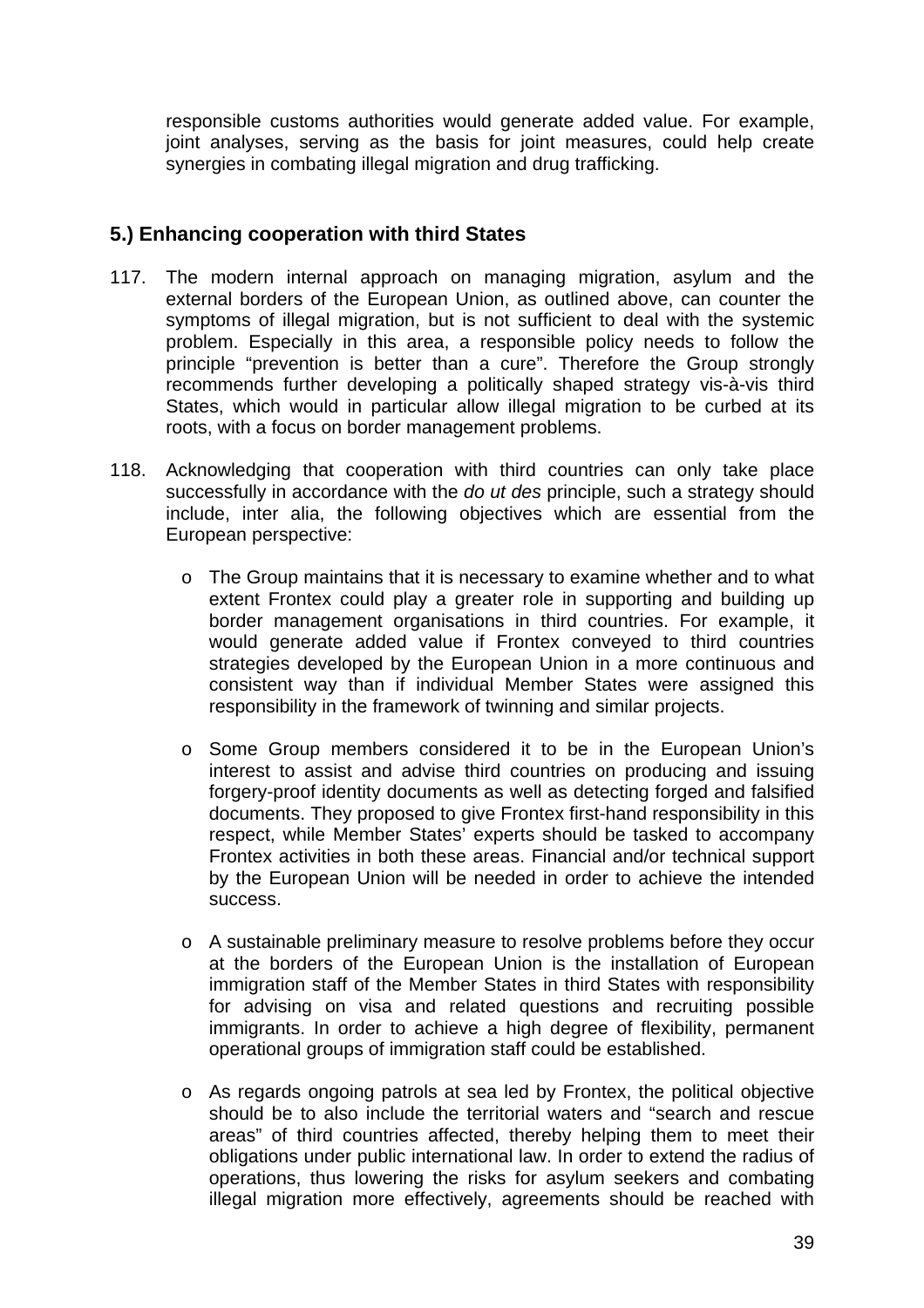responsible customs authorities would generate added value. For example, joint analyses, serving as the basis for joint measures, could help create synergies in combating illegal migration and drug trafficking.

## 5.) Enhancing cooperation with third States

117. The modern internal approach on managing migration, asylum and the external borders of the European Union, as outlined above, can counter the symptoms of illegal migration, but is not sufficient to deal with the systemic problem. Especially in this area, a responsible policy needs to follow the principle "prevention is better than a cure". Therefore the Group strongly recommends further developing a politically shaped strategy vis-à-vis third States, which would in particular allow illegal migration to be curbed at its roots, with a focus on border management problems.

118. Acknowledging that cooperation with third countries can only take place successfully in accordance with the *do ut des* principle, such a strategy should include, inter alia, the following objectives which are essential from the European perspective:

    - The Group maintains that it is necessary to examine whether and to what extent Frontex could play a greater role in supporting and building up border management organisations in third countries. For example, it would generate added value if Frontex conveyed to third countries strategies developed by the European Union in a more continuous and consistent way than if individual Member States were assigned this responsibility in the framework of twinning and similar projects.

    - Some Group members considered it to be in the European Union's interest to assist and advise third countries on producing and issuing forgery-proof identity documents as well as detecting forged and falsified documents. They proposed to give Frontex first-hand responsibility in this respect, while Member States' experts should be tasked to accompany Frontex activities in both these areas. Financial and/or technical support by the European Union will be needed in order to achieve the intended success.

    - A sustainable preliminary measure to resolve problems before they occur at the borders of the European Union is the installation of European immigration staff of the Member States in third States with responsibility for advising on visa and related questions and recruiting possible immigrants. In order to achieve a high degree of flexibility, permanent operational groups of immigration staff could be established.

    - As regards ongoing patrols at sea led by Frontex, the political objective should be to also include the territorial waters and "search and rescue areas" of third countries affected, thereby helping them to meet their obligations under public international law. In order to extend the radius of operations, thus lowering the risks for asylum seekers and combating illegal migration more effectively, agreements should be reached with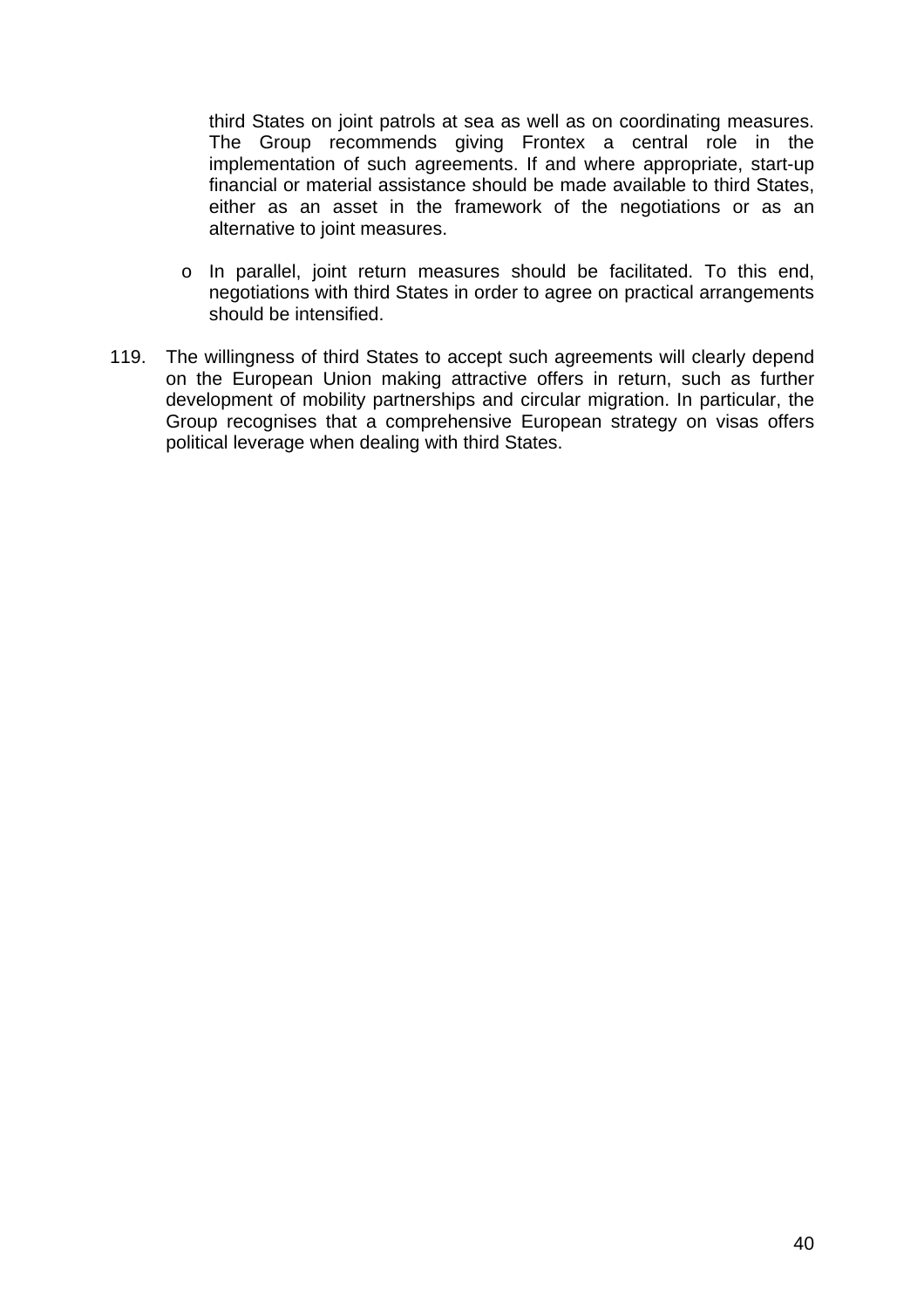third States on joint patrols at sea as well as on coordinating measures. The Group recommends giving Frontex a central role in the implementation of such agreements. If and where appropriate, start-up financial or material assistance should be made available to third States, either as an asset in the framework of the negotiations or as an alternative to joint measures.

- In parallel, joint return measures should be facilitated. To this end, negotiations with third States in order to agree on practical arrangements should be intensified.

119. The willingness of third States to accept such agreements will clearly depend on the European Union making attractive offers in return, such as further development of mobility partnerships and circular migration. In particular, the Group recognises that a comprehensive European strategy on visas offers political leverage when dealing with third States.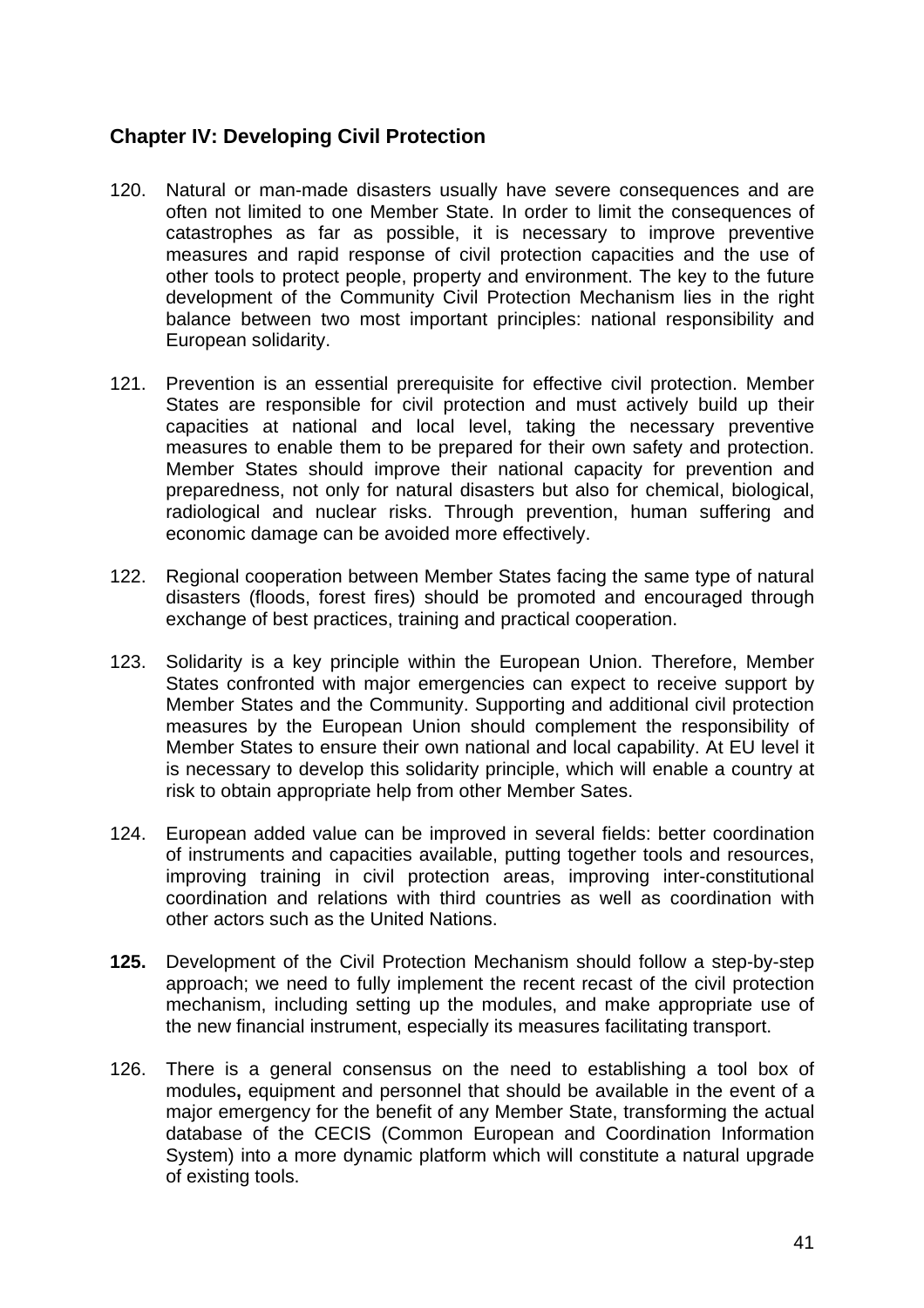## Chapter IV: Developing Civil Protection

120. Natural or man-made disasters usually have severe consequences and are often not limited to one Member State. In order to limit the consequences of catastrophes as far as possible, it is necessary to improve preventive measures and rapid response of civil protection capacities and the use of other tools to protect people, property and environment. The key to the future development of the Community Civil Protection Mechanism lies in the right balance between two most important principles: national responsibility and European solidarity.

121. Prevention is an essential prerequisite for effective civil protection. Member States are responsible for civil protection and must actively build up their capacities at national and local level, taking the necessary preventive measures to enable them to be prepared for their own safety and protection. Member States should improve their national capacity for prevention and preparedness, not only for natural disasters but also for chemical, biological, radiological and nuclear risks. Through prevention, human suffering and economic damage can be avoided more effectively.

122. Regional cooperation between Member States facing the same type of natural disasters (floods, forest fires) should be promoted and encouraged through exchange of best practices, training and practical cooperation.

123. Solidarity is a key principle within the European Union. Therefore, Member States confronted with major emergencies can expect to receive support by Member States and the Community. Supporting and additional civil protection measures by the European Union should complement the responsibility of Member States to ensure their own national and local capability. At EU level it is necessary to develop this solidarity principle, which will enable a country at risk to obtain appropriate help from other Member Sates.

124. European added value can be improved in several fields: better coordination of instruments and capacities available, putting together tools and resources, improving training in civil protection areas, improving inter-constitutional coordination and relations with third countries as well as coordination with other actors such as the United Nations.

**125.** Development of the Civil Protection Mechanism should follow a step-by-step approach; we need to fully implement the recent recast of the civil protection mechanism, including setting up the modules, and make appropriate use of the new financial instrument, especially its measures facilitating transport.

126. There is a general consensus on the need to establishing a tool box of modules**,** equipment and personnel that should be available in the event of a major emergency for the benefit of any Member State, transforming the actual database of the CECIS (Common European and Coordination Information System) into a more dynamic platform which will constitute a natural upgrade of existing tools.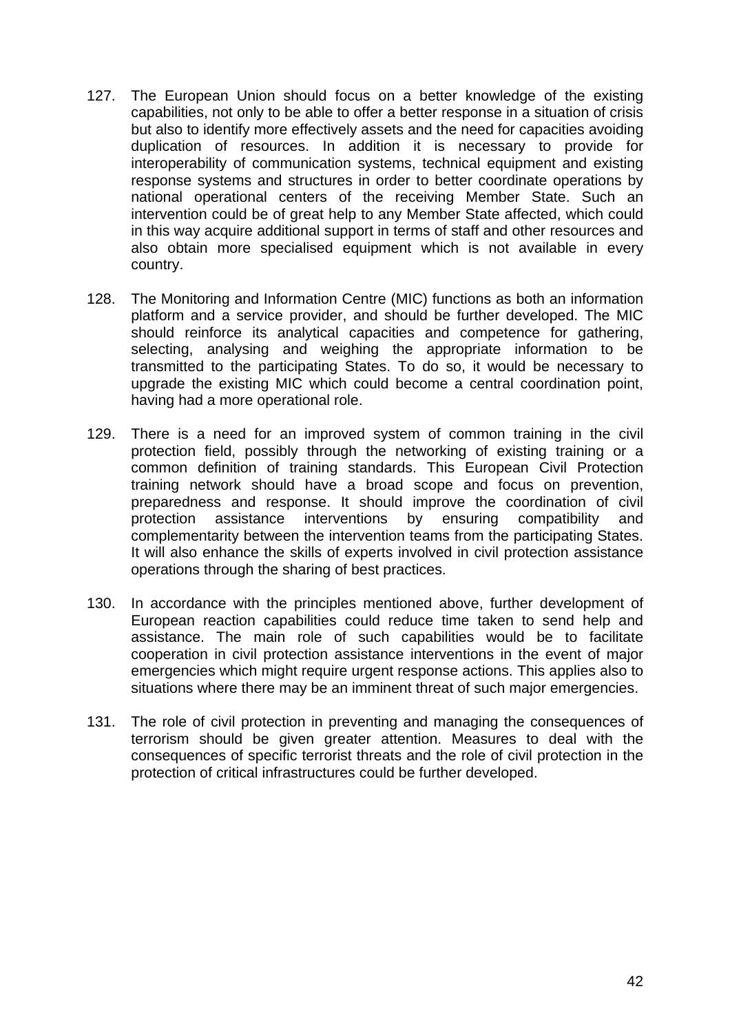127. The European Union should focus on a better knowledge of the existing capabilities, not only to be able to offer a better response in a situation of crisis but also to identify more effectively assets and the need for capacities avoiding duplication of resources. In addition it is necessary to provide for interoperability of communication systems, technical equipment and existing response systems and structures in order to better coordinate operations by national operational centers of the receiving Member State. Such an intervention could be of great help to any Member State affected, which could in this way acquire additional support in terms of staff and other resources and also obtain more specialised equipment which is not available in every country.

128. The Monitoring and Information Centre (MIC) functions as both an information platform and a service provider, and should be further developed. The MIC should reinforce its analytical capacities and competence for gathering, selecting, analysing and weighing the appropriate information to be transmitted to the participating States. To do so, it would be necessary to upgrade the existing MIC which could become a central coordination point, having had a more operational role.

129. There is a need for an improved system of common training in the civil protection field, possibly through the networking of existing training or a common definition of training standards. This European Civil Protection training network should have a broad scope and focus on prevention, preparedness and response. It should improve the coordination of civil protection assistance interventions by ensuring compatibility and complementarity between the intervention teams from the participating States. It will also enhance the skills of experts involved in civil protection assistance operations through the sharing of best practices.

130. In accordance with the principles mentioned above, further development of European reaction capabilities could reduce time taken to send help and assistance. The main role of such capabilities would be to facilitate cooperation in civil protection assistance interventions in the event of major emergencies which might require urgent response actions. This applies also to situations where there may be an imminent threat of such major emergencies.

131. The role of civil protection in preventing and managing the consequences of terrorism should be given greater attention. Measures to deal with the consequences of specific terrorist threats and the role of civil protection in the protection of critical infrastructures could be further developed.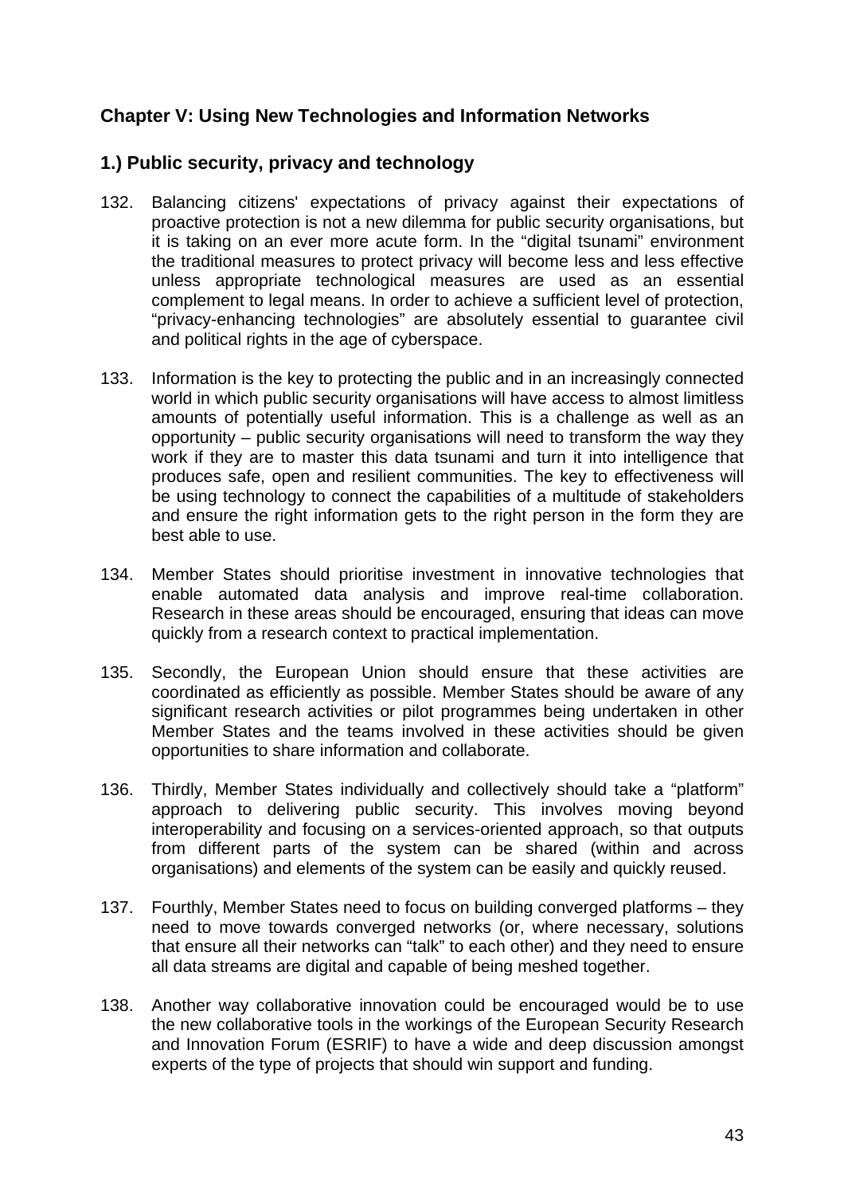## Chapter V: Using New Technologies and Information Networks

### 1.) Public security, privacy and technology

132. Balancing citizens' expectations of privacy against their expectations of proactive protection is not a new dilemma for public security organisations, but it is taking on an ever more acute form. In the "digital tsunami" environment the traditional measures to protect privacy will become less and less effective unless appropriate technological measures are used as an essential complement to legal means. In order to achieve a sufficient level of protection, "privacy-enhancing technologies" are absolutely essential to guarantee civil and political rights in the age of cyberspace.

133. Information is the key to protecting the public and in an increasingly connected world in which public security organisations will have access to almost limitless amounts of potentially useful information. This is a challenge as well as an opportunity – public security organisations will need to transform the way they work if they are to master this data tsunami and turn it into intelligence that produces safe, open and resilient communities. The key to effectiveness will be using technology to connect the capabilities of a multitude of stakeholders and ensure the right information gets to the right person in the form they are best able to use.

134. Member States should prioritise investment in innovative technologies that enable automated data analysis and improve real-time collaboration. Research in these areas should be encouraged, ensuring that ideas can move quickly from a research context to practical implementation.

135. Secondly, the European Union should ensure that these activities are coordinated as efficiently as possible. Member States should be aware of any significant research activities or pilot programmes being undertaken in other Member States and the teams involved in these activities should be given opportunities to share information and collaborate.

136. Thirdly, Member States individually and collectively should take a "platform" approach to delivering public security. This involves moving beyond interoperability and focusing on a services-oriented approach, so that outputs from different parts of the system can be shared (within and across organisations) and elements of the system can be easily and quickly reused.

137. Fourthly, Member States need to focus on building converged platforms – they need to move towards converged networks (or, where necessary, solutions that ensure all their networks can "talk" to each other) and they need to ensure all data streams are digital and capable of being meshed together.

138. Another way collaborative innovation could be encouraged would be to use the new collaborative tools in the workings of the European Security Research and Innovation Forum (ESRIF) to have a wide and deep discussion amongst experts of the type of projects that should win support and funding.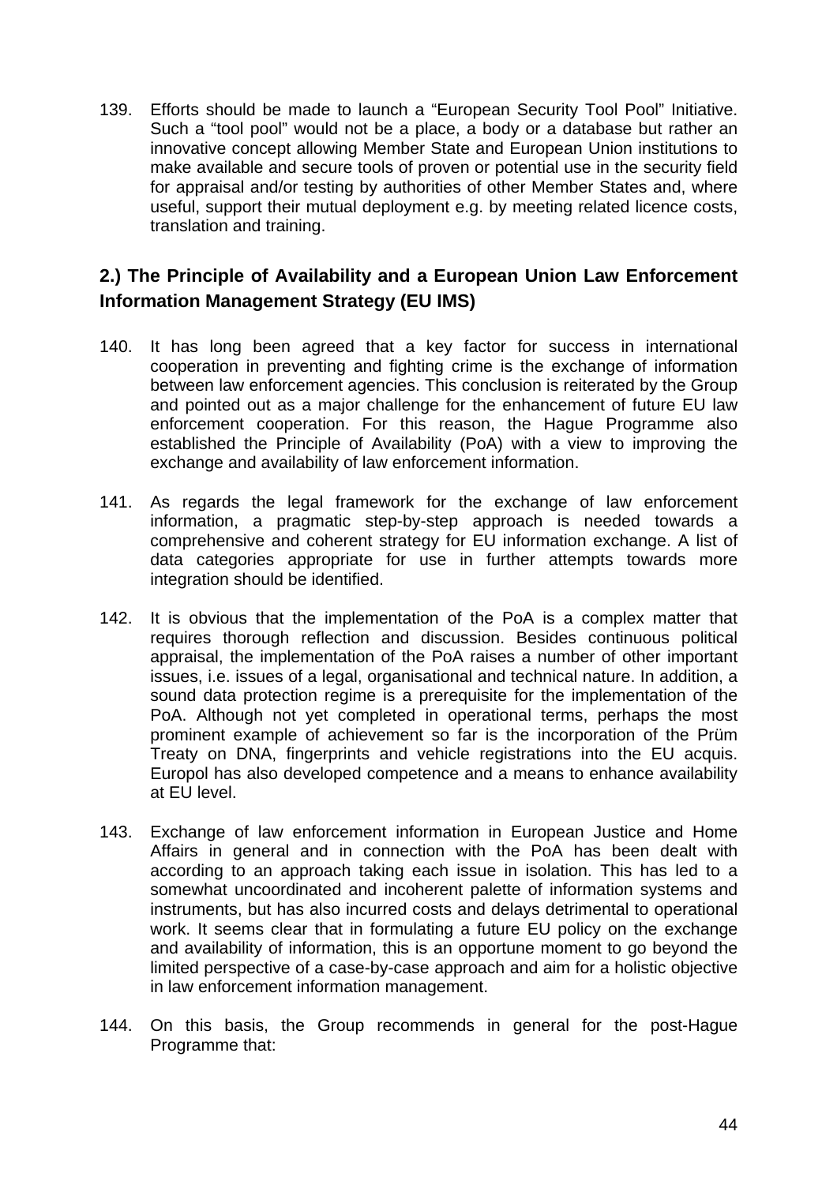139. Efforts should be made to launch a "European Security Tool Pool" Initiative. Such a "tool pool" would not be a place, a body or a database but rather an innovative concept allowing Member State and European Union institutions to make available and secure tools of proven or potential use in the security field for appraisal and/or testing by authorities of other Member States and, where useful, support their mutual deployment e.g. by meeting related licence costs, translation and training.

## 2.) The Principle of Availability and a European Union Law Enforcement Information Management Strategy (EU IMS)

140. It has long been agreed that a key factor for success in international cooperation in preventing and fighting crime is the exchange of information between law enforcement agencies. This conclusion is reiterated by the Group and pointed out as a major challenge for the enhancement of future EU law enforcement cooperation. For this reason, the Hague Programme also established the Principle of Availability (PoA) with a view to improving the exchange and availability of law enforcement information.

141. As regards the legal framework for the exchange of law enforcement information, a pragmatic step-by-step approach is needed towards a comprehensive and coherent strategy for EU information exchange. A list of data categories appropriate for use in further attempts towards more integration should be identified.

142. It is obvious that the implementation of the PoA is a complex matter that requires thorough reflection and discussion. Besides continuous political appraisal, the implementation of the PoA raises a number of other important issues, i.e. issues of a legal, organisational and technical nature. In addition, a sound data protection regime is a prerequisite for the implementation of the PoA. Although not yet completed in operational terms, perhaps the most prominent example of achievement so far is the incorporation of the Prüm Treaty on DNA, fingerprints and vehicle registrations into the EU acquis. Europol has also developed competence and a means to enhance availability at EU level.

143. Exchange of law enforcement information in European Justice and Home Affairs in general and in connection with the PoA has been dealt with according to an approach taking each issue in isolation. This has led to a somewhat uncoordinated and incoherent palette of information systems and instruments, but has also incurred costs and delays detrimental to operational work. It seems clear that in formulating a future EU policy on the exchange and availability of information, this is an opportune moment to go beyond the limited perspective of a case-by-case approach and aim for a holistic objective in law enforcement information management.

144. On this basis, the Group recommends in general for the post-Hague Programme that: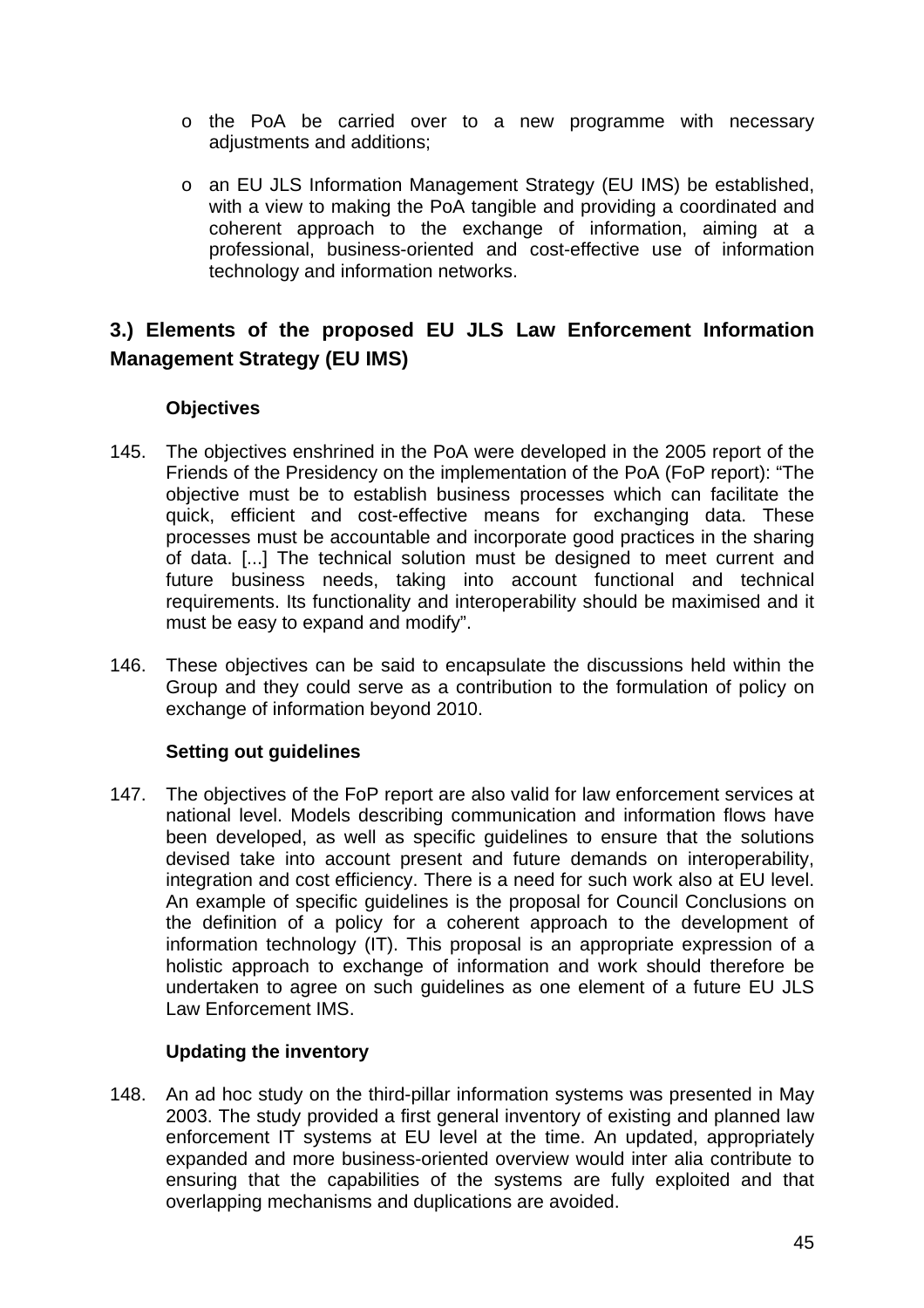- o the PoA be carried over to a new programme with necessary adjustments and additions;

- o an EU JLS Information Management Strategy (EU IMS) be established, with a view to making the PoA tangible and providing a coordinated and coherent approach to the exchange of information, aiming at a professional, business-oriented and cost-effective use of information technology and information networks.

## 3.) Elements of the proposed EU JLS Law Enforcement Information Management Strategy (EU IMS)

**Objectives**

145. The objectives enshrined in the PoA were developed in the 2005 report of the Friends of the Presidency on the implementation of the PoA (FoP report): “The objective must be to establish business processes which can facilitate the quick, efficient and cost-effective means for exchanging data. These processes must be accountable and incorporate good practices in the sharing of data. [...] The technical solution must be designed to meet current and future business needs, taking into account functional and technical requirements. Its functionality and interoperability should be maximised and it must be easy to expand and modify”.

146. These objectives can be said to encapsulate the discussions held within the Group and they could serve as a contribution to the formulation of policy on exchange of information beyond 2010.

**Setting out guidelines**

147. The objectives of the FoP report are also valid for law enforcement services at national level. Models describing communication and information flows have been developed, as well as specific guidelines to ensure that the solutions devised take into account present and future demands on interoperability, integration and cost efficiency. There is a need for such work also at EU level. An example of specific guidelines is the proposal for Council Conclusions on the definition of a policy for a coherent approach to the development of information technology (IT). This proposal is an appropriate expression of a holistic approach to exchange of information and work should therefore be undertaken to agree on such guidelines as one element of a future EU JLS Law Enforcement IMS.

**Updating the inventory**

148. An ad hoc study on the third-pillar information systems was presented in May 2003. The study provided a first general inventory of existing and planned law enforcement IT systems at EU level at the time. An updated, appropriately expanded and more business-oriented overview would inter alia contribute to ensuring that the capabilities of the systems are fully exploited and that overlapping mechanisms and duplications are avoided.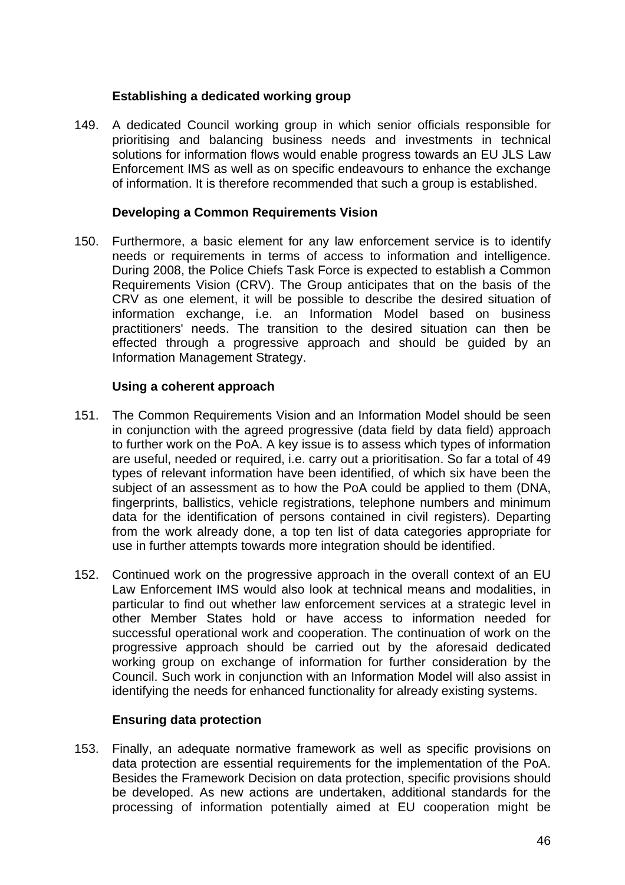### Establishing a dedicated working group

149. A dedicated Council working group in which senior officials responsible for prioritising and balancing business needs and investments in technical solutions for information flows would enable progress towards an EU JLS Law Enforcement IMS as well as on specific endeavours to enhance the exchange of information. It is therefore recommended that such a group is established.

### Developing a Common Requirements Vision

150. Furthermore, a basic element for any law enforcement service is to identify needs or requirements in terms of access to information and intelligence. During 2008, the Police Chiefs Task Force is expected to establish a Common Requirements Vision (CRV). The Group anticipates that on the basis of the CRV as one element, it will be possible to describe the desired situation of information exchange, i.e. an Information Model based on business practitioners' needs. The transition to the desired situation can then be effected through a progressive approach and should be guided by an Information Management Strategy.

### Using a coherent approach

151. The Common Requirements Vision and an Information Model should be seen in conjunction with the agreed progressive (data field by data field) approach to further work on the PoA. A key issue is to assess which types of information are useful, needed or required, i.e. carry out a prioritisation. So far a total of 49 types of relevant information have been identified, of which six have been the subject of an assessment as to how the PoA could be applied to them (DNA, fingerprints, ballistics, vehicle registrations, telephone numbers and minimum data for the identification of persons contained in civil registers). Departing from the work already done, a top ten list of data categories appropriate for use in further attempts towards more integration should be identified.

152. Continued work on the progressive approach in the overall context of an EU Law Enforcement IMS would also look at technical means and modalities, in particular to find out whether law enforcement services at a strategic level in other Member States hold or have access to information needed for successful operational work and cooperation. The continuation of work on the progressive approach should be carried out by the aforesaid dedicated working group on exchange of information for further consideration by the Council. Such work in conjunction with an Information Model will also assist in identifying the needs for enhanced functionality for already existing systems.

### Ensuring data protection

153. Finally, an adequate normative framework as well as specific provisions on data protection are essential requirements for the implementation of the PoA. Besides the Framework Decision on data protection, specific provisions should be developed. As new actions are undertaken, additional standards for the processing of information potentially aimed at EU cooperation might be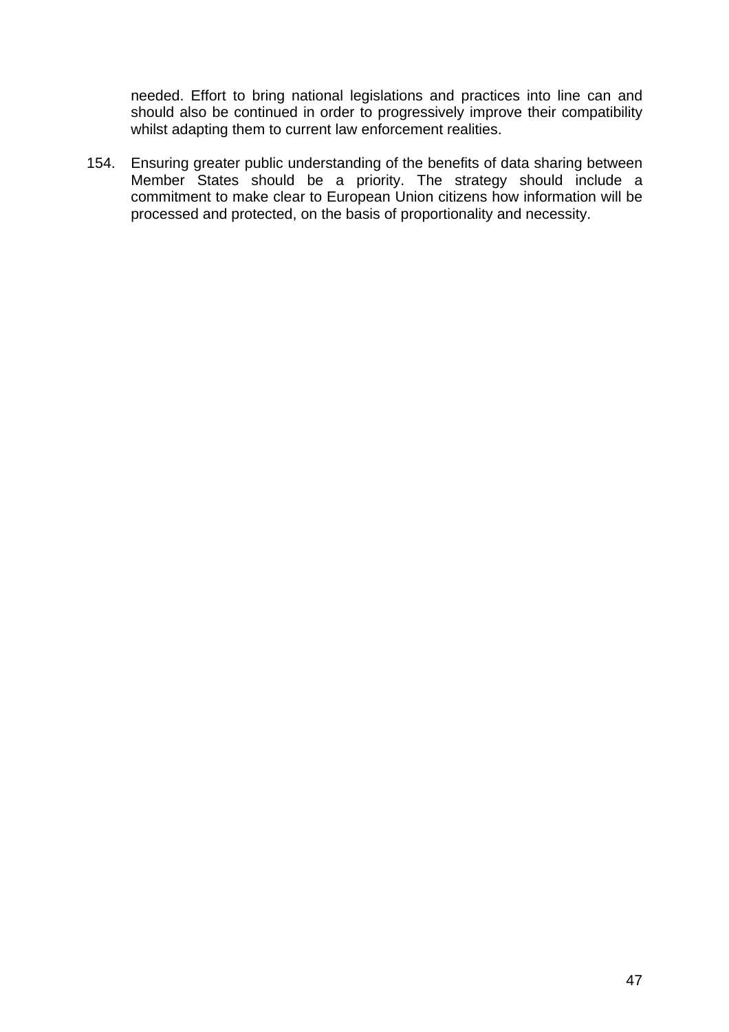needed. Effort to bring national legislations and practices into line can and should also be continued in order to progressively improve their compatibility whilst adapting them to current law enforcement realities.

154. Ensuring greater public understanding of the benefits of data sharing between Member States should be a priority. The strategy should include a commitment to make clear to European Union citizens how information will be processed and protected, on the basis of proportionality and necessity.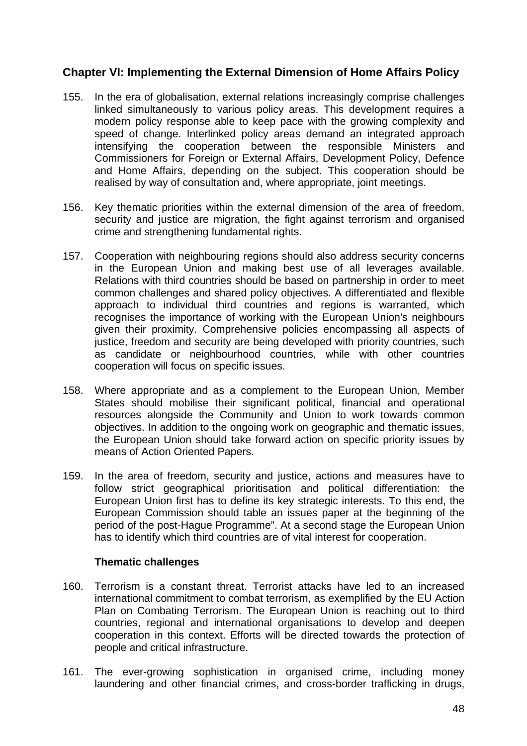## Chapter VI: Implementing the External Dimension of Home Affairs Policy

155. In the era of globalisation, external relations increasingly comprise challenges linked simultaneously to various policy areas. This development requires a modern policy response able to keep pace with the growing complexity and speed of change. Interlinked policy areas demand an integrated approach intensifying the cooperation between the responsible Ministers and Commissioners for Foreign or External Affairs, Development Policy, Defence and Home Affairs, depending on the subject. This cooperation should be realised by way of consultation and, where appropriate, joint meetings.

156. Key thematic priorities within the external dimension of the area of freedom, security and justice are migration, the fight against terrorism and organised crime and strengthening fundamental rights.

157. Cooperation with neighbouring regions should also address security concerns in the European Union and making best use of all leverages available. Relations with third countries should be based on partnership in order to meet common challenges and shared policy objectives. A differentiated and flexible approach to individual third countries and regions is warranted, which recognises the importance of working with the European Union's neighbours given their proximity. Comprehensive policies encompassing all aspects of justice, freedom and security are being developed with priority countries, such as candidate or neighbourhood countries, while with other countries cooperation will focus on specific issues.

158. Where appropriate and as a complement to the European Union, Member States should mobilise their significant political, financial and operational resources alongside the Community and Union to work towards common objectives. In addition to the ongoing work on geographic and thematic issues, the European Union should take forward action on specific priority issues by means of Action Oriented Papers.

159. In the area of freedom, security and justice, actions and measures have to follow strict geographical prioritisation and political differentiation: the European Union first has to define its key strategic interests. To this end, the European Commission should table an issues paper at the beginning of the period of the post-Hague Programme". At a second stage the European Union has to identify which third countries are of vital interest for cooperation.

### Thematic challenges

160. Terrorism is a constant threat. Terrorist attacks have led to an increased international commitment to combat terrorism, as exemplified by the EU Action Plan on Combating Terrorism. The European Union is reaching out to third countries, regional and international organisations to develop and deepen cooperation in this context. Efforts will be directed towards the protection of people and critical infrastructure.

161. The ever-growing sophistication in organised crime, including money laundering and other financial crimes, and cross-border trafficking in drugs,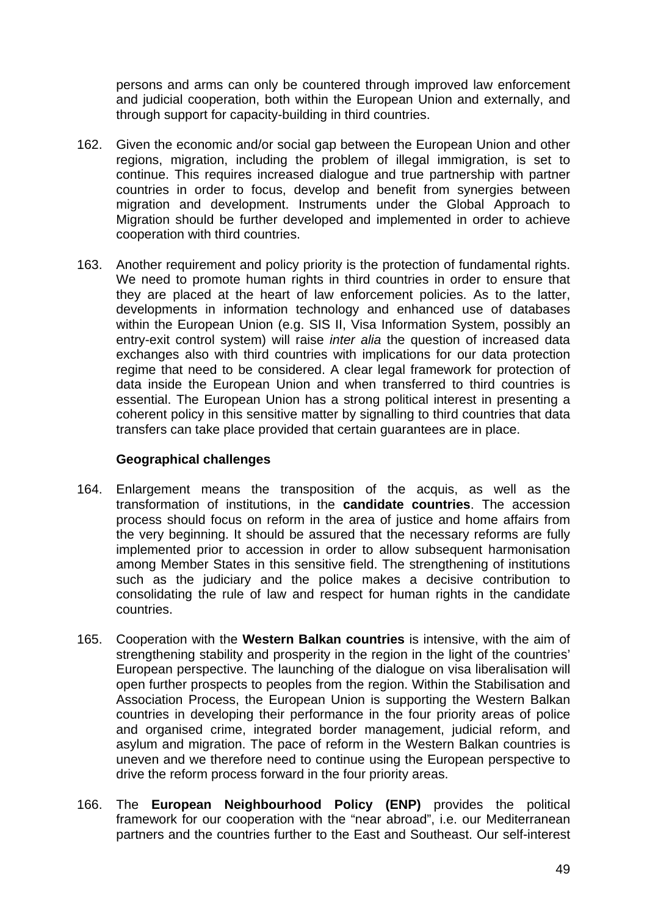persons and arms can only be countered through improved law enforcement and judicial cooperation, both within the European Union and externally, and through support for capacity-building in third countries.

162. Given the economic and/or social gap between the European Union and other regions, migration, including the problem of illegal immigration, is set to continue. This requires increased dialogue and true partnership with partner countries in order to focus, develop and benefit from synergies between migration and development. Instruments under the Global Approach to Migration should be further developed and implemented in order to achieve cooperation with third countries.

163. Another requirement and policy priority is the protection of fundamental rights. We need to promote human rights in third countries in order to ensure that they are placed at the heart of law enforcement policies. As to the latter, developments in information technology and enhanced use of databases within the European Union (e.g. SIS II, Visa Information System, possibly an entry-exit control system) will raise *inter alia* the question of increased data exchanges also with third countries with implications for our data protection regime that need to be considered. A clear legal framework for protection of data inside the European Union and when transferred to third countries is essential. The European Union has a strong political interest in presenting a coherent policy in this sensitive matter by signalling to third countries that data transfers can take place provided that certain guarantees are in place.

**Geographical challenges**

164. Enlargement means the transposition of the acquis, as well as the transformation of institutions, in the **candidate countries**. The accession process should focus on reform in the area of justice and home affairs from the very beginning. It should be assured that the necessary reforms are fully implemented prior to accession in order to allow subsequent harmonisation among Member States in this sensitive field. The strengthening of institutions such as the judiciary and the police makes a decisive contribution to consolidating the rule of law and respect for human rights in the candidate countries.

165. Cooperation with the **Western Balkan countries** is intensive, with the aim of strengthening stability and prosperity in the region in the light of the countries' European perspective. The launching of the dialogue on visa liberalisation will open further prospects to peoples from the region. Within the Stabilisation and Association Process, the European Union is supporting the Western Balkan countries in developing their performance in the four priority areas of police and organised crime, integrated border management, judicial reform, and asylum and migration. The pace of reform in the Western Balkan countries is uneven and we therefore need to continue using the European perspective to drive the reform process forward in the four priority areas.

166. The **European Neighbourhood Policy (ENP)** provides the political framework for our cooperation with the "near abroad", i.e. our Mediterranean partners and the countries further to the East and Southeast. Our self-interest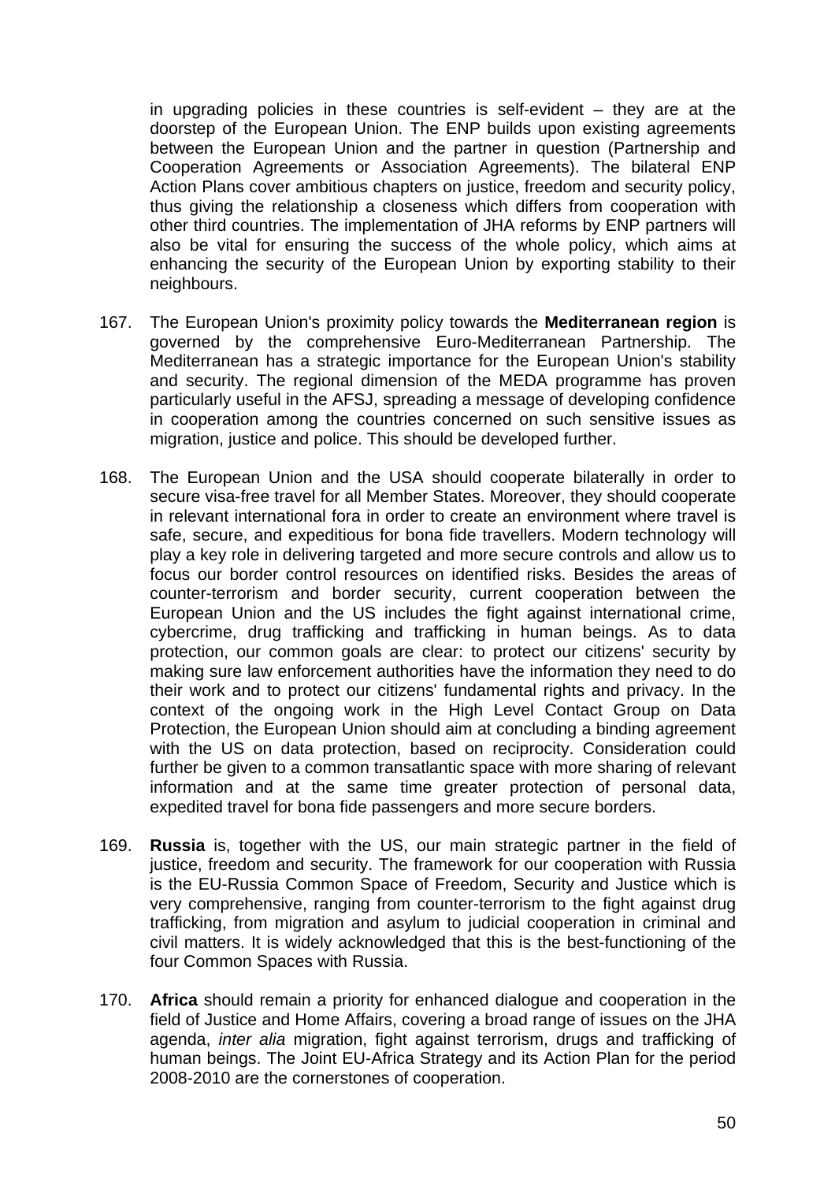in upgrading policies in these countries is self-evident – they are at the doorstep of the European Union. The ENP builds upon existing agreements between the European Union and the partner in question (Partnership and Cooperation Agreements or Association Agreements). The bilateral ENP Action Plans cover ambitious chapters on justice, freedom and security policy, thus giving the relationship a closeness which differs from cooperation with other third countries. The implementation of JHA reforms by ENP partners will also be vital for ensuring the success of the whole policy, which aims at enhancing the security of the European Union by exporting stability to their neighbours.

167. The European Union's proximity policy towards the **Mediterranean region** is governed by the comprehensive Euro-Mediterranean Partnership. The Mediterranean has a strategic importance for the European Union's stability and security. The regional dimension of the MEDA programme has proven particularly useful in the AFSJ, spreading a message of developing confidence in cooperation among the countries concerned on such sensitive issues as migration, justice and police. This should be developed further.

168. The European Union and the USA should cooperate bilaterally in order to secure visa-free travel for all Member States. Moreover, they should cooperate in relevant international fora in order to create an environment where travel is safe, secure, and expeditious for bona fide travellers. Modern technology will play a key role in delivering targeted and more secure controls and allow us to focus our border control resources on identified risks. Besides the areas of counter-terrorism and border security, current cooperation between the European Union and the US includes the fight against international crime, cybercrime, drug trafficking and trafficking in human beings. As to data protection, our common goals are clear: to protect our citizens' security by making sure law enforcement authorities have the information they need to do their work and to protect our citizens' fundamental rights and privacy. In the context of the ongoing work in the High Level Contact Group on Data Protection, the European Union should aim at concluding a binding agreement with the US on data protection, based on reciprocity. Consideration could further be given to a common transatlantic space with more sharing of relevant information and at the same time greater protection of personal data, expedited travel for bona fide passengers and more secure borders.

169. **Russia** is, together with the US, our main strategic partner in the field of justice, freedom and security. The framework for our cooperation with Russia is the EU-Russia Common Space of Freedom, Security and Justice which is very comprehensive, ranging from counter-terrorism to the fight against drug trafficking, from migration and asylum to judicial cooperation in criminal and civil matters. It is widely acknowledged that this is the best-functioning of the four Common Spaces with Russia.

170. **Africa** should remain a priority for enhanced dialogue and cooperation in the field of Justice and Home Affairs, covering a broad range of issues on the JHA agenda, *inter alia* migration, fight against terrorism, drugs and trafficking of human beings. The Joint EU-Africa Strategy and its Action Plan for the period 2008-2010 are the cornerstones of cooperation.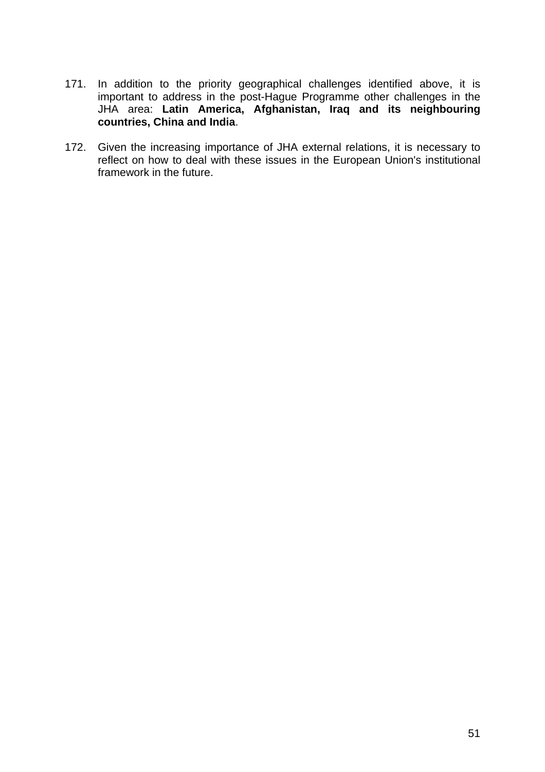171. In addition to the priority geographical challenges identified above, it is important to address in the post-Hague Programme other challenges in the JHA area: **Latin America, Afghanistan, Iraq and its neighbouring countries, China and India**.

172. Given the increasing importance of JHA external relations, it is necessary to reflect on how to deal with these issues in the European Union's institutional framework in the future.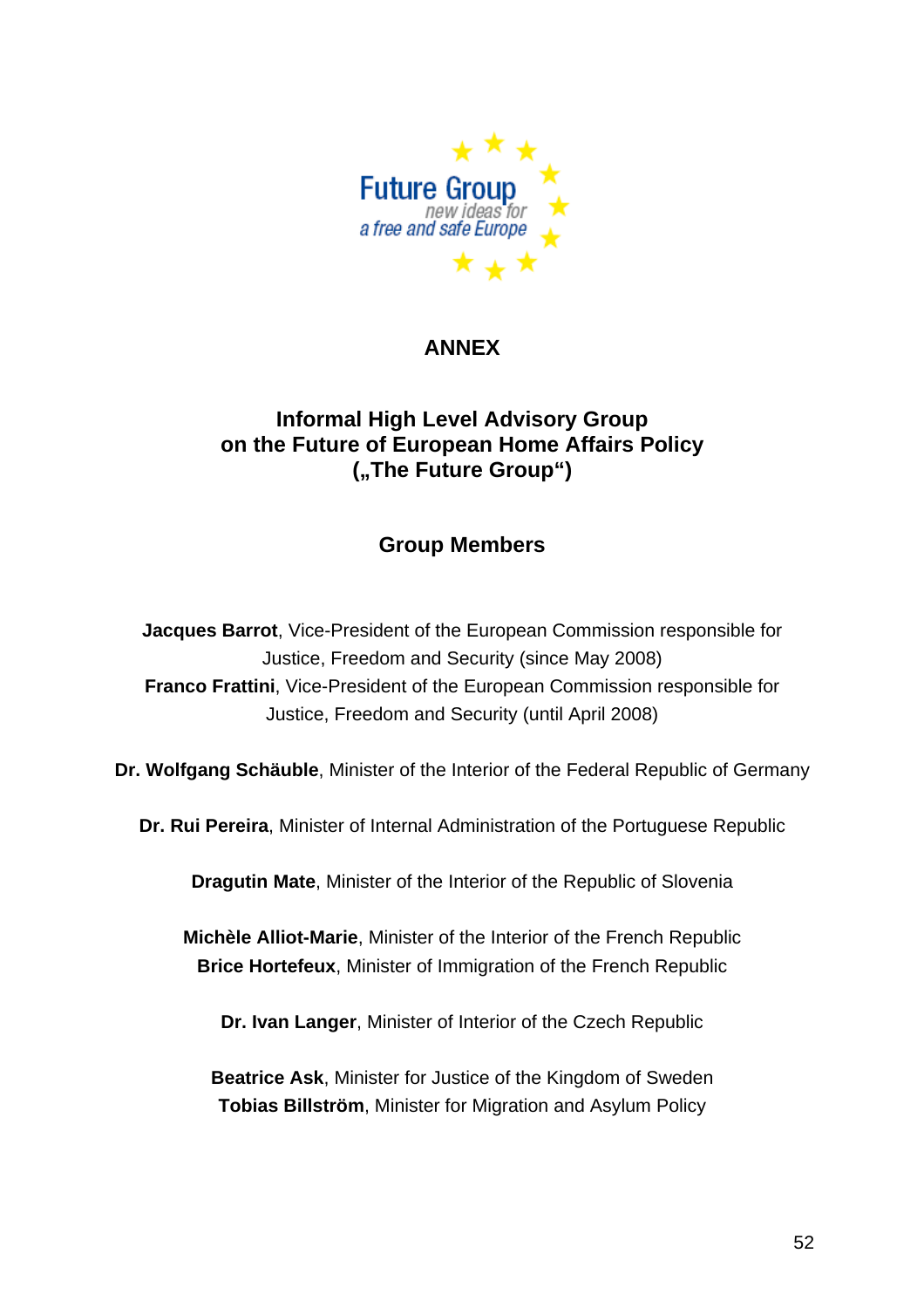# ANNEX

## Informal High Level Advisory Group on the Future of European Home Affairs Policy („The Future Group")

### Group Members

**Jacques Barrot**, Vice-President of the European Commission responsible for Justice, Freedom and Security (since May 2008)
**Franco Frattini**, Vice-President of the European Commission responsible for Justice, Freedom and Security (until April 2008)

**Dr. Wolfgang Schäuble**, Minister of the Interior of the Federal Republic of Germany

**Dr. Rui Pereira**, Minister of Internal Administration of the Portuguese Republic

**Dragutin Mate**, Minister of the Interior of the Republic of Slovenia

**Michèle Alliot-Marie**, Minister of the Interior of the French Republic
**Brice Hortefeux**, Minister of Immigration of the French Republic

**Dr. Ivan Langer**, Minister of Interior of the Czech Republic

**Beatrice Ask**, Minister for Justice of the Kingdom of Sweden
**Tobias Billström**, Minister for Migration and Asylum Policy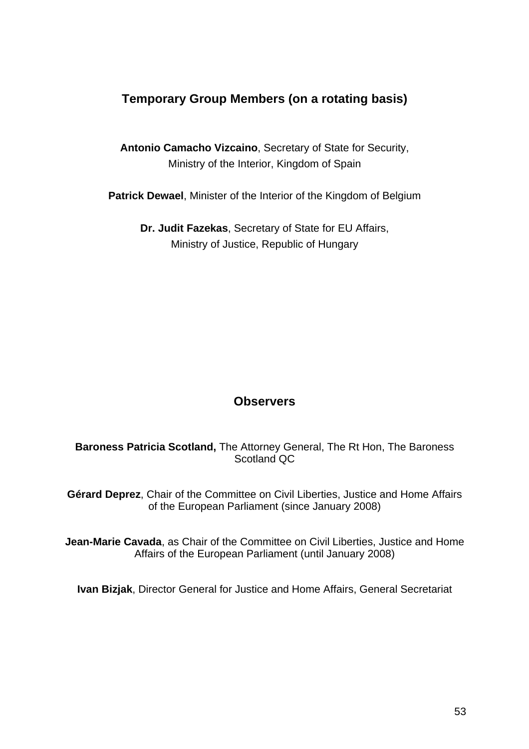## Temporary Group Members (on a rotating basis)

**Antonio Camacho Vizcaino**, Secretary of State for Security, Ministry of the Interior, Kingdom of Spain

**Patrick Dewael**, Minister of the Interior of the Kingdom of Belgium

**Dr. Judit Fazekas**, Secretary of State for EU Affairs, Ministry of Justice, Republic of Hungary

## Observers

**Baroness Patricia Scotland,** The Attorney General, The Rt Hon, The Baroness Scotland QC

**Gérard Deprez**, Chair of the Committee on Civil Liberties, Justice and Home Affairs of the European Parliament (since January 2008)

**Jean-Marie Cavada**, as Chair of the Committee on Civil Liberties, Justice and Home Affairs of the European Parliament (until January 2008)

**Ivan Bizjak**, Director General for Justice and Home Affairs, General Secretariat